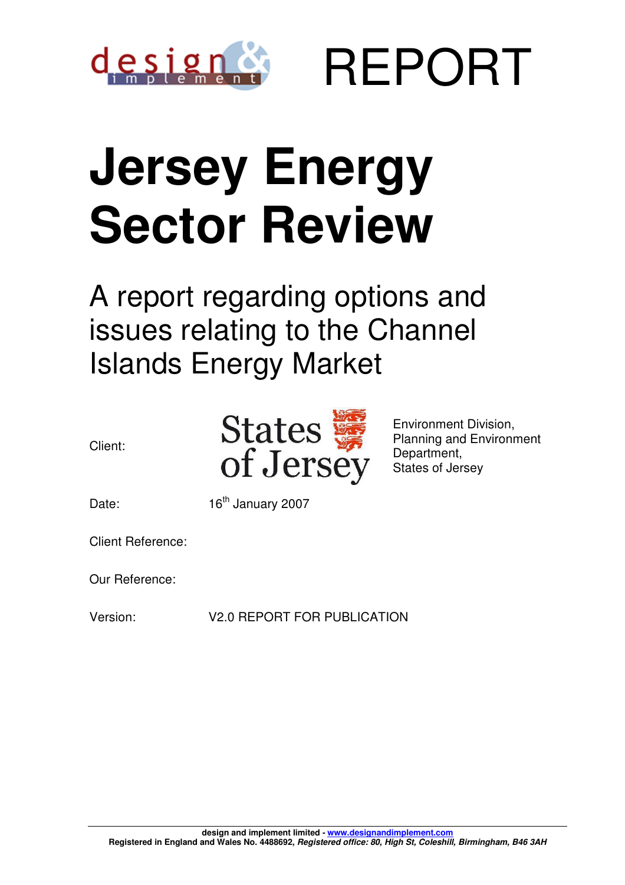REPORT

# Jersey Energy Sector Review

## A report regarding options and issues relating to the Channel Islands Energy Market

| | | |
|---|---|---|
| Client: | States of Jersey | Environment Division, Planning and Environment Department, States of Jersey |
| Date: | 16th January 2007 | |
| Client Reference: | | |
| Our Reference: | | |
| Version: | V2.0 REPORT FOR PUBLICATION | |

**design and implement limited - www.designandimplement.com**
**Registered in England and Wales No. 4488692,** ***Registered office: 80, High St, Coleshill, Birmingham, B46 3AH***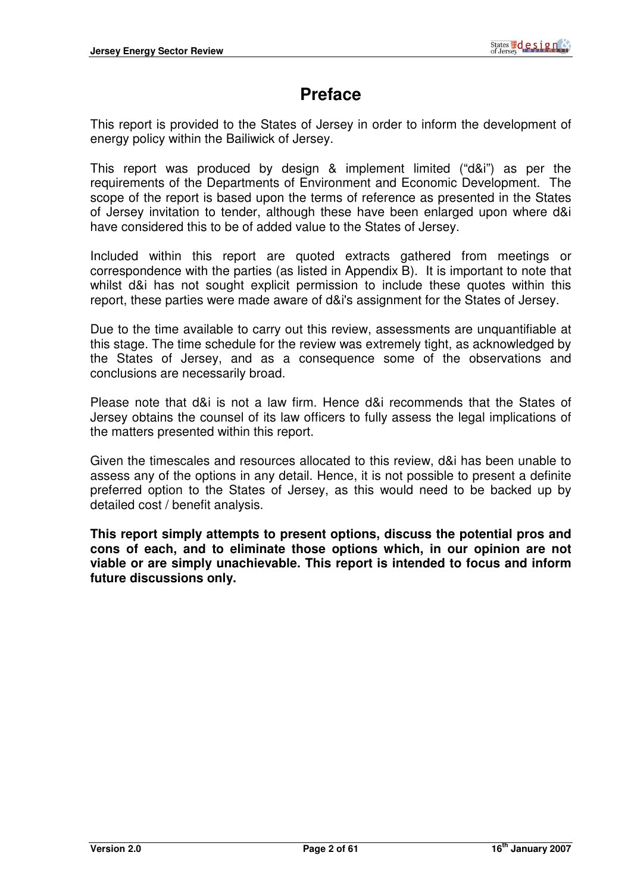# Preface

This report is provided to the States of Jersey in order to inform the development of energy policy within the Bailiwick of Jersey.

This report was produced by design & implement limited ("d&i") as per the requirements of the Departments of Environment and Economic Development. The scope of the report is based upon the terms of reference as presented in the States of Jersey invitation to tender, although these have been enlarged upon where d&i have considered this to be of added value to the States of Jersey.

Included within this report are quoted extracts gathered from meetings or correspondence with the parties (as listed in Appendix B). It is important to note that whilst d&i has not sought explicit permission to include these quotes within this report, these parties were made aware of d&i's assignment for the States of Jersey.

Due to the time available to carry out this review, assessments are unquantifiable at this stage. The time schedule for the review was extremely tight, as acknowledged by the States of Jersey, and as a consequence some of the observations and conclusions are necessarily broad.

Please note that d&i is not a law firm. Hence d&i recommends that the States of Jersey obtains the counsel of its law officers to fully assess the legal implications of the matters presented within this report.

Given the timescales and resources allocated to this review, d&i has been unable to assess any of the options in any detail. Hence, it is not possible to present a definite preferred option to the States of Jersey, as this would need to be backed up by detailed cost / benefit analysis.

**This report simply attempts to present options, discuss the potential pros and cons of each, and to eliminate those options which, in our opinion are not viable or are simply unachievable. This report is intended to focus and inform future discussions only.**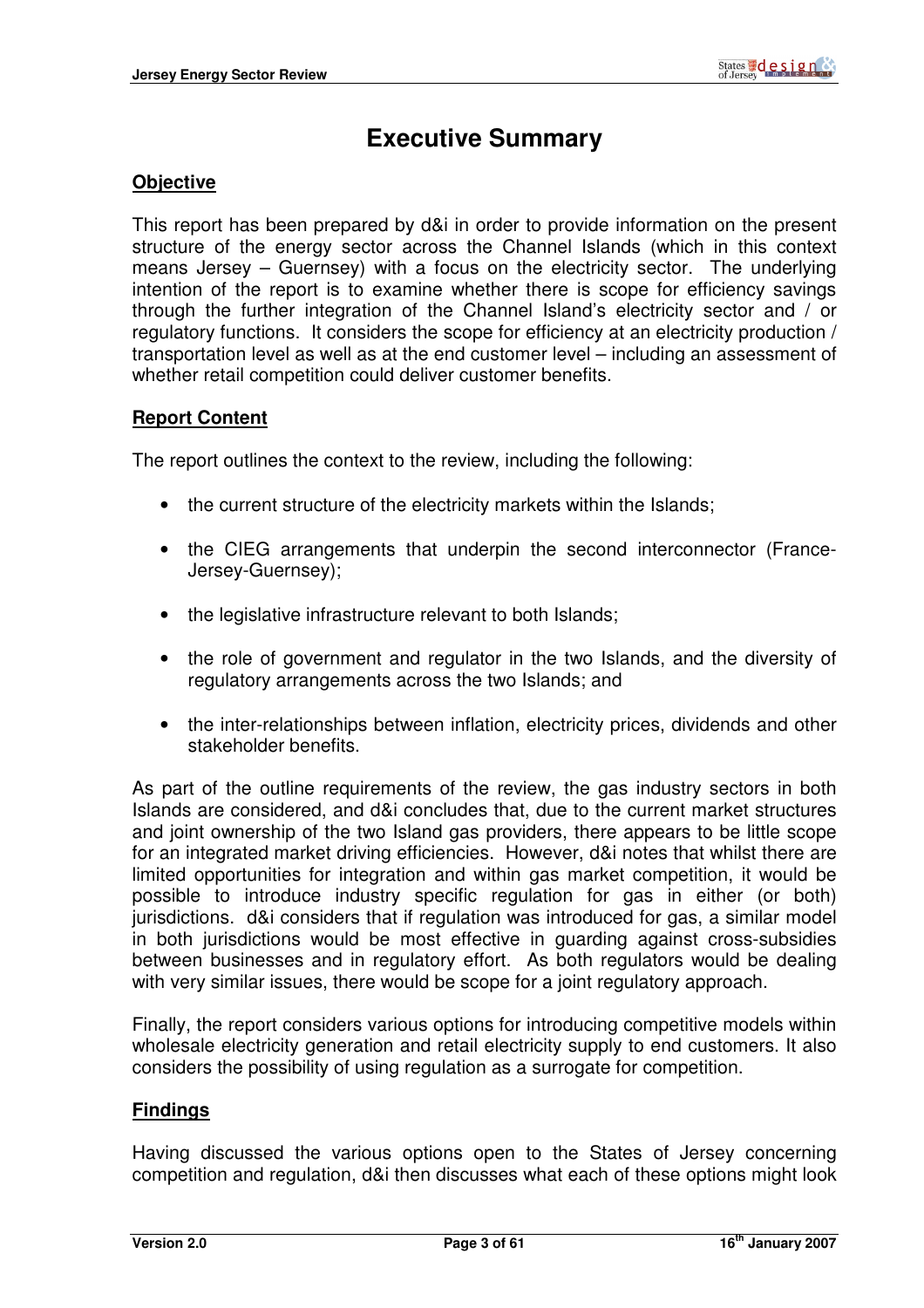# Executive Summary

## Objective

This report has been prepared by d&i in order to provide information on the present structure of the energy sector across the Channel Islands (which in this context means Jersey – Guernsey) with a focus on the electricity sector. The underlying intention of the report is to examine whether there is scope for efficiency savings through the further integration of the Channel Island's electricity sector and / or regulatory functions. It considers the scope for efficiency at an electricity production / transportation level as well as at the end customer level – including an assessment of whether retail competition could deliver customer benefits.

## Report Content

The report outlines the context to the review, including the following:

- the current structure of the electricity markets within the Islands;
- the CIEG arrangements that underpin the second interconnector (France-Jersey-Guernsey);
- the legislative infrastructure relevant to both Islands;
- the role of government and regulator in the two Islands, and the diversity of regulatory arrangements across the two Islands; and
- the inter-relationships between inflation, electricity prices, dividends and other stakeholder benefits.

As part of the outline requirements of the review, the gas industry sectors in both Islands are considered, and d&i concludes that, due to the current market structures and joint ownership of the two Island gas providers, there appears to be little scope for an integrated market driving efficiencies. However, d&i notes that whilst there are limited opportunities for integration and within gas market competition, it would be possible to introduce industry specific regulation for gas in either (or both) jurisdictions. d&i considers that if regulation was introduced for gas, a similar model in both jurisdictions would be most effective in guarding against cross-subsidies between businesses and in regulatory effort. As both regulators would be dealing with very similar issues, there would be scope for a joint regulatory approach.

Finally, the report considers various options for introducing competitive models within wholesale electricity generation and retail electricity supply to end customers. It also considers the possibility of using regulation as a surrogate for competition.

## Findings

Having discussed the various options open to the States of Jersey concerning competition and regulation, d&i then discusses what each of these options might look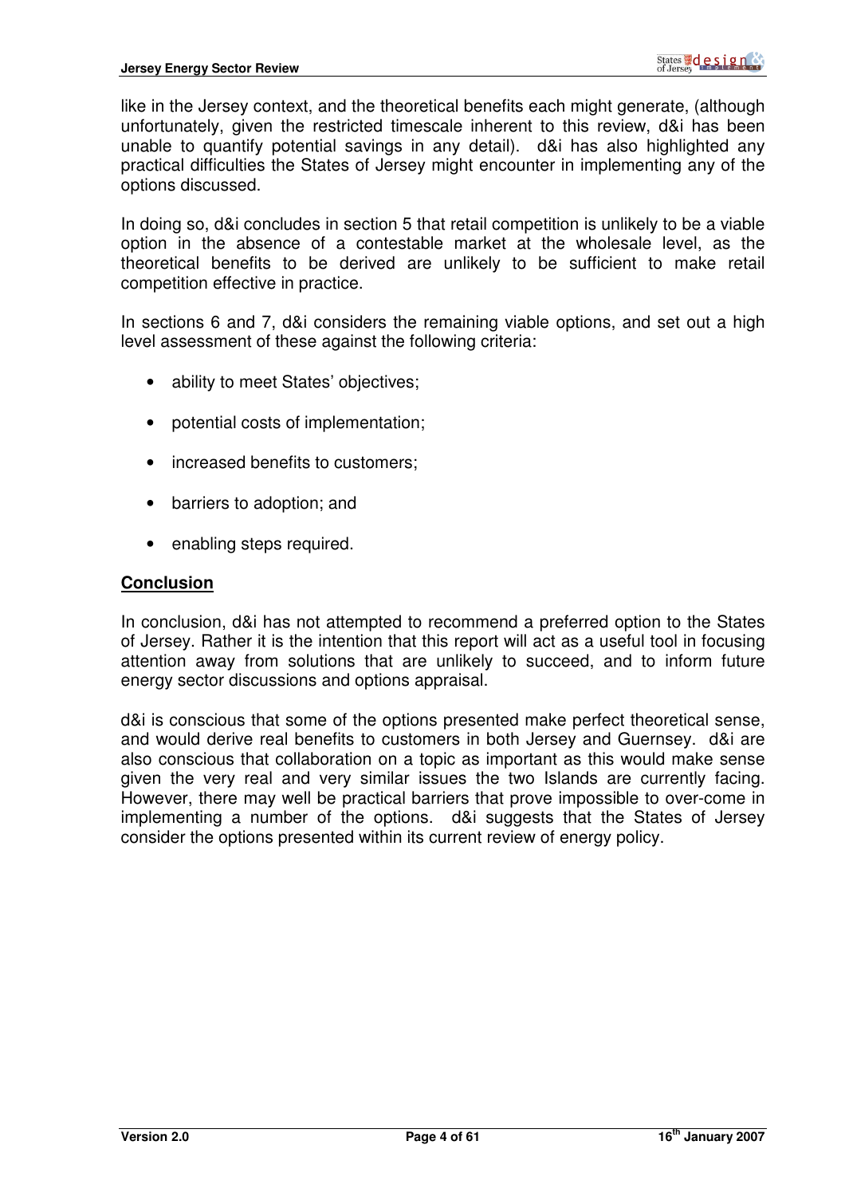like in the Jersey context, and the theoretical benefits each might generate, (although unfortunately, given the restricted timescale inherent to this review, d&i has been unable to quantify potential savings in any detail). d&i has also highlighted any practical difficulties the States of Jersey might encounter in implementing any of the options discussed.

In doing so, d&i concludes in section 5 that retail competition is unlikely to be a viable option in the absence of a contestable market at the wholesale level, as the theoretical benefits to be derived are unlikely to be sufficient to make retail competition effective in practice.

In sections 6 and 7, d&i considers the remaining viable options, and set out a high level assessment of these against the following criteria:

- ability to meet States' objectives;
- potential costs of implementation;
- increased benefits to customers;
- barriers to adoption; and
- enabling steps required.

**Conclusion**

In conclusion, d&i has not attempted to recommend a preferred option to the States of Jersey. Rather it is the intention that this report will act as a useful tool in focusing attention away from solutions that are unlikely to succeed, and to inform future energy sector discussions and options appraisal.

d&i is conscious that some of the options presented make perfect theoretical sense, and would derive real benefits to customers in both Jersey and Guernsey. d&i are also conscious that collaboration on a topic as important as this would make sense given the very real and very similar issues the two Islands are currently facing. However, there may well be practical barriers that prove impossible to over-come in implementing a number of the options. d&i suggests that the States of Jersey consider the options presented within its current review of energy policy.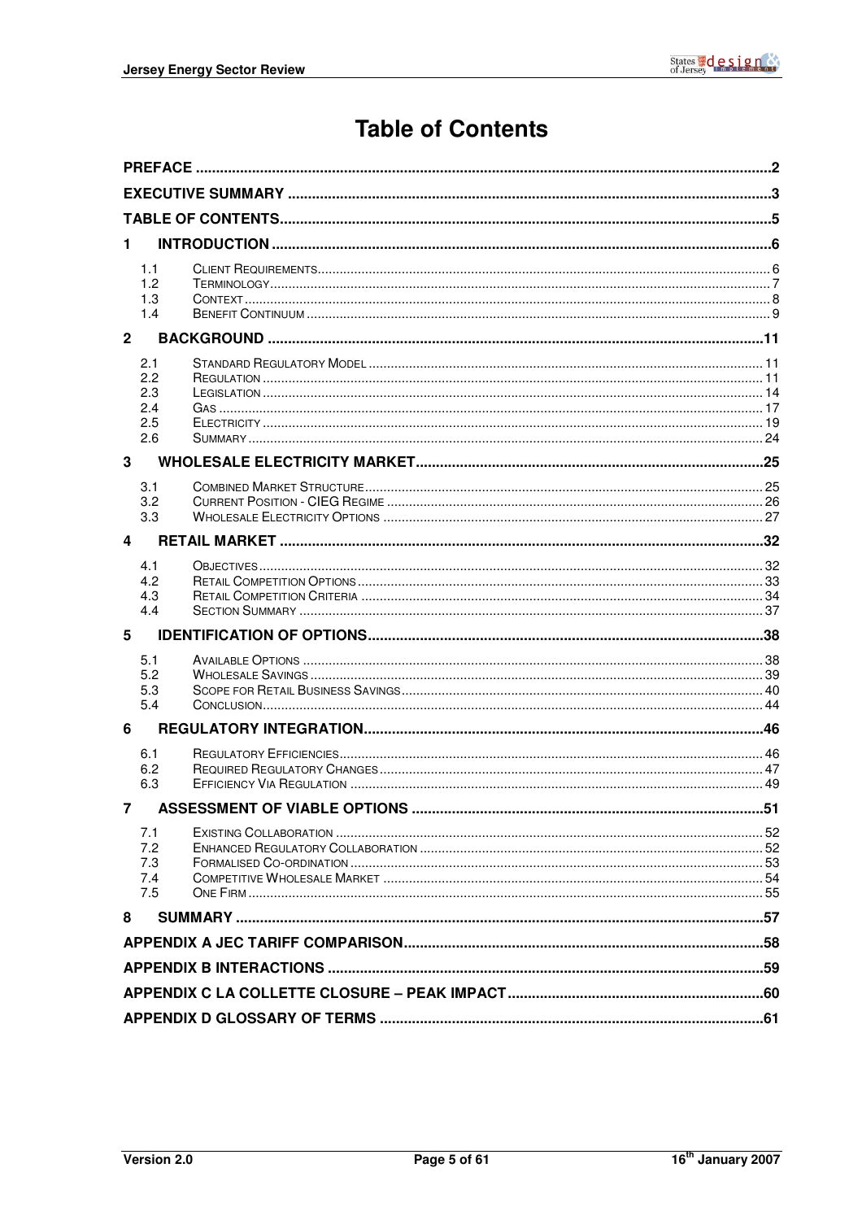# Table of Contents

**PREFACE** ..... 2

**EXECUTIVE SUMMARY** ..... 3

**TABLE OF CONTENTS** ..... 5

**1 INTRODUCTION** ..... 6

- 1.1 CLIENT REQUIREMENTS ..... 6
- 1.2 TERMINOLOGY ..... 7
- 1.3 CONTEXT ..... 8
- 1.4 BENEFIT CONTINUUM ..... 9

**2 BACKGROUND** ..... 11

- 2.1 STANDARD REGULATORY MODEL ..... 11
- 2.2 REGULATION ..... 11
- 2.3 LEGISLATION ..... 14
- 2.4 GAS ..... 17
- 2.5 ELECTRICITY ..... 19
- 2.6 SUMMARY ..... 24

**3 WHOLESALE ELECTRICITY MARKET** ..... 25

- 3.1 COMBINED MARKET STRUCTURE ..... 25
- 3.2 CURRENT POSITION - CIEG REGIME ..... 26
- 3.3 WHOLESALE ELECTRICITY OPTIONS ..... 27

**4 RETAIL MARKET** ..... 32

- 4.1 OBJECTIVES ..... 32
- 4.2 RETAIL COMPETITION OPTIONS ..... 33
- 4.3 RETAIL COMPETITION CRITERIA ..... 34
- 4.4 SECTION SUMMARY ..... 37

**5 IDENTIFICATION OF OPTIONS** ..... 38

- 5.1 AVAILABLE OPTIONS ..... 38
- 5.2 WHOLESALE SAVINGS ..... 39
- 5.3 SCOPE FOR RETAIL BUSINESS SAVINGS ..... 40
- 5.4 CONCLUSION ..... 44

**6 REGULATORY INTEGRATION** ..... 46

- 6.1 REGULATORY EFFICIENCIES ..... 46
- 6.2 REQUIRED REGULATORY CHANGES ..... 47
- 6.3 EFFICIENCY VIA REGULATION ..... 49

**7 ASSESSMENT OF VIABLE OPTIONS** ..... 51

- 7.1 EXISTING COLLABORATION ..... 52
- 7.2 ENHANCED REGULATORY COLLABORATION ..... 52
- 7.3 FORMALISED CO-ORDINATION ..... 53
- 7.4 COMPETITIVE WHOLESALE MARKET ..... 54
- 7.5 ONE FIRM ..... 55

**8 SUMMARY** ..... 57

**APPENDIX A JEC TARIFF COMPARISON** ..... 58

**APPENDIX B INTERACTIONS** ..... 59

**APPENDIX C LA COLLETTE CLOSURE – PEAK IMPACT** ..... 60

**APPENDIX D GLOSSARY OF TERMS** ..... 61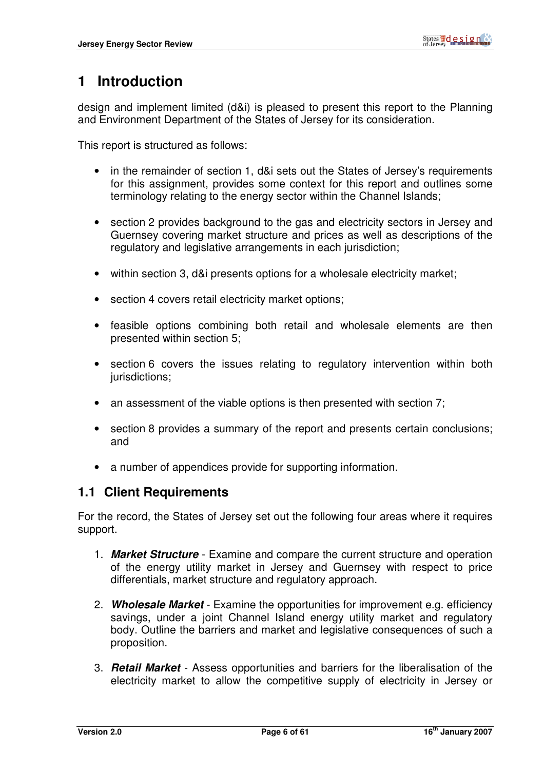# 1 Introduction

design and implement limited (d&i) is pleased to present this report to the Planning and Environment Department of the States of Jersey for its consideration.

This report is structured as follows:

- in the remainder of section 1, d&i sets out the States of Jersey's requirements for this assignment, provides some context for this report and outlines some terminology relating to the energy sector within the Channel Islands;
- section 2 provides background to the gas and electricity sectors in Jersey and Guernsey covering market structure and prices as well as descriptions of the regulatory and legislative arrangements in each jurisdiction;
- within section 3, d&i presents options for a wholesale electricity market;
- section 4 covers retail electricity market options;
- feasible options combining both retail and wholesale elements are then presented within section 5;
- section 6 covers the issues relating to regulatory intervention within both jurisdictions;
- an assessment of the viable options is then presented with section 7;
- section 8 provides a summary of the report and presents certain conclusions; and
- a number of appendices provide for supporting information.

## 1.1 Client Requirements

For the record, the States of Jersey set out the following four areas where it requires support.

1. ***Market Structure*** - Examine and compare the current structure and operation of the energy utility market in Jersey and Guernsey with respect to price differentials, market structure and regulatory approach.
2. ***Wholesale Market*** - Examine the opportunities for improvement e.g. efficiency savings, under a joint Channel Island energy utility market and regulatory body. Outline the barriers and market and legislative consequences of such a proposition.
3. ***Retail Market*** - Assess opportunities and barriers for the liberalisation of the electricity market to allow the competitive supply of electricity in Jersey or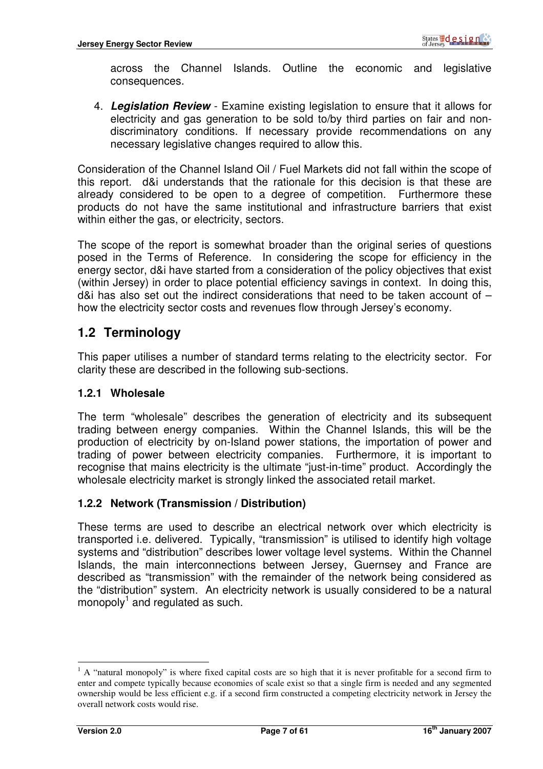across the Channel Islands. Outline the economic and legislative consequences.

4. ***Legislation Review*** - Examine existing legislation to ensure that it allows for electricity and gas generation to be sold to/by third parties on fair and non-discriminatory conditions. If necessary provide recommendations on any necessary legislative changes required to allow this.

Consideration of the Channel Island Oil / Fuel Markets did not fall within the scope of this report. d&i understands that the rationale for this decision is that these are already considered to be open to a degree of competition. Furthermore these products do not have the same institutional and infrastructure barriers that exist within either the gas, or electricity, sectors.

The scope of the report is somewhat broader than the original series of questions posed in the Terms of Reference. In considering the scope for efficiency in the energy sector, d&i have started from a consideration of the policy objectives that exist (within Jersey) in order to place potential efficiency savings in context. In doing this, d&i has also set out the indirect considerations that need to be taken account of – how the electricity sector costs and revenues flow through Jersey's economy.

## 1.2 Terminology

This paper utilises a number of standard terms relating to the electricity sector. For clarity these are described in the following sub-sections.

### 1.2.1 Wholesale

The term "wholesale" describes the generation of electricity and its subsequent trading between energy companies. Within the Channel Islands, this will be the production of electricity by on-Island power stations, the importation of power and trading of power between electricity companies. Furthermore, it is important to recognise that mains electricity is the ultimate "just-in-time" product. Accordingly the wholesale electricity market is strongly linked the associated retail market.

### 1.2.2 Network (Transmission / Distribution)

These terms are used to describe an electrical network over which electricity is transported i.e. delivered. Typically, "transmission" is utilised to identify high voltage systems and "distribution" describes lower voltage level systems. Within the Channel Islands, the main interconnections between Jersey, Guernsey and France are described as "transmission" with the remainder of the network being considered as the "distribution" system. An electricity network is usually considered to be a natural monopoly[1] and regulated as such.

[1] A "natural monopoly" is where fixed capital costs are so high that it is never profitable for a second firm to enter and compete typically because economies of scale exist so that a single firm is needed and any segmented ownership would be less efficient e.g. if a second firm constructed a competing electricity network in Jersey the overall network costs would rise.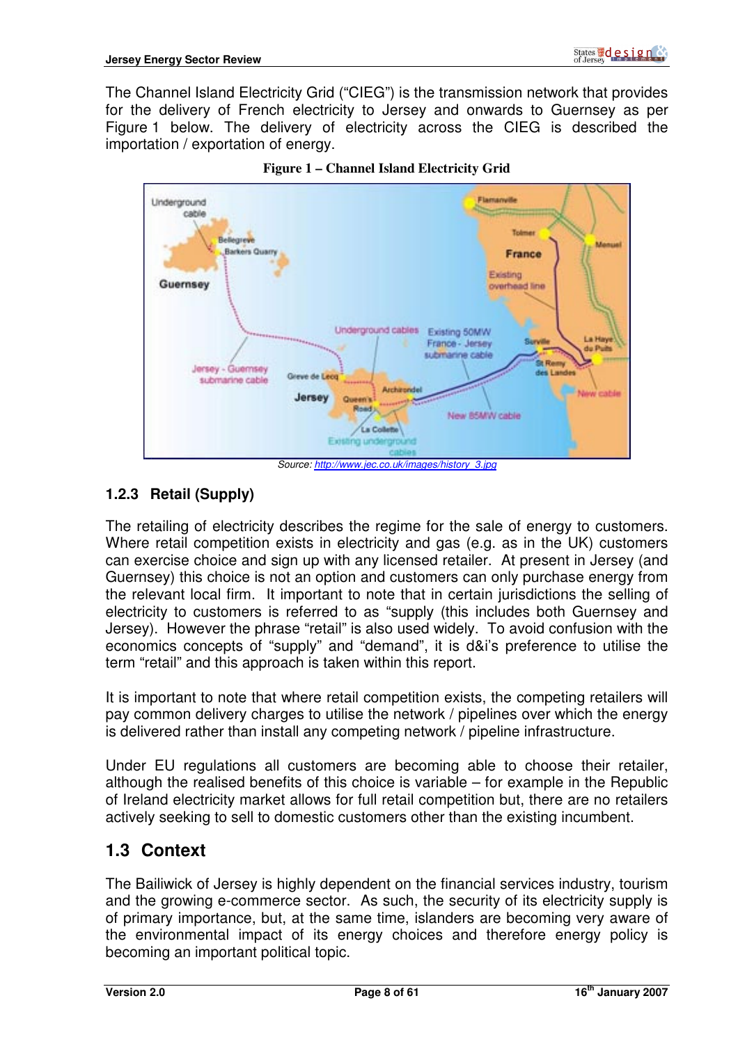The Channel Island Electricity Grid ("CIEG") is the transmission network that provides for the delivery of French electricity to Jersey and onwards to Guernsey as per Figure 1 below. The delivery of electricity across the CIEG is described the importation / exportation of energy.

**Figure 1 – Channel Island Electricity Grid**

*Source: http://www.jec.co.uk/images/history_3.jpg*

### 1.2.3 Retail (Supply)

The retailing of electricity describes the regime for the sale of energy to customers. Where retail competition exists in electricity and gas (e.g. as in the UK) customers can exercise choice and sign up with any licensed retailer. At present in Jersey (and Guernsey) this choice is not an option and customers can only purchase energy from the relevant local firm. It important to note that in certain jurisdictions the selling of electricity to customers is referred to as "supply (this includes both Guernsey and Jersey). However the phrase "retail" is also used widely. To avoid confusion with the economics concepts of "supply" and "demand", it is d&i's preference to utilise the term "retail" and this approach is taken within this report.

It is important to note that where retail competition exists, the competing retailers will pay common delivery charges to utilise the network / pipelines over which the energy is delivered rather than install any competing network / pipeline infrastructure.

Under EU regulations all customers are becoming able to choose their retailer, although the realised benefits of this choice is variable – for example in the Republic of Ireland electricity market allows for full retail competition but, there are no retailers actively seeking to sell to domestic customers other than the existing incumbent.

## 1.3 Context

The Bailiwick of Jersey is highly dependent on the financial services industry, tourism and the growing e-commerce sector. As such, the security of its electricity supply is of primary importance, but, at the same time, islanders are becoming very aware of the environmental impact of its energy choices and therefore energy policy is becoming an important political topic.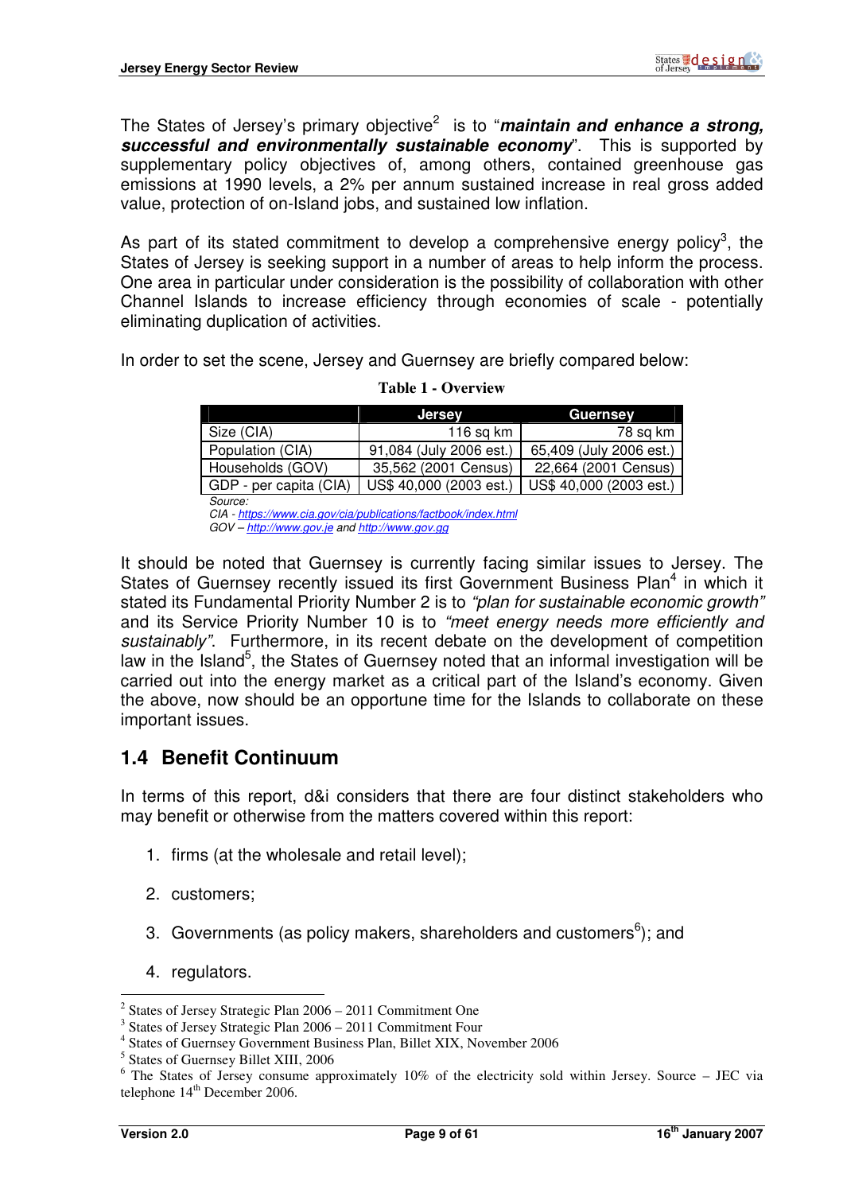The States of Jersey's primary objective[2] is to "***maintain and enhance a strong, successful and environmentally sustainable economy***". This is supported by supplementary policy objectives of, among others, contained greenhouse gas emissions at 1990 levels, a 2% per annum sustained increase in real gross added value, protection of on-Island jobs, and sustained low inflation.

As part of its stated commitment to develop a comprehensive energy policy[3], the States of Jersey is seeking support in a number of areas to help inform the process. One area in particular under consideration is the possibility of collaboration with other Channel Islands to increase efficiency through economies of scale - potentially eliminating duplication of activities.

In order to set the scene, Jersey and Guernsey are briefly compared below:

**Table 1 - Overview**

| | Jersey | Guernsey |
|---|---|---|
| Size (CIA) | 116 sq km | 78 sq km |
| Population (CIA) | 91,084 (July 2006 est.) | 65,409 (July 2006 est.) |
| Households (GOV) | 35,562 (2001 Census) | 22,664 (2001 Census) |
| GDP - per capita (CIA) | US$ 40,000 (2003 est.) | US$ 40,000 (2003 est.) |

*Source:*
*CIA - https://www.cia.gov/cia/publications/factbook/index.html*
*GOV – http://www.gov.je and http://www.gov.gg*

It should be noted that Guernsey is currently facing similar issues to Jersey. The States of Guernsey recently issued its first Government Business Plan[4] in which it stated its Fundamental Priority Number 2 is to *"plan for sustainable economic growth"* and its Service Priority Number 10 is to *"meet energy needs more efficiently and sustainably"*. Furthermore, in its recent debate on the development of competition law in the Island[5], the States of Guernsey noted that an informal investigation will be carried out into the energy market as a critical part of the Island's economy. Given the above, now should be an opportune time for the Islands to collaborate on these important issues.

## 1.4 Benefit Continuum

In terms of this report, d&i considers that there are four distinct stakeholders who may benefit or otherwise from the matters covered within this report:

1. firms (at the wholesale and retail level);
2. customers;
3. Governments (as policy makers, shareholders and customers[6]); and
4. regulators.

---

[2] States of Jersey Strategic Plan 2006 – 2011 Commitment One
[3] States of Jersey Strategic Plan 2006 – 2011 Commitment Four
[4] States of Guernsey Government Business Plan, Billet XIX, November 2006
[5] States of Guernsey Billet XIII, 2006
[6] The States of Jersey consume approximately 10% of the electricity sold within Jersey. Source – JEC via telephone 14th December 2006.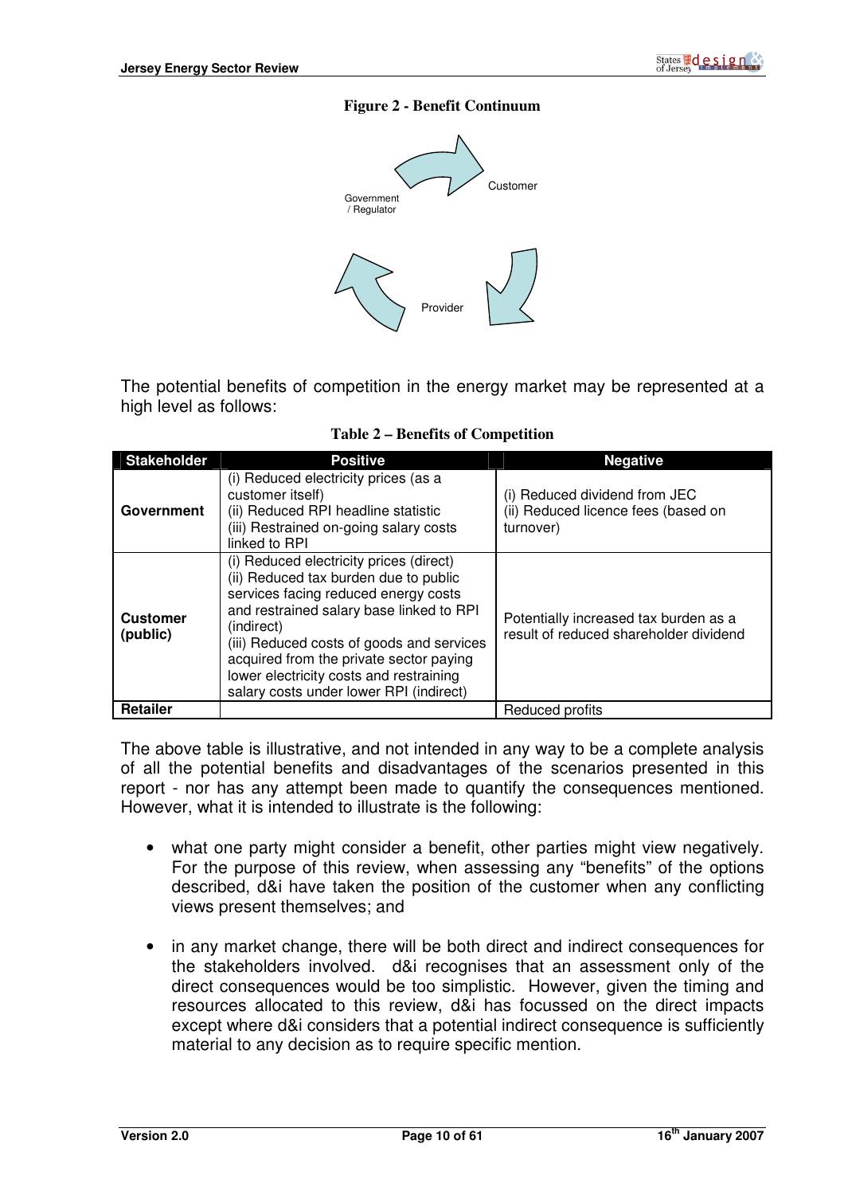**Figure 2 - Benefit Continuum**

Customer

Government / Regulator

Provider

The potential benefits of competition in the energy market may be represented at a high level as follows:

**Table 2 – Benefits of Competition**

| Stakeholder | Positive | Negative |
|---|---|---|
| **Government** | (i) Reduced electricity prices (as a customer itself)<br>(ii) Reduced RPI headline statistic<br>(iii) Restrained on-going salary costs linked to RPI | (i) Reduced dividend from JEC<br>(ii) Reduced licence fees (based on turnover) |
| **Customer (public)** | (i) Reduced electricity prices (direct)<br>(ii) Reduced tax burden due to public services facing reduced energy costs and restrained salary base linked to RPI (indirect)<br>(iii) Reduced costs of goods and services acquired from the private sector paying lower electricity costs and restraining salary costs under lower RPI (indirect) | Potentially increased tax burden as a result of reduced shareholder dividend |
| **Retailer** | | Reduced profits |

The above table is illustrative, and not intended in any way to be a complete analysis of all the potential benefits and disadvantages of the scenarios presented in this report - nor has any attempt been made to quantify the consequences mentioned. However, what it is intended to illustrate is the following:

- what one party might consider a benefit, other parties might view negatively. For the purpose of this review, when assessing any "benefits" of the options described, d&i have taken the position of the customer when any conflicting views present themselves; and

- in any market change, there will be both direct and indirect consequences for the stakeholders involved. d&i recognises that an assessment only of the direct consequences would be too simplistic. However, given the timing and resources allocated to this review, d&i has focussed on the direct impacts except where d&i considers that a potential indirect consequence is sufficiently material to any decision as to require specific mention.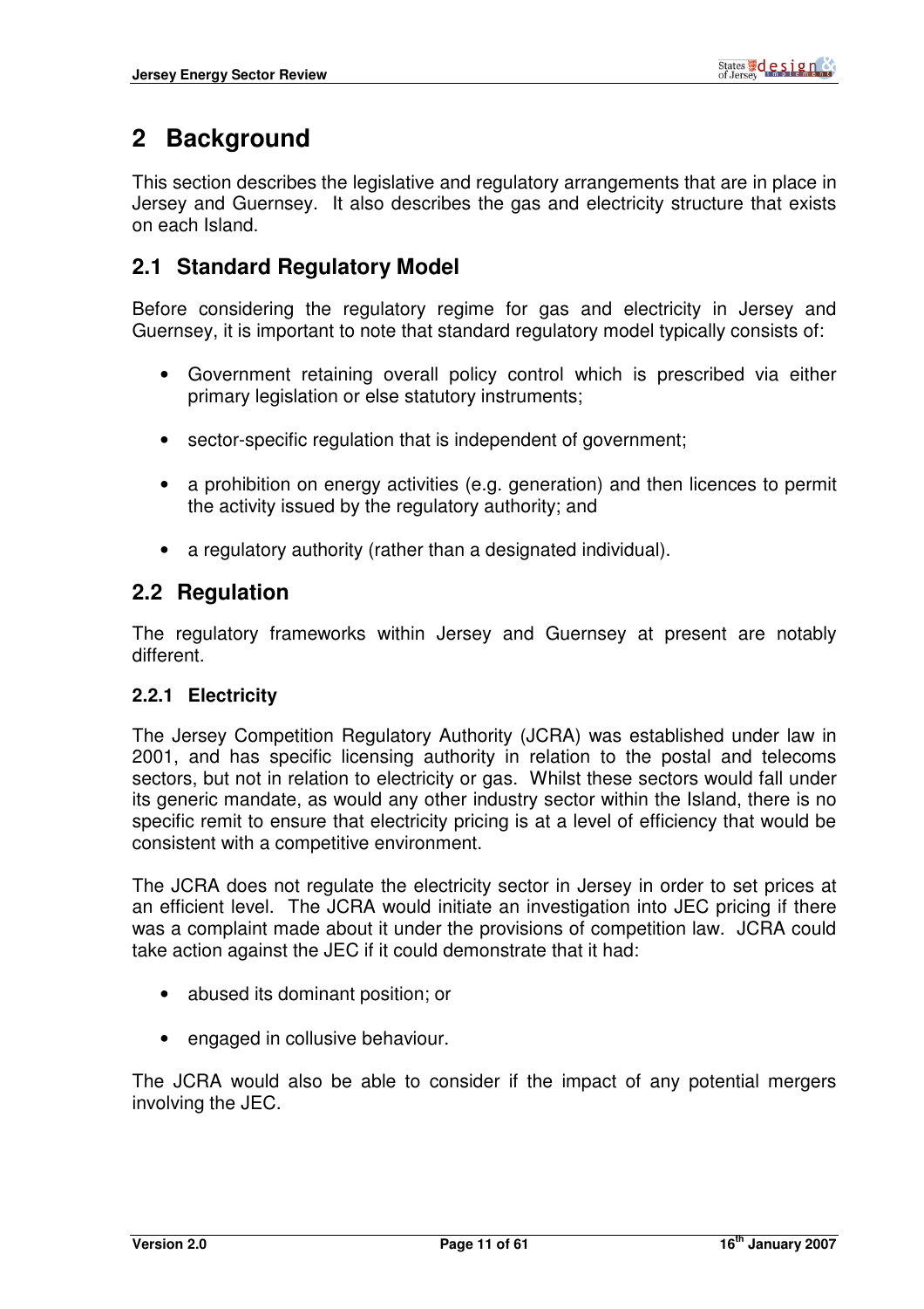# 2 Background

This section describes the legislative and regulatory arrangements that are in place in Jersey and Guernsey. It also describes the gas and electricity structure that exists on each Island.

## 2.1 Standard Regulatory Model

Before considering the regulatory regime for gas and electricity in Jersey and Guernsey, it is important to note that standard regulatory model typically consists of:

- Government retaining overall policy control which is prescribed via either primary legislation or else statutory instruments;
- sector-specific regulation that is independent of government;
- a prohibition on energy activities (e.g. generation) and then licences to permit the activity issued by the regulatory authority; and
- a regulatory authority (rather than a designated individual).

## 2.2 Regulation

The regulatory frameworks within Jersey and Guernsey at present are notably different.

### 2.2.1 Electricity

The Jersey Competition Regulatory Authority (JCRA) was established under law in 2001, and has specific licensing authority in relation to the postal and telecoms sectors, but not in relation to electricity or gas. Whilst these sectors would fall under its generic mandate, as would any other industry sector within the Island, there is no specific remit to ensure that electricity pricing is at a level of efficiency that would be consistent with a competitive environment.

The JCRA does not regulate the electricity sector in Jersey in order to set prices at an efficient level. The JCRA would initiate an investigation into JEC pricing if there was a complaint made about it under the provisions of competition law. JCRA could take action against the JEC if it could demonstrate that it had:

- abused its dominant position; or
- engaged in collusive behaviour.

The JCRA would also be able to consider if the impact of any potential mergers involving the JEC.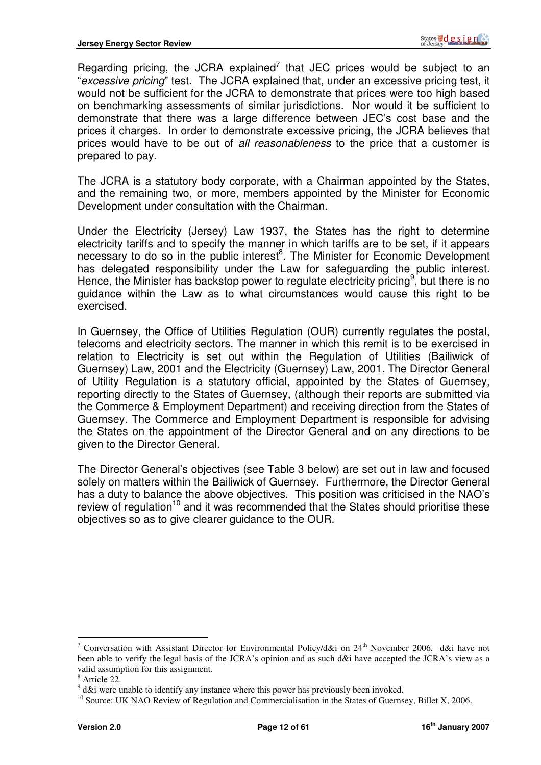Regarding pricing, the JCRA explained[7] that JEC prices would be subject to an "*excessive pricing*" test. The JCRA explained that, under an excessive pricing test, it would not be sufficient for the JCRA to demonstrate that prices were too high based on benchmarking assessments of similar jurisdictions. Nor would it be sufficient to demonstrate that there was a large difference between JEC's cost base and the prices it charges. In order to demonstrate excessive pricing, the JCRA believes that prices would have to be out of *all reasonableness* to the price that a customer is prepared to pay.

The JCRA is a statutory body corporate, with a Chairman appointed by the States, and the remaining two, or more, members appointed by the Minister for Economic Development under consultation with the Chairman.

Under the Electricity (Jersey) Law 1937, the States has the right to determine electricity tariffs and to specify the manner in which tariffs are to be set, if it appears necessary to do so in the public interest[8]. The Minister for Economic Development has delegated responsibility under the Law for safeguarding the public interest. Hence, the Minister has backstop power to regulate electricity pricing[9], but there is no guidance within the Law as to what circumstances would cause this right to be exercised.

In Guernsey, the Office of Utilities Regulation (OUR) currently regulates the postal, telecoms and electricity sectors. The manner in which this remit is to be exercised in relation to Electricity is set out within the Regulation of Utilities (Bailiwick of Guernsey) Law, 2001 and the Electricity (Guernsey) Law, 2001. The Director General of Utility Regulation is a statutory official, appointed by the States of Guernsey, reporting directly to the States of Guernsey, (although their reports are submitted via the Commerce & Employment Department) and receiving direction from the States of Guernsey. The Commerce and Employment Department is responsible for advising the States on the appointment of the Director General and on any directions to be given to the Director General.

The Director General's objectives (see Table 3 below) are set out in law and focused solely on matters within the Bailiwick of Guernsey. Furthermore, the Director General has a duty to balance the above objectives. This position was criticised in the NAO's review of regulation[10] and it was recommended that the States should prioritise these objectives so as to give clearer guidance to the OUR.

---

[7] Conversation with Assistant Director for Environmental Policy/d&i on 24th November 2006. d&i have not been able to verify the legal basis of the JCRA's opinion and as such d&i have accepted the JCRA's view as a valid assumption for this assignment.

[8] Article 22.

[9] d&i were unable to identify any instance where this power has previously been invoked.

[10] Source: UK NAO Review of Regulation and Commercialisation in the States of Guernsey, Billet X, 2006.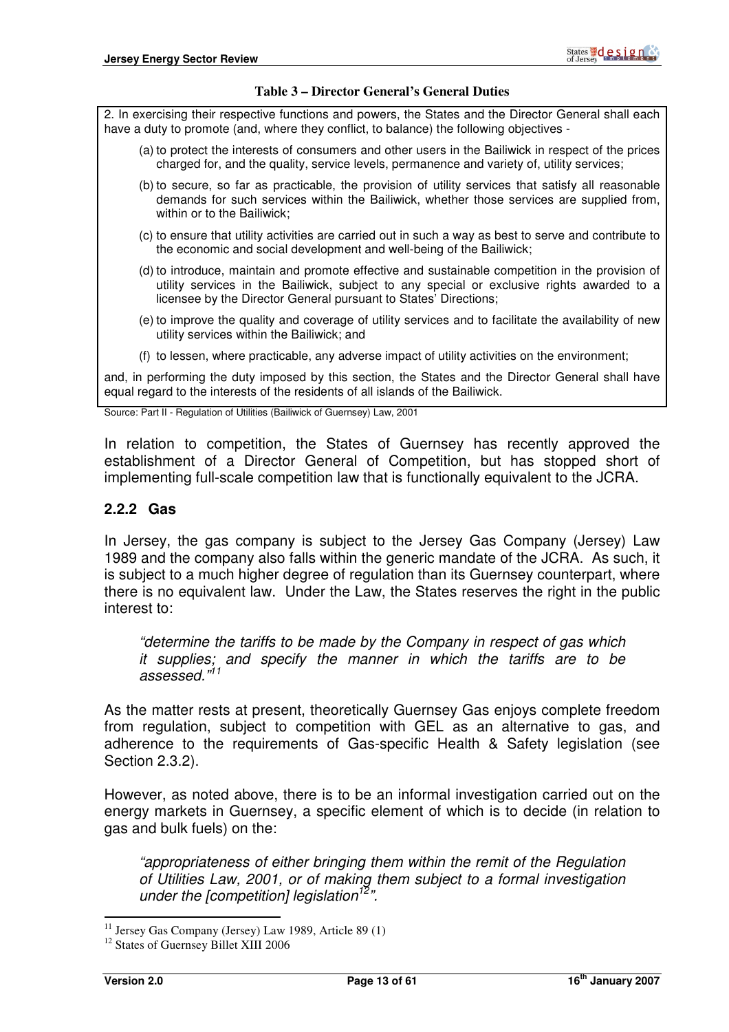**Table 3 – Director General's General Duties**

2. In exercising their respective functions and powers, the States and the Director General shall each have a duty to promote (and, where they conflict, to balance) the following objectives -

(a) to protect the interests of consumers and other users in the Bailiwick in respect of the prices charged for, and the quality, service levels, permanence and variety of, utility services;

(b) to secure, so far as practicable, the provision of utility services that satisfy all reasonable demands for such services within the Bailiwick, whether those services are supplied from, within or to the Bailiwick;

(c) to ensure that utility activities are carried out in such a way as best to serve and contribute to the economic and social development and well-being of the Bailiwick;

(d) to introduce, maintain and promote effective and sustainable competition in the provision of utility services in the Bailiwick, subject to any special or exclusive rights awarded to a licensee by the Director General pursuant to States' Directions;

(e) to improve the quality and coverage of utility services and to facilitate the availability of new utility services within the Bailiwick; and

(f) to lessen, where practicable, any adverse impact of utility activities on the environment;

and, in performing the duty imposed by this section, the States and the Director General shall have equal regard to the interests of the residents of all islands of the Bailiwick.

Source: Part II - Regulation of Utilities (Bailiwick of Guernsey) Law, 2001

In relation to competition, the States of Guernsey has recently approved the establishment of a Director General of Competition, but has stopped short of implementing full-scale competition law that is functionally equivalent to the JCRA.

### 2.2.2 Gas

In Jersey, the gas company is subject to the Jersey Gas Company (Jersey) Law 1989 and the company also falls within the generic mandate of the JCRA. As such, it is subject to a much higher degree of regulation than its Guernsey counterpart, where there is no equivalent law. Under the Law, the States reserves the right in the public interest to:

> *"determine the tariffs to be made by the Company in respect of gas which it supplies; and specify the manner in which the tariffs are to be assessed."*[11]

As the matter rests at present, theoretically Guernsey Gas enjoys complete freedom from regulation, subject to competition with GEL as an alternative to gas, and adherence to the requirements of Gas-specific Health & Safety legislation (see Section 2.3.2).

However, as noted above, there is to be an informal investigation carried out on the energy markets in Guernsey, a specific element of which is to decide (in relation to gas and bulk fuels) on the:

> *"appropriateness of either bringing them within the remit of the Regulation of Utilities Law, 2001, or of making them subject to a formal investigation under the [competition] legislation*[12]*".*

[11] Jersey Gas Company (Jersey) Law 1989, Article 89 (1)

[12] States of Guernsey Billet XIII 2006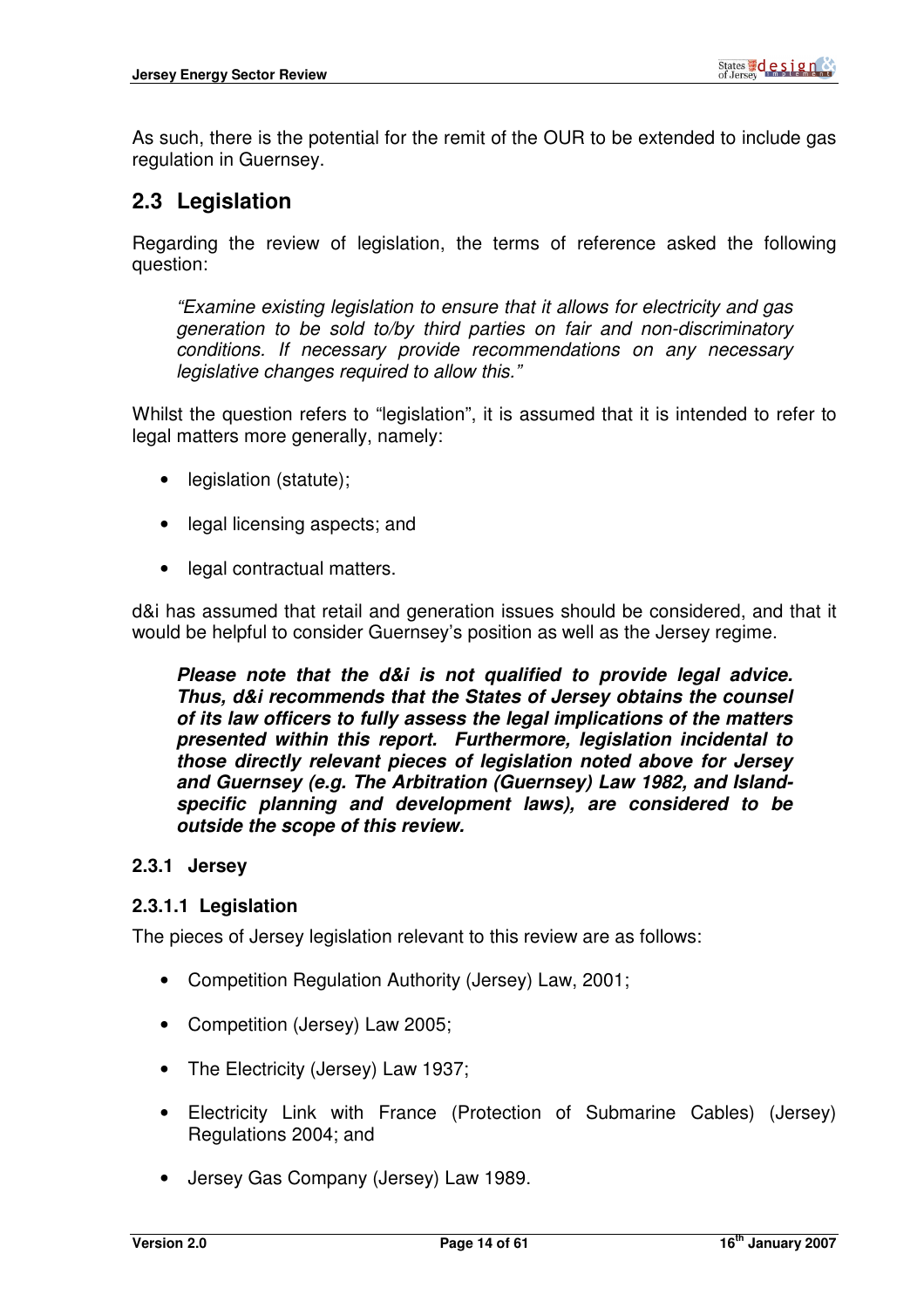As such, there is the potential for the remit of the OUR to be extended to include gas regulation in Guernsey.

## 2.3 Legislation

Regarding the review of legislation, the terms of reference asked the following question:

> *"Examine existing legislation to ensure that it allows for electricity and gas generation to be sold to/by third parties on fair and non-discriminatory conditions. If necessary provide recommendations on any necessary legislative changes required to allow this."*

Whilst the question refers to "legislation", it is assumed that it is intended to refer to legal matters more generally, namely:

- legislation (statute);
- legal licensing aspects; and
- legal contractual matters.

d&i has assumed that retail and generation issues should be considered, and that it would be helpful to consider Guernsey's position as well as the Jersey regime.

> ***Please note that the d&i is not qualified to provide legal advice. Thus, d&i recommends that the States of Jersey obtains the counsel of its law officers to fully assess the legal implications of the matters presented within this report. Furthermore, legislation incidental to those directly relevant pieces of legislation noted above for Jersey and Guernsey (e.g. The Arbitration (Guernsey) Law 1982, and Island-specific planning and development laws), are considered to be outside the scope of this review.***

### 2.3.1 Jersey

#### 2.3.1.1 Legislation

The pieces of Jersey legislation relevant to this review are as follows:

- Competition Regulation Authority (Jersey) Law, 2001;
- Competition (Jersey) Law 2005;
- The Electricity (Jersey) Law 1937;
- Electricity Link with France (Protection of Submarine Cables) (Jersey) Regulations 2004; and
- Jersey Gas Company (Jersey) Law 1989.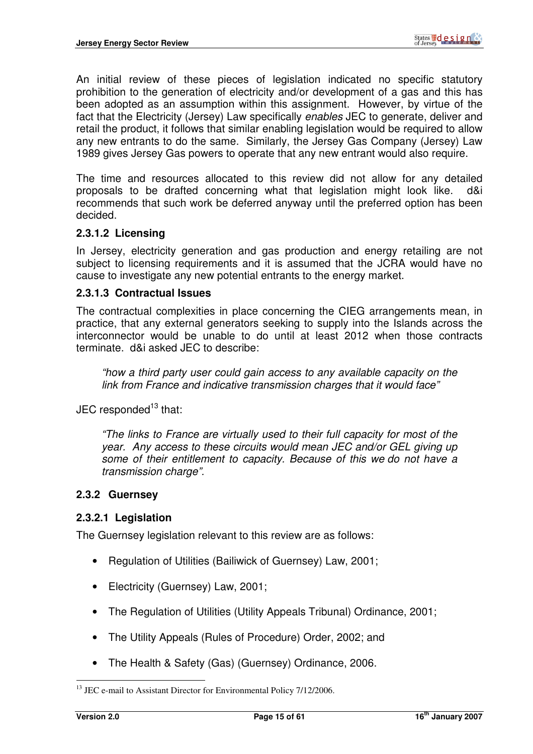An initial review of these pieces of legislation indicated no specific statutory prohibition to the generation of electricity and/or development of a gas and this has been adopted as an assumption within this assignment. However, by virtue of the fact that the Electricity (Jersey) Law specifically *enables* JEC to generate, deliver and retail the product, it follows that similar enabling legislation would be required to allow any new entrants to do the same. Similarly, the Jersey Gas Company (Jersey) Law 1989 gives Jersey Gas powers to operate that any new entrant would also require.

The time and resources allocated to this review did not allow for any detailed proposals to be drafted concerning what that legislation might look like. d&i recommends that such work be deferred anyway until the preferred option has been decided.

#### 2.3.1.2 Licensing

In Jersey, electricity generation and gas production and energy retailing are not subject to licensing requirements and it is assumed that the JCRA would have no cause to investigate any new potential entrants to the energy market.

#### 2.3.1.3 Contractual Issues

The contractual complexities in place concerning the CIEG arrangements mean, in practice, that any external generators seeking to supply into the Islands across the interconnector would be unable to do until at least 2012 when those contracts terminate. d&i asked JEC to describe:

> *"how a third party user could gain access to any available capacity on the link from France and indicative transmission charges that it would face"*

JEC responded[13] that:

> *"The links to France are virtually used to their full capacity for most of the year. Any access to these circuits would mean JEC and/or GEL giving up some of their entitlement to capacity. Because of this we do not have a transmission charge".*

### 2.3.2 Guernsey

#### 2.3.2.1 Legislation

The Guernsey legislation relevant to this review are as follows:

- Regulation of Utilities (Bailiwick of Guernsey) Law, 2001;
- Electricity (Guernsey) Law, 2001;
- The Regulation of Utilities (Utility Appeals Tribunal) Ordinance, 2001;
- The Utility Appeals (Rules of Procedure) Order, 2002; and
- The Health & Safety (Gas) (Guernsey) Ordinance, 2006.

[13] JEC e-mail to Assistant Director for Environmental Policy 7/12/2006.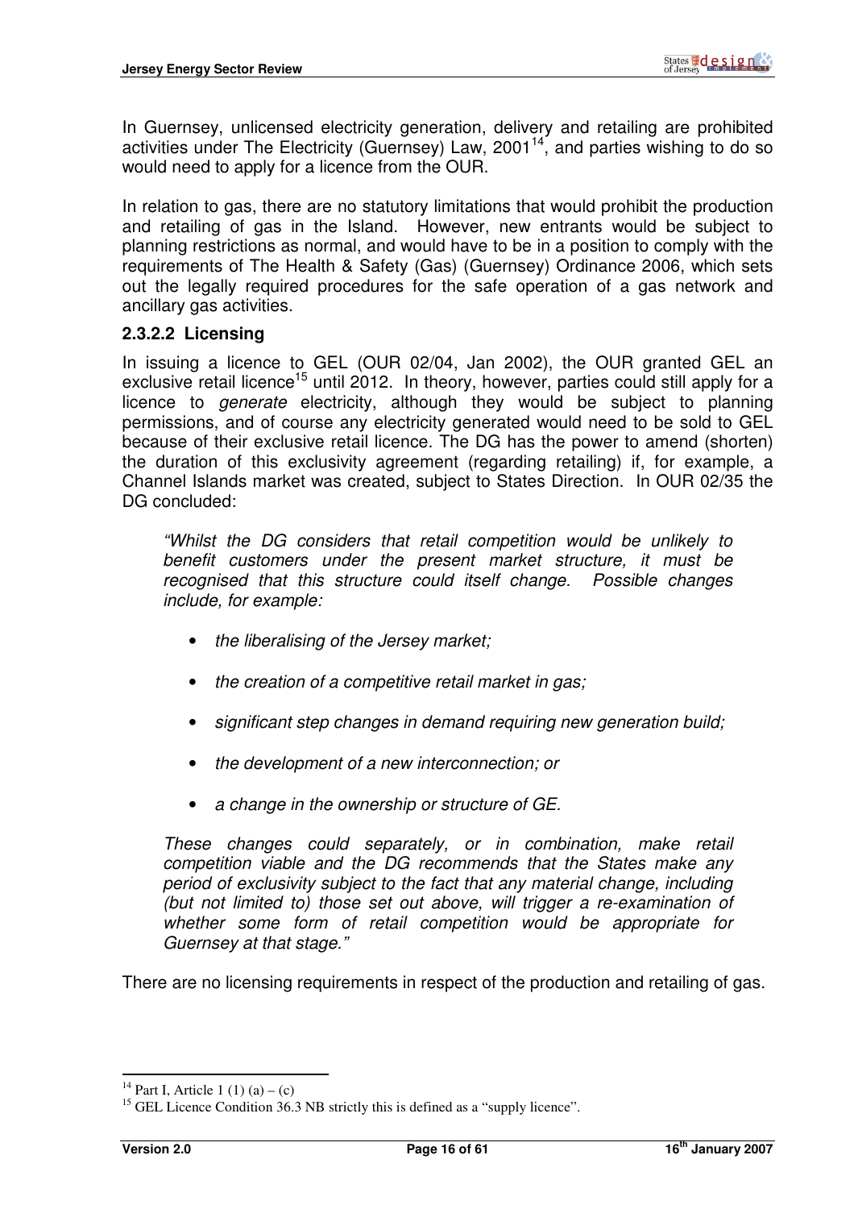In Guernsey, unlicensed electricity generation, delivery and retailing are prohibited activities under The Electricity (Guernsey) Law, 2001[14], and parties wishing to do so would need to apply for a licence from the OUR.

In relation to gas, there are no statutory limitations that would prohibit the production and retailing of gas in the Island. However, new entrants would be subject to planning restrictions as normal, and would have to be in a position to comply with the requirements of The Health & Safety (Gas) (Guernsey) Ordinance 2006, which sets out the legally required procedures for the safe operation of a gas network and ancillary gas activities.

### 2.3.2.2 Licensing

In issuing a licence to GEL (OUR 02/04, Jan 2002), the OUR granted GEL an exclusive retail licence[15] until 2012. In theory, however, parties could still apply for a licence to *generate* electricity, although they would be subject to planning permissions, and of course any electricity generated would need to be sold to GEL because of their exclusive retail licence. The DG has the power to amend (shorten) the duration of this exclusivity agreement (regarding retailing) if, for example, a Channel Islands market was created, subject to States Direction. In OUR 02/35 the DG concluded:

> *"Whilst the DG considers that retail competition would be unlikely to benefit customers under the present market structure, it must be recognised that this structure could itself change. Possible changes include, for example:*
>
> - *the liberalising of the Jersey market;*
> - *the creation of a competitive retail market in gas;*
> - *significant step changes in demand requiring new generation build;*
> - *the development of a new interconnection; or*
> - *a change in the ownership or structure of GE.*
>
> *These changes could separately, or in combination, make retail competition viable and the DG recommends that the States make any period of exclusivity subject to the fact that any material change, including (but not limited to) those set out above, will trigger a re-examination of whether some form of retail competition would be appropriate for Guernsey at that stage."*

There are no licensing requirements in respect of the production and retailing of gas.

---

[14] Part I, Article 1 (1) (a) – (c)

[15] GEL Licence Condition 36.3 NB strictly this is defined as a "supply licence".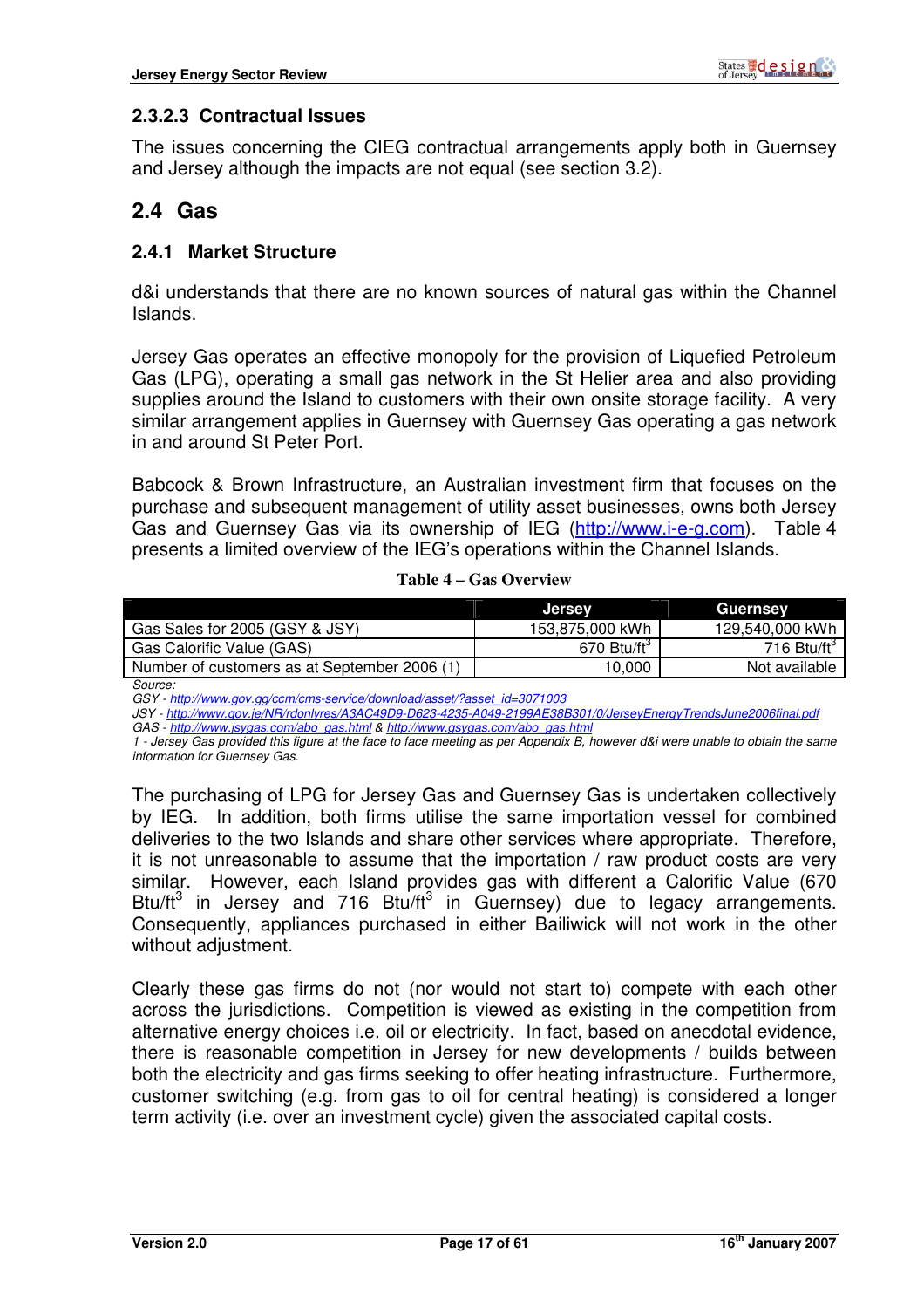#### 2.3.2.3 Contractual Issues

The issues concerning the CIEG contractual arrangements apply both in Guernsey and Jersey although the impacts are not equal (see section 3.2).

## 2.4 Gas

### 2.4.1 Market Structure

d&i understands that there are no known sources of natural gas within the Channel Islands.

Jersey Gas operates an effective monopoly for the provision of Liquefied Petroleum Gas (LPG), operating a small gas network in the St Helier area and also providing supplies around the Island to customers with their own onsite storage facility. A very similar arrangement applies in Guernsey with Guernsey Gas operating a gas network in and around St Peter Port.

Babcock & Brown Infrastructure, an Australian investment firm that focuses on the purchase and subsequent management of utility asset businesses, owns both Jersey Gas and Guernsey Gas via its ownership of IEG (http://www.i-e-g.com). Table 4 presents a limited overview of the IEG's operations within the Channel Islands.

**Table 4 – Gas Overview**

| | Jersey | Guernsey |
|---|---|---|
| Gas Sales for 2005 (GSY & JSY) | 153,875,000 kWh | 129,540,000 kWh |
| Gas Calorific Value (GAS) | 670 Btu/ft$^3$ | 716 Btu/ft$^3$ |
| Number of customers as at September 2006 (1) | 10,000 | Not available |

*Source:*
*GSY - http://www.gov.gg/ccm/cms-service/download/asset/?asset_id=3071003*
*JSY - http://www.gov.je/NR/rdonlyres/A3AC49D9-D623-4235-A049-2199AE38B301/0/JerseyEnergyTrendsJune2006final.pdf*
*GAS - http://www.jsygas.com/abo_gas.html & http://www.gsygas.com/abo_gas.html*
*1 - Jersey Gas provided this figure at the face to face meeting as per Appendix B, however d&i were unable to obtain the same information for Guernsey Gas.*

The purchasing of LPG for Jersey Gas and Guernsey Gas is undertaken collectively by IEG. In addition, both firms utilise the same importation vessel for combined deliveries to the two Islands and share other services where appropriate. Therefore, it is not unreasonable to assume that the importation / raw product costs are very similar. However, each Island provides gas with different a Calorific Value (670 Btu/ft$^3$ in Jersey and 716 Btu/ft$^3$ in Guernsey) due to legacy arrangements. Consequently, appliances purchased in either Bailiwick will not work in the other without adjustment.

Clearly these gas firms do not (nor would not start to) compete with each other across the jurisdictions. Competition is viewed as existing in the competition from alternative energy choices i.e. oil or electricity. In fact, based on anecdotal evidence, there is reasonable competition in Jersey for new developments / builds between both the electricity and gas firms seeking to offer heating infrastructure. Furthermore, customer switching (e.g. from gas to oil for central heating) is considered a longer term activity (i.e. over an investment cycle) given the associated capital costs.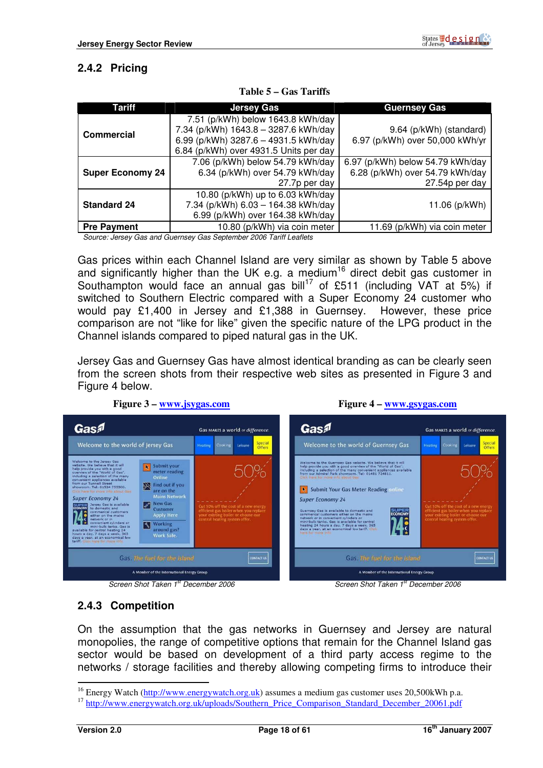## 2.4.2 Pricing

**Table 5 – Gas Tariffs**

| Tariff | Jersey Gas | Guernsey Gas |
|---|---|---|
| **Commercial** | 7.51 (p/kWh) below 1643.8 kWh/day<br>7.34 (p/kWh) 1643.8 – 3287.6 kWh/day<br>6.99 (p/kWh) 3287.6 – 4931.5 kWh/day<br>6.84 (p/kWh) over 4931.5 Units per day | 9.64 (p/kWh) (standard)<br>6.97 (p/kWh) over 50,000 kWh/yr |
| **Super Economy 24** | 7.06 (p/kWh) below 54.79 kWh/day<br>6.34 (p/kWh) over 54.79 kWh/day<br>27.7p per day | 6.97 (p/kWh) below 54.79 kWh/day<br>6.28 (p/kWh) over 54.79 kWh/day<br>27.54p per day |
| **Standard 24** | 10.80 (p/kWh) up to 6.03 kWh/day<br>7.34 (p/kWh) 6.03 – 164.38 kWh/day<br>6.99 (p/kWh) over 164.38 kWh/day | 11.06 (p/kWh) |
| **Pre Payment** | 10.80 (p/kWh) via coin meter | 11.69 (p/kWh) via coin meter |

*Source: Jersey Gas and Guernsey Gas September 2006 Tariff Leaflets*

Gas prices within each Channel Island are very similar as shown by Table 5 above and significantly higher than the UK e.g. a medium[16] direct debit gas customer in Southampton would face an annual gas bill[17] of £511 (including VAT at 5%) if switched to Southern Electric compared with a Super Economy 24 customer who would pay £1,400 in Jersey and £1,388 in Guernsey. However, these price comparison are not "like for like" given the specific nature of the LPG product in the Channel islands compared to piped natural gas in the UK.

Jersey Gas and Guernsey Gas have almost identical branding as can be clearly seen from the screen shots from their respective web sites as presented in Figure 3 and Figure 4 below.

**Figure 3 – www.jsygas.com**

*Screen Shot Taken 1st December 2006*

**Figure 4 – www.gsygas.com**

*Screen Shot Taken 1st December 2006*

## 2.4.3 Competition

On the assumption that the gas networks in Guernsey and Jersey are natural monopolies, the range of competitive options that remain for the Channel Island gas sector would be based on development of a third party access regime to the networks / storage facilities and thereby allowing competing firms to introduce their

---

[16] Energy Watch (http://www.energywatch.org.uk) assumes a medium gas customer uses 20,500kWh p.a.

[17] http://www.energywatch.org.uk/uploads/Southern_Price_Comparison_Standard_December_20061.pdf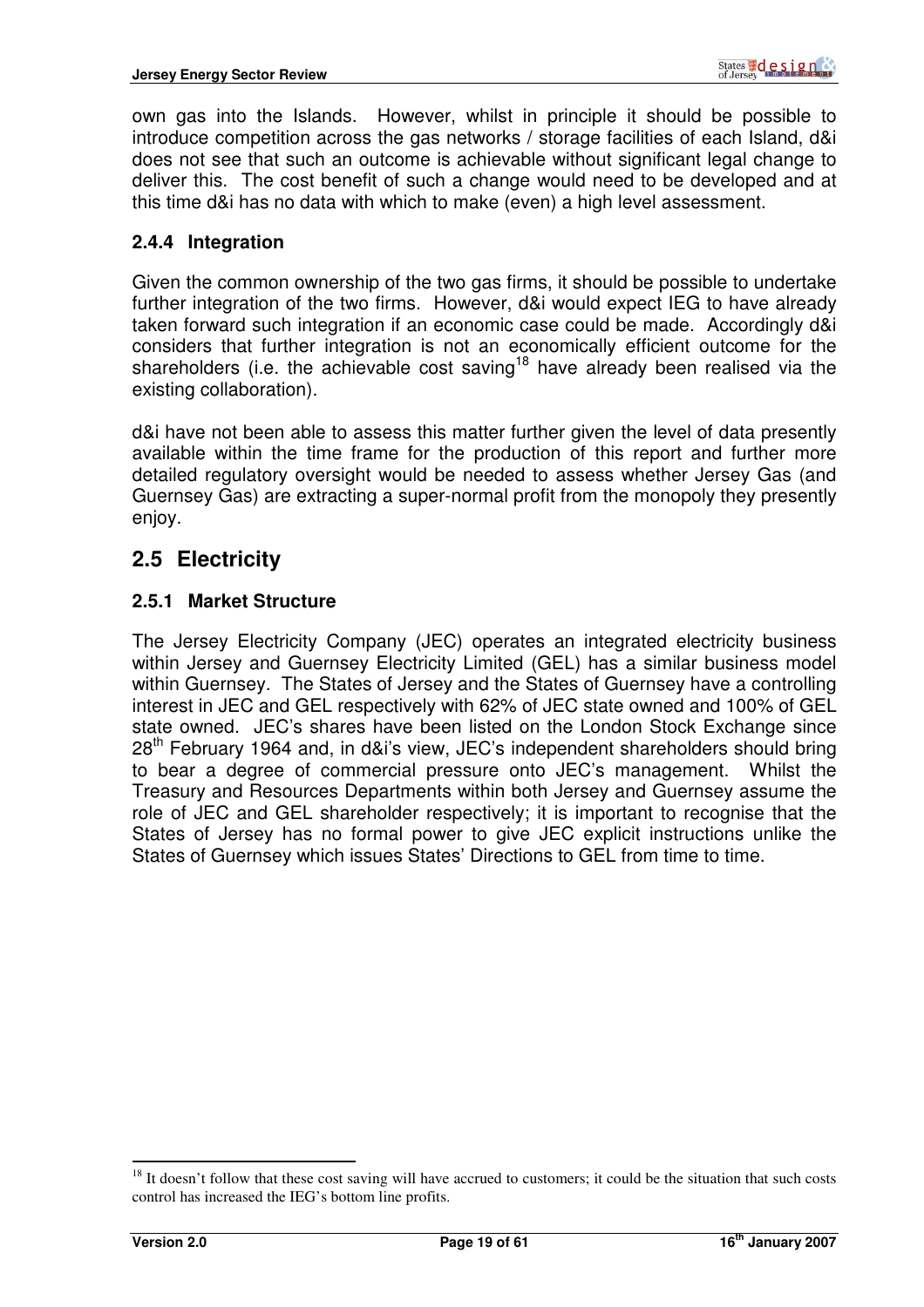own gas into the Islands. However, whilst in principle it should be possible to introduce competition across the gas networks / storage facilities of each Island, d&i does not see that such an outcome is achievable without significant legal change to deliver this. The cost benefit of such a change would need to be developed and at this time d&i has no data with which to make (even) a high level assessment.

### 2.4.4 Integration

Given the common ownership of the two gas firms, it should be possible to undertake further integration of the two firms. However, d&i would expect IEG to have already taken forward such integration if an economic case could be made. Accordingly d&i considers that further integration is not an economically efficient outcome for the shareholders (i.e. the achievable cost saving[18] have already been realised via the existing collaboration).

d&i have not been able to assess this matter further given the level of data presently available within the time frame for the production of this report and further more detailed regulatory oversight would be needed to assess whether Jersey Gas (and Guernsey Gas) are extracting a super-normal profit from the monopoly they presently enjoy.

## 2.5 Electricity

### 2.5.1 Market Structure

The Jersey Electricity Company (JEC) operates an integrated electricity business within Jersey and Guernsey Electricity Limited (GEL) has a similar business model within Guernsey. The States of Jersey and the States of Guernsey have a controlling interest in JEC and GEL respectively with 62% of JEC state owned and 100% of GEL state owned. JEC's shares have been listed on the London Stock Exchange since 28th February 1964 and, in d&i's view, JEC's independent shareholders should bring to bear a degree of commercial pressure onto JEC's management. Whilst the Treasury and Resources Departments within both Jersey and Guernsey assume the role of JEC and GEL shareholder respectively; it is important to recognise that the States of Jersey has no formal power to give JEC explicit instructions unlike the States of Guernsey which issues States' Directions to GEL from time to time.

---

[18] It doesn't follow that these cost saving will have accrued to customers; it could be the situation that such costs control has increased the IEG's bottom line profits.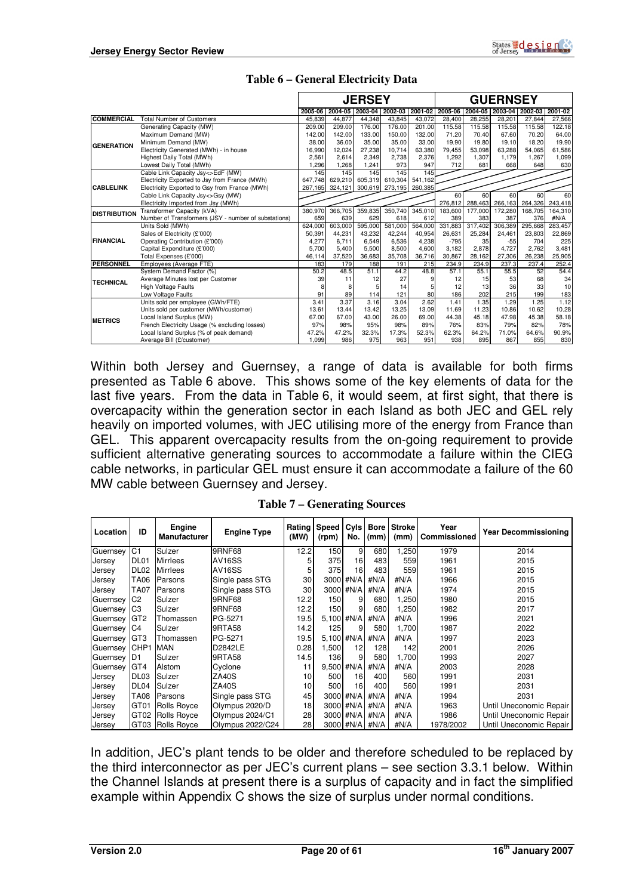**Table 6 – General Electricity Data**

| | | JERSEY | | | | | GUERNSEY | | | | |
|---|---|---|---|---|---|---|---|---|---|---|---|
| | | 2005-06 | 2004-05 | 2003-04 | 2002-03 | 2001-02 | 2005-06 | 2004-05 | 2003-04 | 2002-03 | 2001-02 |
| COMMERCIAL | Total Number of Customers | 45,839 | 44,877 | 44,348 | 43,845 | 43,072 | 28,400 | 28,255 | 28,201 | 27,844 | 27,566 |
| GENERATION | Generating Capacity (MW) | 209.00 | 209.00 | 176.00 | 176.00 | 201.00 | 115.58 | 115.58 | 115.58 | 115.58 | 122.18 |
| | Maximum Demand (MW) | 142.00 | 142.00 | 133.00 | 150.00 | 132.00 | 71.20 | 70.40 | 67.60 | 70.20 | 64.00 |
| | Minimum Demand (MW) | 38.00 | 36.00 | 35.00 | 35.00 | 33.00 | 19.90 | 19.80 | 19.10 | 18.20 | 19.90 |
| | Electricity Generated (MWh) - in house | 16,990 | 12,024 | 27,238 | 10,714 | 63,380 | 79,455 | 53,098 | 63,288 | 54,065 | 61,586 |
| | Highest Daily Total (MWh) | 2,561 | 2,614 | 2,349 | 2,738 | 2,376 | 1,292 | 1,307 | 1,179 | 1,267 | 1,099 |
| | Lowest Daily Total (MWh) | 1,296 | 1,268 | 1,241 | 973 | 947 | 712 | 681 | 668 | 648 | 630 |
| CABLELINK | Cable Link Capacity Jsy<>EdF (MW) | 145 | 145 | 145 | 145 | 145 | | | | | |
| | Electricity Exported to Jsy from France (MWh) | 647,748 | 629,210 | 605,319 | 610,304 | 541,162 | | | | | |
| | Electricity Exported to Gsy from France (MWh) | 267,165 | 324,121 | 300,619 | 273,195 | 260,385 | | | | | |
| | Cable Link Capacity Jsy<>Gsy (MW) | | | | | | 60 | 60 | 60 | 60 | 60 |
| | Electricity Imported from Jsy (MWh) | | | | | | 276,812 | 288,463 | 266,163 | 264,326 | 243,418 |
| DISTRIBUTION | Transformer Capacity (kVA) | 380,970 | 366,705 | 359,835 | 350,740 | 345,010 | 183,600 | 177,000 | 172,280 | 168,705 | 164,310 |
| | Number of Transformers (JSY - number of substations) | 659 | 639 | 629 | 618 | 612 | 389 | 383 | 387 | 376 | #N/A |
| FINANCIAL | Units Sold (MWh) | 624,000 | 603,000 | 595,000 | 581,000 | 564,000 | 331,883 | 317,402 | 306,389 | 295,668 | 283,457 |
| | Sales of Electricity (£'000) | 50,391 | 44,231 | 43,232 | 42,244 | 40,954 | 26,631 | 25,284 | 24,461 | 23,803 | 22,869 |
| | Operating Contribution (£'000) | 4,277 | 6,711 | 6,549 | 6,536 | 4,238 | -795 | 35 | -55 | 704 | 225 |
| | Capital Expenditure (£'000) | 5,700 | 5,400 | 5,500 | 8,500 | 4,600 | 3,182 | 2,878 | 4,727 | 2,762 | 3,481 |
| | Total Expenses (£'000) | 46,114 | 37,520 | 36,683 | 35,708 | 36,716 | 30,867 | 28,162 | 27,306 | 26,238 | 25,905 |
| PERSONNEL | Employees (Average FTE) | 183 | 179 | 188 | 191 | 215 | 234.9 | 234.9 | 237.3 | 237.4 | 252.4 |
| TECHNICAL | System Demand Factor (%) | 50.2 | 48.5 | 51.1 | 44.2 | 48.8 | 57.1 | 55.1 | 55.5 | 52 | 54.4 |
| | Average Minutes lost per Customer | 39 | 11 | 12 | 27 | 9 | 12 | 15 | 53 | 68 | 34 |
| | High Voltage Faults | 8 | 8 | 5 | 14 | 5 | 12 | 13 | 36 | 33 | 10 |
| | Low Voltage Faults | 91 | 89 | 114 | 121 | 80 | 186 | 202 | 215 | 199 | 183 |
| METRICS | Units sold per employee (GWh/FTE) | 3.41 | 3.37 | 3.16 | 3.04 | 2.62 | 1.41 | 1.35 | 1.29 | 1.25 | 1.12 |
| | Units sold per customer (MWh/customer) | 13.61 | 13.44 | 13.42 | 13.25 | 13.09 | 11.69 | 11.23 | 10.86 | 10.62 | 10.28 |
| | Local Island Surplus (MW) | 67.00 | 67.00 | 43.00 | 26.00 | 69.00 | 44.38 | 45.18 | 47.98 | 45.38 | 58.18 |
| | French Electricity Usage (% excluding losses) | 97% | 98% | 95% | 98% | 89% | 76% | 83% | 79% | 82% | 78% |
| | Local Island Surplus (% of peak demand) | 47.2% | 47.2% | 32.3% | 17.3% | 52.3% | 62.3% | 64.2% | 71.0% | 64.6% | 90.9% |
| | Average Bill (£/customer) | 1,099 | 986 | 975 | 963 | 951 | 938 | 895 | 867 | 855 | 830 |

Within both Jersey and Guernsey, a range of data is available for both firms presented as Table 6 above. This shows some of the key elements of data for the last five years. From the data in Table 6, it would seem, at first sight, that there is overcapacity within the generation sector in each Island as both JEC and GEL rely heavily on imported volumes, with JEC utilising more of the energy from France than GEL. This apparent overcapacity results from the on-going requirement to provide sufficient alternative generating sources to accommodate a failure within the CIEG cable networks, in particular GEL must ensure it can accommodate a failure of the 60 MW cable between Guernsey and Jersey.

**Table 7 – Generating Sources**

| Location | ID | Engine Manufacturer | Engine Type | Rating (MW) | Speed (rpm) | Cyls No. | Bore (mm) | Stroke (mm) | Year Commissioned | Year Decommissioning |
|---|---|---|---|---|---|---|---|---|---|---|
| Guernsey | C1 | Sulzer | 9RNF68 | 12.2 | 150 | 9 | 680 | 1,250 | 1979 | 2014 |
| Jersey | DL01 | Mirrlees | AV16SS | 5 | 375 | 16 | 483 | 559 | 1961 | 2015 |
| Jersey | DL02 | Mirrlees | AV16SS | 5 | 375 | 16 | 483 | 559 | 1961 | 2015 |
| Jersey | TA06 | Parsons | Single pass STG | 30 | 3000 | #N/A | #N/A | #N/A | 1966 | 2015 |
| Jersey | TA07 | Parsons | Single pass STG | 30 | 3000 | #N/A | #N/A | #N/A | 1974 | 2015 |
| Guernsey | C2 | Sulzer | 9RNF68 | 12.2 | 150 | 9 | 680 | 1,250 | 1980 | 2015 |
| Guernsey | C3 | Sulzer | 9RNF68 | 12.2 | 150 | 9 | 680 | 1,250 | 1982 | 2017 |
| Guernsey | GT2 | Thomassen | PG-5271 | 19.5 | 5,100 | #N/A | #N/A | #N/A | 1996 | 2021 |
| Guernsey | C4 | Sulzer | 9RTA58 | 14.2 | 125 | 9 | 580 | 1,700 | 1987 | 2022 |
| Guernsey | GT3 | Thomassen | PG-5271 | 19.5 | 5,100 | #N/A | #N/A | #N/A | 1997 | 2023 |
| Guernsey | CHP1 | MAN | D2842LE | 0.28 | 1,500 | 12 | 128 | 142 | 2001 | 2026 |
| Guernsey | D1 | Sulzer | 9RTA58 | 14.5 | 136 | 9 | 580 | 1,700 | 1993 | 2027 |
| Guernsey | GT4 | Alstom | Cyclone | 11 | 9,500 | #N/A | #N/A | #N/A | 2003 | 2028 |
| Jersey | DL03 | Sulzer | ZA40S | 10 | 500 | 16 | 400 | 560 | 1991 | 2031 |
| Jersey | DL04 | Sulzer | ZA40S | 10 | 500 | 16 | 400 | 560 | 1991 | 2031 |
| Jersey | TA08 | Parsons | Single pass STG | 45 | 3000 | #N/A | #N/A | #N/A | 1994 | 2031 |
| Jersey | GT01 | Rolls Royce | Olympus 2020/D | 18 | 3000 | #N/A | #N/A | #N/A | 1963 | Until Uneconomic Repair |
| Jersey | GT02 | Rolls Royce | Olympus 2024/C1 | 28 | 3000 | #N/A | #N/A | #N/A | 1986 | Until Uneconomic Repair |
| Jersey | GT03 | Rolls Royce | Olympus 2022/C24 | 28 | 3000 | #N/A | #N/A | #N/A | 1978/2002 | Until Uneconomic Repair |

In addition, JEC's plant tends to be older and therefore scheduled to be replaced by the third interconnector as per JEC's current plans – see section 3.3.1 below. Within the Channel Islands at present there is a surplus of capacity and in fact the simplified example within Appendix C shows the size of surplus under normal conditions.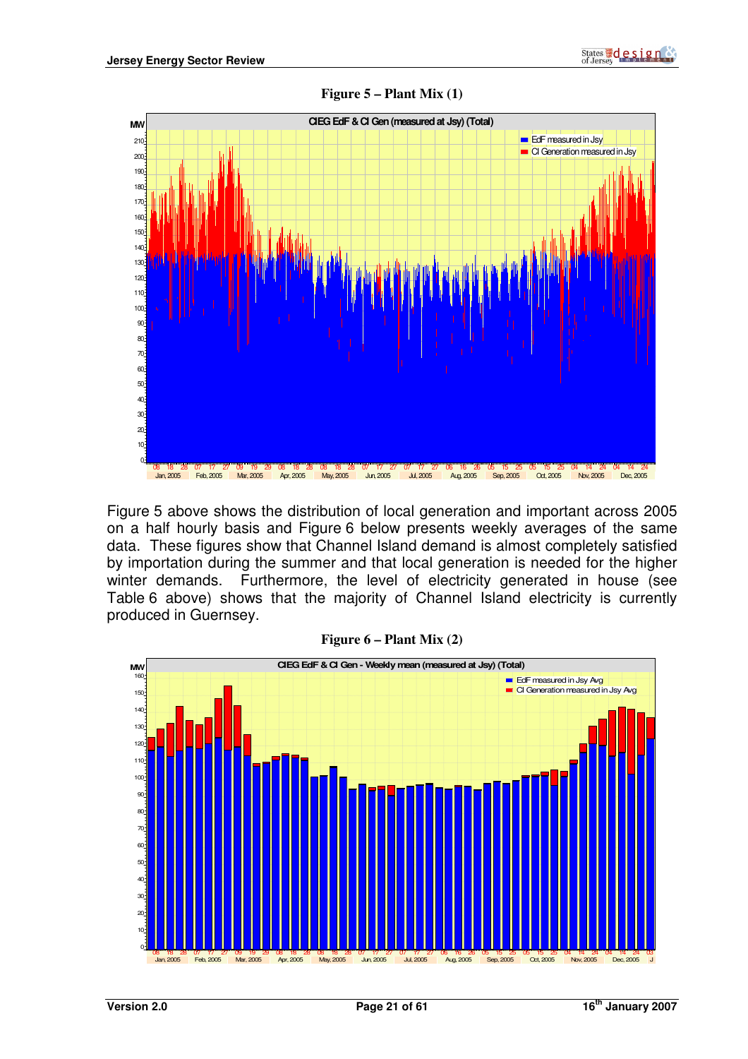**Figure 5 – Plant Mix (1)**

Figure 5 above shows the distribution of local generation and important across 2005 on a half hourly basis and Figure 6 below presents weekly averages of the same data. These figures show that Channel Island demand is almost completely satisfied by importation during the summer and that local generation is needed for the higher winter demands. Furthermore, the level of electricity generated in house (see Table 6 above) shows that the majority of Channel Island electricity is currently produced in Guernsey.

**Figure 6 – Plant Mix (2)**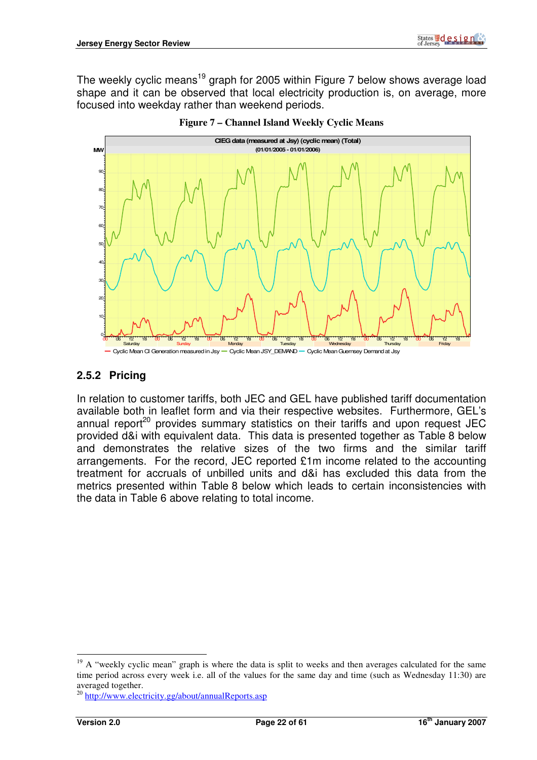The weekly cyclic means[19] graph for 2005 within Figure 7 below shows average load shape and it can be observed that local electricity production is, on average, more focused into weekday rather than weekend periods.

**Figure 7 – Channel Island Weekly Cyclic Means**

### 2.5.2 Pricing

In relation to customer tariffs, both JEC and GEL have published tariff documentation available both in leaflet form and via their respective websites. Furthermore, GEL's annual report[20] provides summary statistics on their tariffs and upon request JEC provided d&i with equivalent data. This data is presented together as Table 8 below and demonstrates the relative sizes of the two firms and the similar tariff arrangements. For the record, JEC reported £1m income related to the accounting treatment for accruals of unbilled units and d&i has excluded this data from the metrics presented within Table 8 below which leads to certain inconsistencies with the data in Table 6 above relating to total income.

---

[19] A "weekly cyclic mean" graph is where the data is split to weeks and then averages calculated for the same time period across every week i.e. all of the values for the same day and time (such as Wednesday 11:30) are averaged together.

[20] http://www.electricity.gg/about/annualReports.asp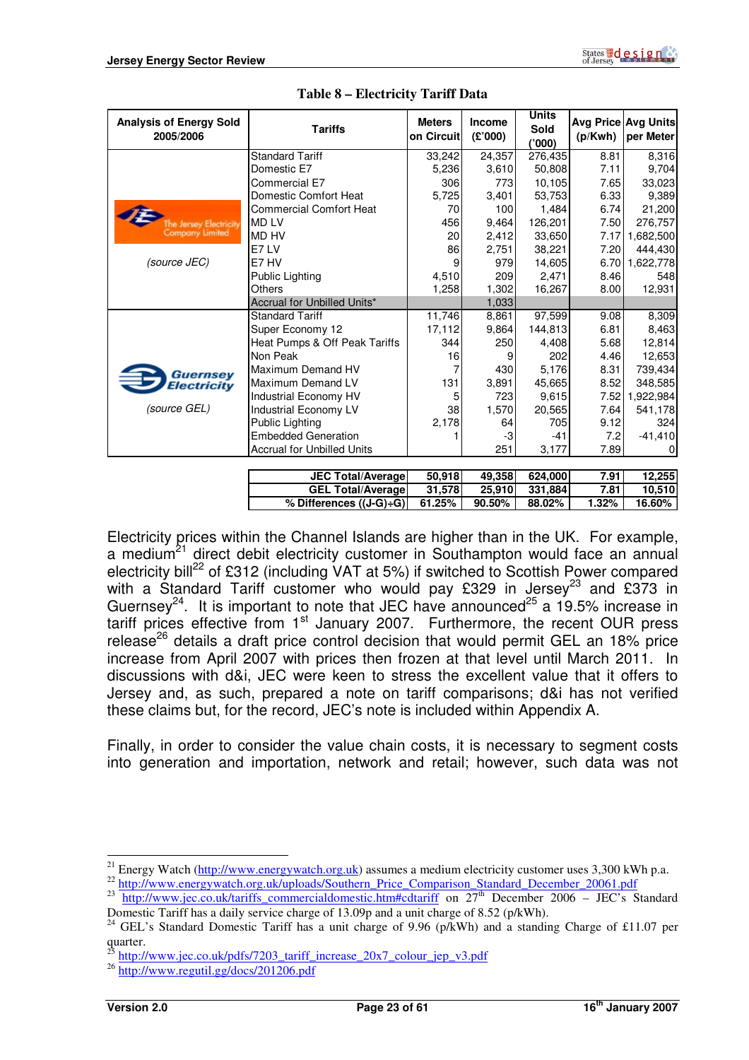**Table 8 – Electricity Tariff Data**

| Analysis of Energy Sold 2005/2006 | Tariffs | Meters on Circuit | Income (£'000) | Units Sold ('000) | Avg Price (p/Kwh) | Avg Units per Meter |
|---|---|---|---|---|---|---|
| The Jersey Electricity Company Limited (source JEC) | Standard Tariff | 33,242 | 24,357 | 276,435 | 8.81 | 8,316 |
| | Domestic E7 | 5,236 | 3,610 | 50,808 | 7.11 | 9,704 |
| | Commercial E7 | 306 | 773 | 10,105 | 7.65 | 33,023 |
| | Domestic Comfort Heat | 5,725 | 3,401 | 53,753 | 6.33 | 9,389 |
| | Commercial Comfort Heat | 70 | 100 | 1,484 | 6.74 | 21,200 |
| | MD LV | 456 | 9,464 | 126,201 | 7.50 | 276,757 |
| | MD HV | 20 | 2,412 | 33,650 | 7.17 | 1,682,500 |
| | E7 LV | 86 | 2,751 | 38,221 | 7.20 | 444,430 |
| | E7 HV | 9 | 979 | 14,605 | 6.70 | 1,622,778 |
| | Public Lighting | 4,510 | 209 | 2,471 | 8.46 | 548 |
| | Others | 1,258 | 1,302 | 16,267 | 8.00 | 12,931 |
| | Accrual for Unbilled Units* | | 1,033 | | | |
| Guernsey Electricity (source GEL) | Standard Tariff | 11,746 | 8,861 | 97,599 | 9.08 | 8,309 |
| | Super Economy 12 | 17,112 | 9,864 | 144,813 | 6.81 | 8,463 |
| | Heat Pumps & Off Peak Tariffs | 344 | 250 | 4,408 | 5.68 | 12,814 |
| | Non Peak | 16 | 9 | 202 | 4.46 | 12,653 |
| | Maximum Demand HV | 7 | 430 | 5,176 | 8.31 | 739,434 |
| | Maximum Demand LV | 131 | 3,891 | 45,665 | 8.52 | 348,585 |
| | Industrial Economy HV | 5 | 723 | 9,615 | 7.52 | 1,922,984 |
| | Industrial Economy LV | 38 | 1,570 | 20,565 | 7.64 | 541,178 |
| | Public Lighting | 2,178 | 64 | 705 | 9.12 | 324 |
| | Embedded Generation | 1 | -3 | -41 | 7.2 | -41,410 |
| | Accrual for Unbilled Units | | 251 | 3,177 | 7.89 | 0 |
| | **JEC Total/Average** | **50,918** | **49,358** | **624,000** | **7.91** | **12,255** |
| | **GEL Total/Average** | **31,578** | **25,910** | **331,884** | **7.81** | **10,510** |
| | **% Differences ((J-G)÷G)** | **61.25%** | **90.50%** | **88.02%** | **1.32%** | **16.60%** |

Electricity prices within the Channel Islands are higher than in the UK. For example, a medium[21] direct debit electricity customer in Southampton would face an annual electricity bill[22] of £312 (including VAT at 5%) if switched to Scottish Power compared with a Standard Tariff customer who would pay £329 in Jersey[23] and £373 in Guernsey[24]. It is important to note that JEC have announced[25] a 19.5% increase in tariff prices effective from 1st January 2007. Furthermore, the recent OUR press release[26] details a draft price control decision that would permit GEL an 18% price increase from April 2007 with prices then frozen at that level until March 2011. In discussions with d&i, JEC were keen to stress the excellent value that it offers to Jersey and, as such, prepared a note on tariff comparisons; d&i has not verified these claims but, for the record, JEC's note is included within Appendix A.

Finally, in order to consider the value chain costs, it is necessary to segment costs into generation and importation, network and retail; however, such data was not

---

[21] Energy Watch (http://www.energywatch.org.uk) assumes a medium electricity customer uses 3,300 kWh p.a.

[22] http://www.energywatch.org.uk/uploads/Southern_Price_Comparison_Standard_December_20061.pdf

[23] http://www.jec.co.uk/tariffs_commercialdomestic.htm#cdtariff on 27th December 2006 – JEC's Standard Domestic Tariff has a daily service charge of 13.09p and a unit charge of 8.52 (p/kWh).

[24] GEL's Standard Domestic Tariff has a unit charge of 9.96 (p/kWh) and a standing Charge of £11.07 per quarter.

[25] http://www.jec.co.uk/pdfs/7203_tariff_increase_20x7_colour_jep_v3.pdf

[26] http://www.regutil.gg/docs/201206.pdf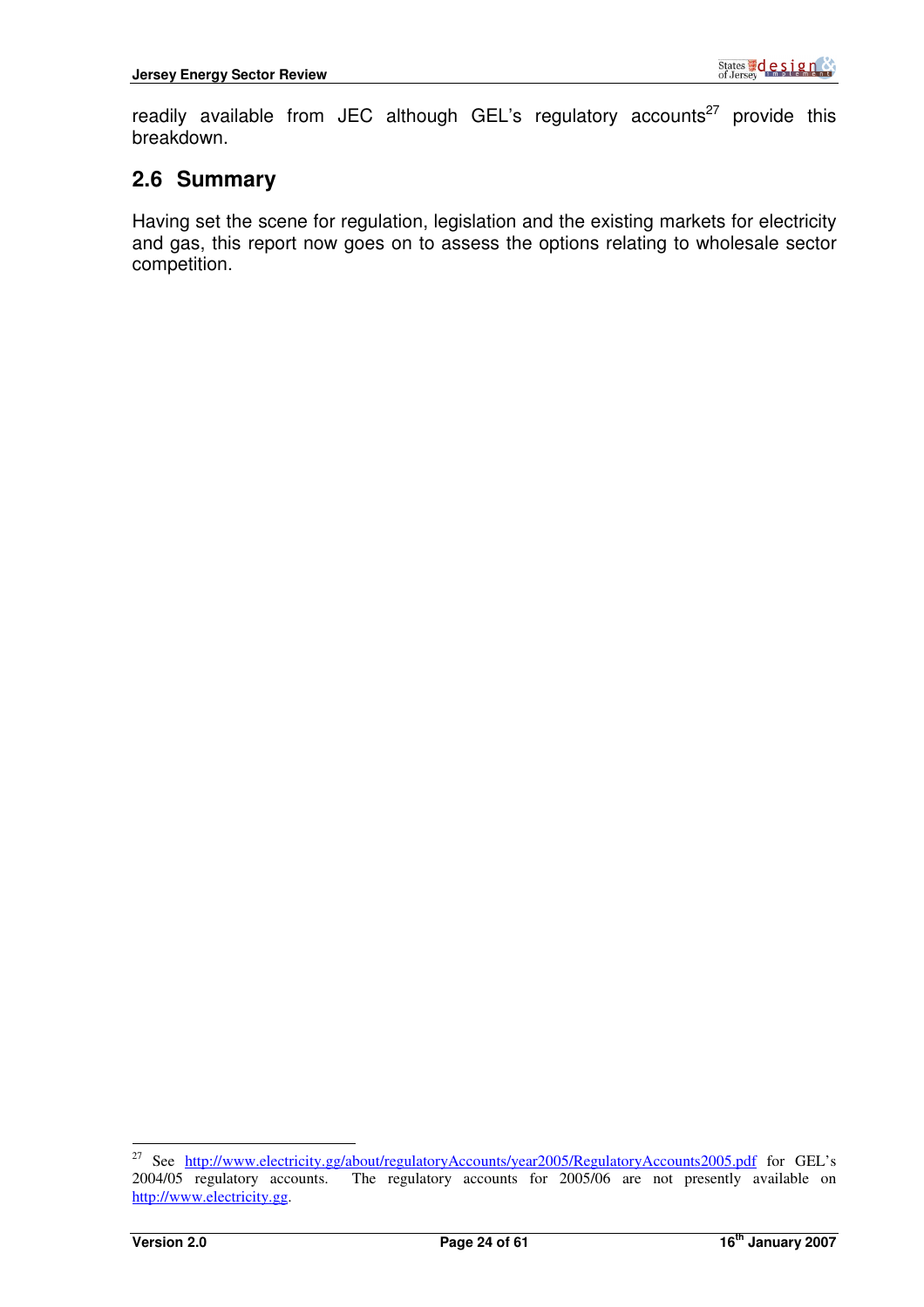readily available from JEC although GEL's regulatory accounts[27] provide this breakdown.

## 2.6 Summary

Having set the scene for regulation, legislation and the existing markets for electricity and gas, this report now goes on to assess the options relating to wholesale sector competition.

---

[27] See http://www.electricity.gg/about/regulatoryAccounts/year2005/RegulatoryAccounts2005.pdf for GEL's 2004/05 regulatory accounts. The regulatory accounts for 2005/06 are not presently available on http://www.electricity.gg.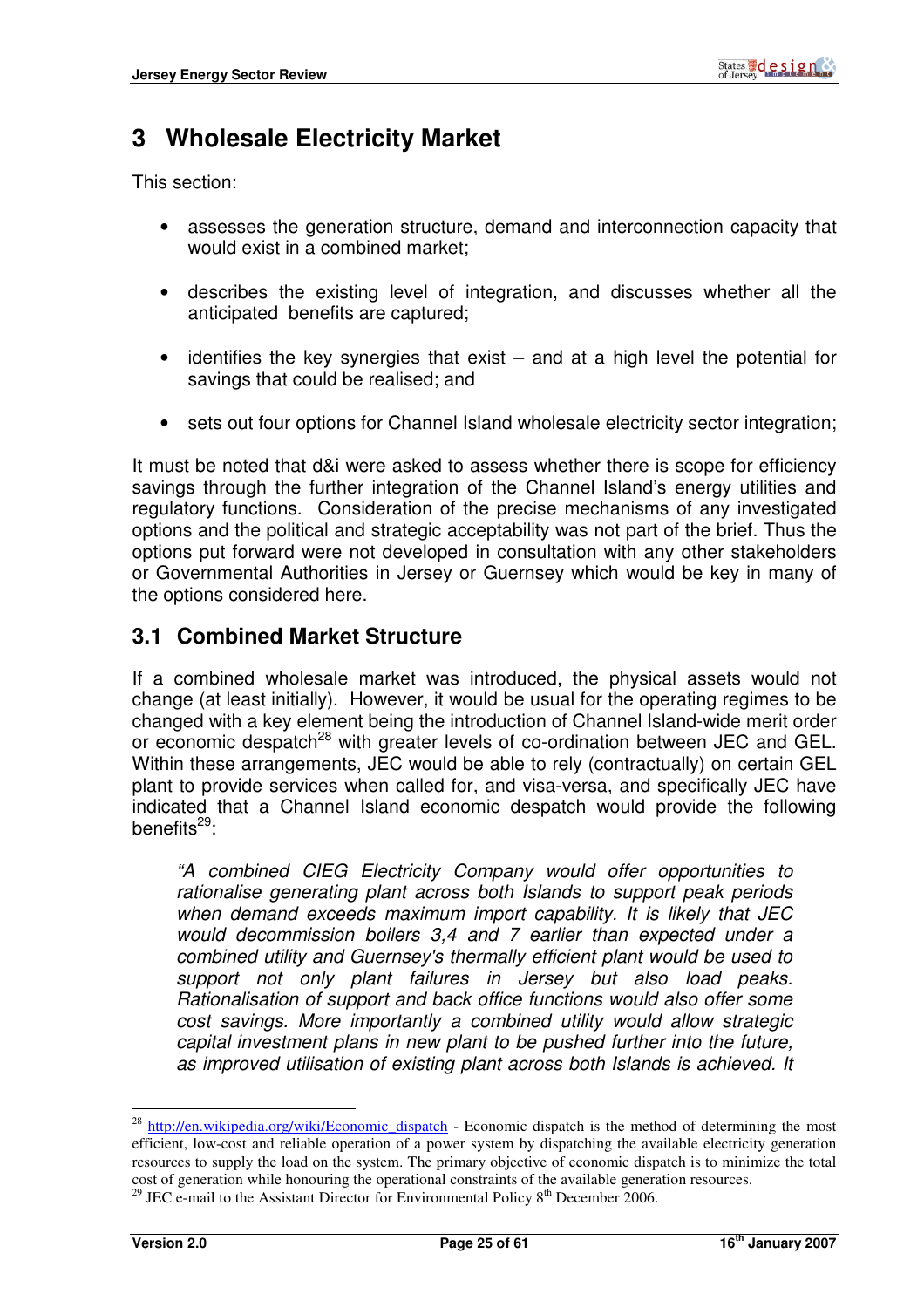# 3 Wholesale Electricity Market

This section:

- assesses the generation structure, demand and interconnection capacity that would exist in a combined market;
- describes the existing level of integration, and discusses whether all the anticipated benefits are captured;
- identifies the key synergies that exist – and at a high level the potential for savings that could be realised; and
- sets out four options for Channel Island wholesale electricity sector integration;

It must be noted that d&i were asked to assess whether there is scope for efficiency savings through the further integration of the Channel Island's energy utilities and regulatory functions. Consideration of the precise mechanisms of any investigated options and the political and strategic acceptability was not part of the brief. Thus the options put forward were not developed in consultation with any other stakeholders or Governmental Authorities in Jersey or Guernsey which would be key in many of the options considered here.

## 3.1 Combined Market Structure

If a combined wholesale market was introduced, the physical assets would not change (at least initially). However, it would be usual for the operating regimes to be changed with a key element being the introduction of Channel Island-wide merit order or economic despatch[28] with greater levels of co-ordination between JEC and GEL. Within these arrangements, JEC would be able to rely (contractually) on certain GEL plant to provide services when called for, and visa-versa, and specifically JEC have indicated that a Channel Island economic despatch would provide the following benefits[29]:

> *"A combined CIEG Electricity Company would offer opportunities to rationalise generating plant across both Islands to support peak periods when demand exceeds maximum import capability. It is likely that JEC would decommission boilers 3,4 and 7 earlier than expected under a combined utility and Guernsey's thermally efficient plant would be used to support not only plant failures in Jersey but also load peaks. Rationalisation of support and back office functions would also offer some cost savings. More importantly a combined utility would allow strategic capital investment plans in new plant to be pushed further into the future, as improved utilisation of existing plant across both Islands is achieved. It*

---

[28] http://en.wikipedia.org/wiki/Economic_dispatch - Economic dispatch is the method of determining the most efficient, low-cost and reliable operation of a power system by dispatching the available electricity generation resources to supply the load on the system. The primary objective of economic dispatch is to minimize the total cost of generation while honouring the operational constraints of the available generation resources.

[29] JEC e-mail to the Assistant Director for Environmental Policy 8th December 2006.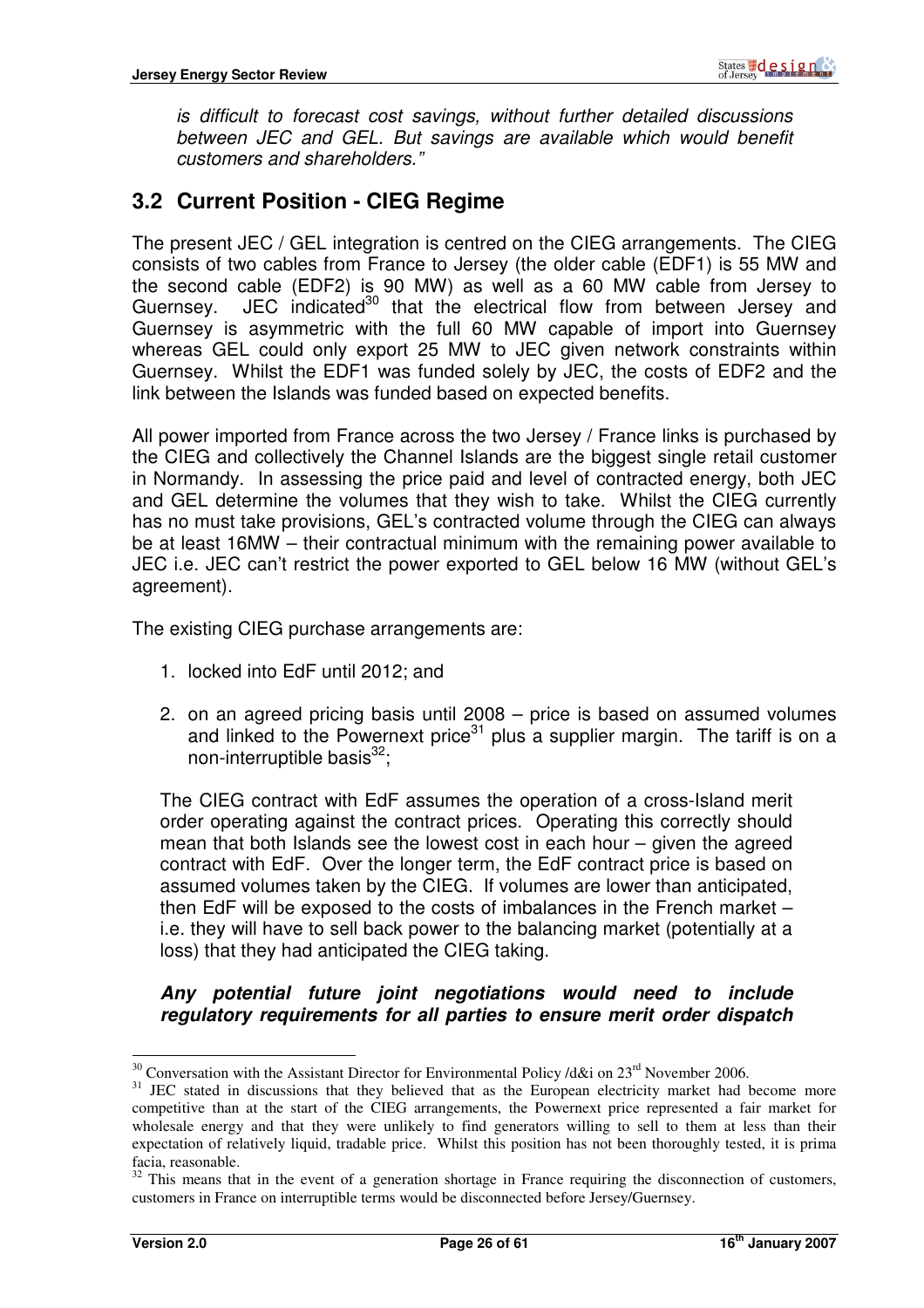*is difficult to forecast cost savings, without further detailed discussions between JEC and GEL. But savings are available which would benefit customers and shareholders."*

## 3.2 Current Position - CIEG Regime

The present JEC / GEL integration is centred on the CIEG arrangements. The CIEG consists of two cables from France to Jersey (the older cable (EDF1) is 55 MW and the second cable (EDF2) is 90 MW) as well as a 60 MW cable from Jersey to Guernsey. JEC indicated[30] that the electrical flow from between Jersey and Guernsey is asymmetric with the full 60 MW capable of import into Guernsey whereas GEL could only export 25 MW to JEC given network constraints within Guernsey. Whilst the EDF1 was funded solely by JEC, the costs of EDF2 and the link between the Islands was funded based on expected benefits.

All power imported from France across the two Jersey / France links is purchased by the CIEG and collectively the Channel Islands are the biggest single retail customer in Normandy. In assessing the price paid and level of contracted energy, both JEC and GEL determine the volumes that they wish to take. Whilst the CIEG currently has no must take provisions, GEL's contracted volume through the CIEG can always be at least 16MW – their contractual minimum with the remaining power available to JEC i.e. JEC can't restrict the power exported to GEL below 16 MW (without GEL's agreement).

The existing CIEG purchase arrangements are:

1. locked into EdF until 2012; and
2. on an agreed pricing basis until 2008 – price is based on assumed volumes and linked to the Powernext price[31] plus a supplier margin. The tariff is on a non-interruptible basis[32];

The CIEG contract with EdF assumes the operation of a cross-Island merit order operating against the contract prices. Operating this correctly should mean that both Islands see the lowest cost in each hour – given the agreed contract with EdF. Over the longer term, the EdF contract price is based on assumed volumes taken by the CIEG. If volumes are lower than anticipated, then EdF will be exposed to the costs of imbalances in the French market – i.e. they will have to sell back power to the balancing market (potentially at a loss) that they had anticipated the CIEG taking.

***Any potential future joint negotiations would need to include regulatory requirements for all parties to ensure merit order dispatch***

---

[30] Conversation with the Assistant Director for Environmental Policy /d&i on 23rd November 2006.

[31] JEC stated in discussions that they believed that as the European electricity market had become more competitive than at the start of the CIEG arrangements, the Powernext price represented a fair market for wholesale energy and that they were unlikely to find generators willing to sell to them at less than their expectation of relatively liquid, tradable price. Whilst this position has not been thoroughly tested, it is prima facia, reasonable.

[32] This means that in the event of a generation shortage in France requiring the disconnection of customers, customers in France on interruptible terms would be disconnected before Jersey/Guernsey.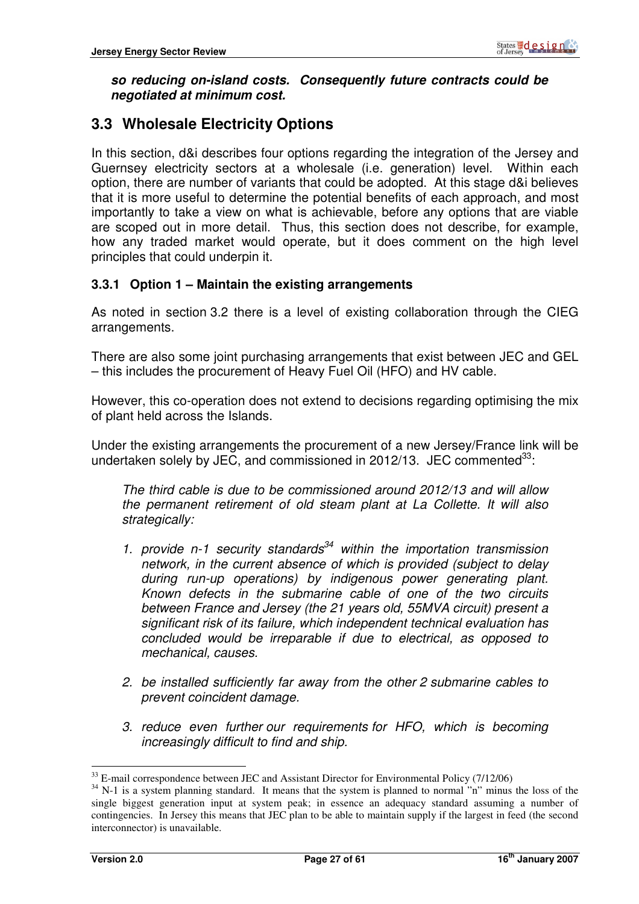***so reducing on-island costs. Consequently future contracts could be negotiated at minimum cost.***

## 3.3 Wholesale Electricity Options

In this section, d&i describes four options regarding the integration of the Jersey and Guernsey electricity sectors at a wholesale (i.e. generation) level. Within each option, there are number of variants that could be adopted. At this stage d&i believes that it is more useful to determine the potential benefits of each approach, and most importantly to take a view on what is achievable, before any options that are viable are scoped out in more detail. Thus, this section does not describe, for example, how any traded market would operate, but it does comment on the high level principles that could underpin it.

### 3.3.1 Option 1 – Maintain the existing arrangements

As noted in section 3.2 there is a level of existing collaboration through the CIEG arrangements.

There are also some joint purchasing arrangements that exist between JEC and GEL – this includes the procurement of Heavy Fuel Oil (HFO) and HV cable.

However, this co-operation does not extend to decisions regarding optimising the mix of plant held across the Islands.

Under the existing arrangements the procurement of a new Jersey/France link will be undertaken solely by JEC, and commissioned in 2012/13. JEC commented[33]:

> *The third cable is due to be commissioned around 2012/13 and will allow the permanent retirement of old steam plant at La Collette. It will also strategically:*
>
> 1. *provide n-1 security standards[34] within the importation transmission network, in the current absence of which is provided (subject to delay during run-up operations) by indigenous power generating plant. Known defects in the submarine cable of one of the two circuits between France and Jersey (the 21 years old, 55MVA circuit) present a significant risk of its failure, which independent technical evaluation has concluded would be irreparable if due to electrical, as opposed to mechanical, causes.*
>
> 2. *be installed sufficiently far away from the other 2 submarine cables to prevent coincident damage.*
>
> 3. *reduce even further our requirements for HFO, which is becoming increasingly difficult to find and ship.*

---

[33] E-mail correspondence between JEC and Assistant Director for Environmental Policy (7/12/06)

[34] N-1 is a system planning standard. It means that the system is planned to normal "n" minus the loss of the single biggest generation input at system peak; in essence an adequacy standard assuming a number of contingencies. In Jersey this means that JEC plan to be able to maintain supply if the largest in feed (the second interconnector) is unavailable.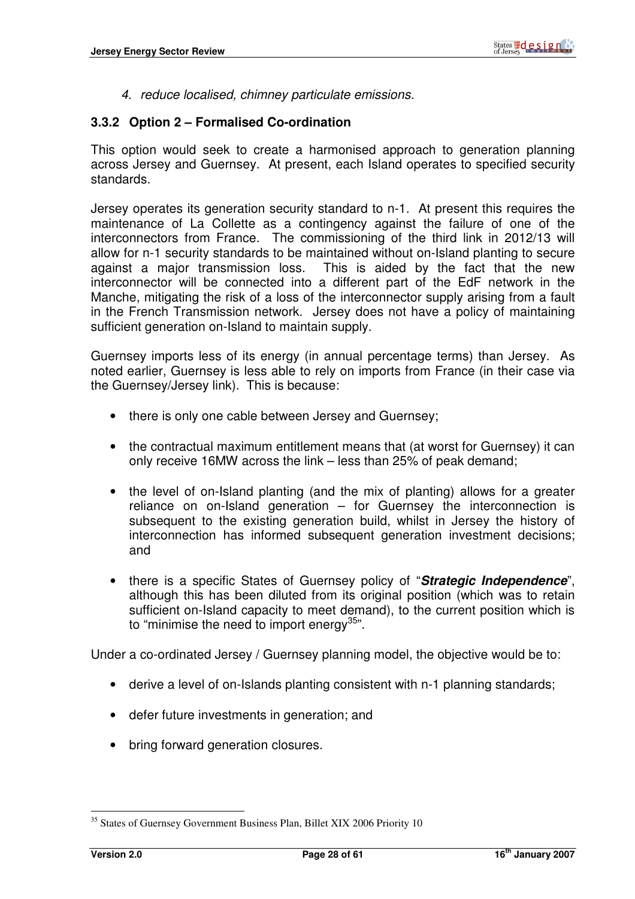4. *reduce localised, chimney particulate emissions.*

### 3.3.2 Option 2 – Formalised Co-ordination

This option would seek to create a harmonised approach to generation planning across Jersey and Guernsey. At present, each Island operates to specified security standards.

Jersey operates its generation security standard to n-1. At present this requires the maintenance of La Collette as a contingency against the failure of one of the interconnectors from France. The commissioning of the third link in 2012/13 will allow for n-1 security standards to be maintained without on-Island planting to secure against a major transmission loss. This is aided by the fact that the new interconnector will be connected into a different part of the EdF network in the Manche, mitigating the risk of a loss of the interconnector supply arising from a fault in the French Transmission network. Jersey does not have a policy of maintaining sufficient generation on-Island to maintain supply.

Guernsey imports less of its energy (in annual percentage terms) than Jersey. As noted earlier, Guernsey is less able to rely on imports from France (in their case via the Guernsey/Jersey link). This is because:

- there is only one cable between Jersey and Guernsey;
- the contractual maximum entitlement means that (at worst for Guernsey) it can only receive 16MW across the link – less than 25% of peak demand;
- the level of on-Island planting (and the mix of planting) allows for a greater reliance on on-Island generation – for Guernsey the interconnection is subsequent to the existing generation build, whilst in Jersey the history of interconnection has informed subsequent generation investment decisions; and
- there is a specific States of Guernsey policy of "***Strategic Independence***", although this has been diluted from its original position (which was to retain sufficient on-Island capacity to meet demand), to the current position which is to "minimise the need to import energy[35]".

Under a co-ordinated Jersey / Guernsey planning model, the objective would be to:

- derive a level of on-Islands planting consistent with n-1 planning standards;
- defer future investments in generation; and
- bring forward generation closures.

---

[35] States of Guernsey Government Business Plan, Billet XIX 2006 Priority 10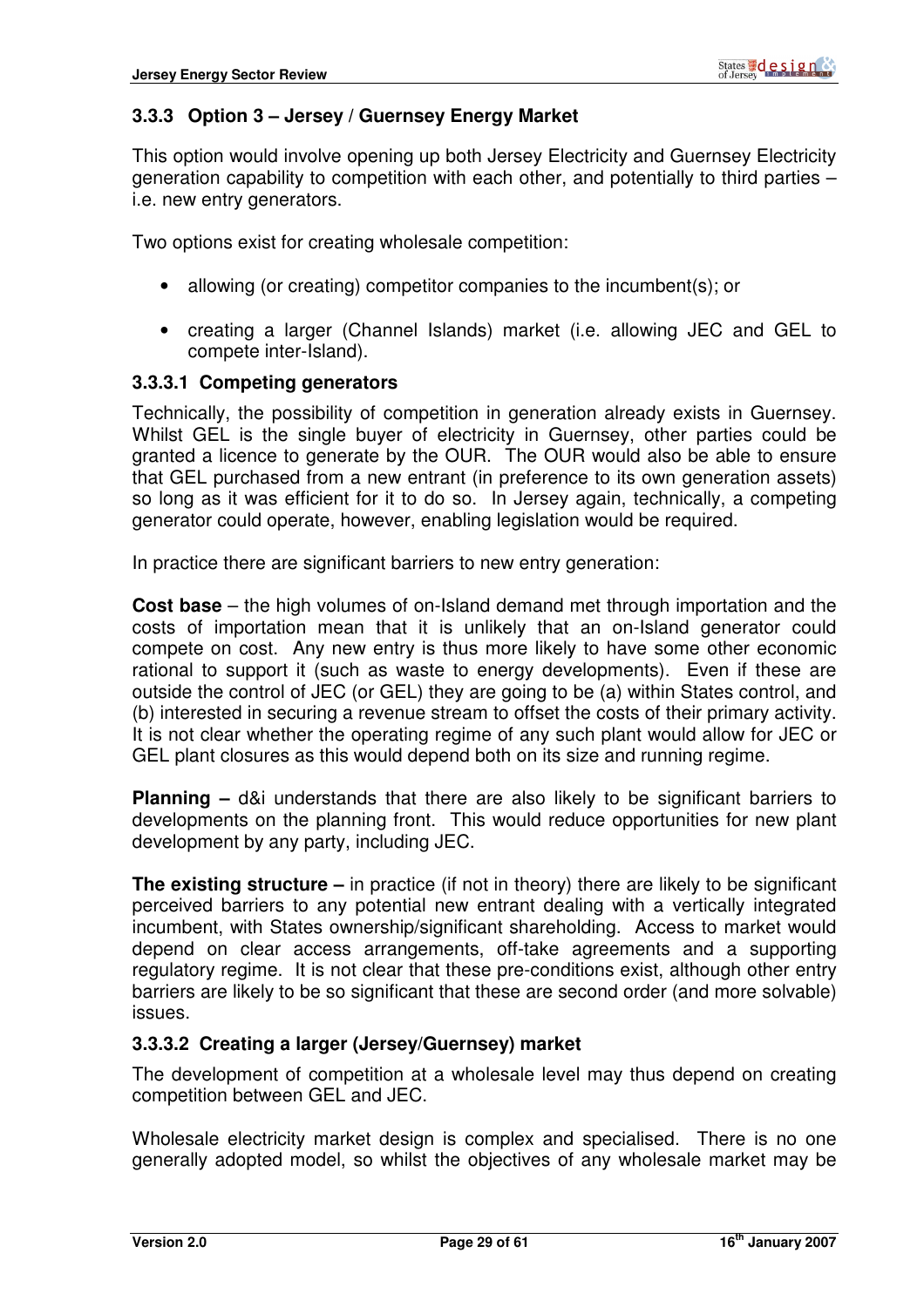### 3.3.3 Option 3 – Jersey / Guernsey Energy Market

This option would involve opening up both Jersey Electricity and Guernsey Electricity generation capability to competition with each other, and potentially to third parties – i.e. new entry generators.

Two options exist for creating wholesale competition:

- allowing (or creating) competitor companies to the incumbent(s); or
- creating a larger (Channel Islands) market (i.e. allowing JEC and GEL to compete inter-Island).

#### 3.3.3.1 Competing generators

Technically, the possibility of competition in generation already exists in Guernsey. Whilst GEL is the single buyer of electricity in Guernsey, other parties could be granted a licence to generate by the OUR. The OUR would also be able to ensure that GEL purchased from a new entrant (in preference to its own generation assets) so long as it was efficient for it to do so. In Jersey again, technically, a competing generator could operate, however, enabling legislation would be required.

In practice there are significant barriers to new entry generation:

**Cost base** – the high volumes of on-Island demand met through importation and the costs of importation mean that it is unlikely that an on-Island generator could compete on cost. Any new entry is thus more likely to have some other economic rational to support it (such as waste to energy developments). Even if these are outside the control of JEC (or GEL) they are going to be (a) within States control, and (b) interested in securing a revenue stream to offset the costs of their primary activity. It is not clear whether the operating regime of any such plant would allow for JEC or GEL plant closures as this would depend both on its size and running regime.

**Planning –** d&i understands that there are also likely to be significant barriers to developments on the planning front. This would reduce opportunities for new plant development by any party, including JEC.

**The existing structure –** in practice (if not in theory) there are likely to be significant perceived barriers to any potential new entrant dealing with a vertically integrated incumbent, with States ownership/significant shareholding. Access to market would depend on clear access arrangements, off-take agreements and a supporting regulatory regime. It is not clear that these pre-conditions exist, although other entry barriers are likely to be so significant that these are second order (and more solvable) issues.

#### 3.3.3.2 Creating a larger (Jersey/Guernsey) market

The development of competition at a wholesale level may thus depend on creating competition between GEL and JEC.

Wholesale electricity market design is complex and specialised. There is no one generally adopted model, so whilst the objectives of any wholesale market may be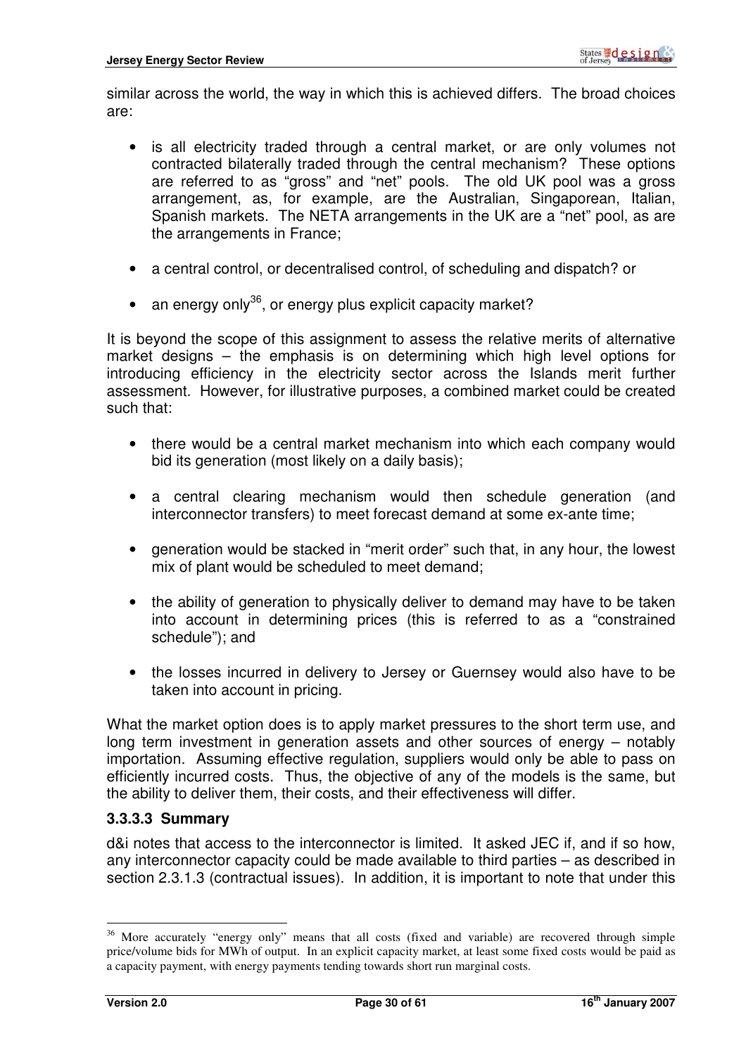similar across the world, the way in which this is achieved differs. The broad choices are:

- is all electricity traded through a central market, or are only volumes not contracted bilaterally traded through the central mechanism? These options are referred to as "gross" and "net" pools. The old UK pool was a gross arrangement, as, for example, are the Australian, Singaporean, Italian, Spanish markets. The NETA arrangements in the UK are a "net" pool, as are the arrangements in France;

- a central control, or decentralised control, of scheduling and dispatch? or

- an energy only[36], or energy plus explicit capacity market?

It is beyond the scope of this assignment to assess the relative merits of alternative market designs – the emphasis is on determining which high level options for introducing efficiency in the electricity sector across the Islands merit further assessment. However, for illustrative purposes, a combined market could be created such that:

- there would be a central market mechanism into which each company would bid its generation (most likely on a daily basis);

- a central clearing mechanism would then schedule generation (and interconnector transfers) to meet forecast demand at some ex-ante time;

- generation would be stacked in "merit order" such that, in any hour, the lowest mix of plant would be scheduled to meet demand;

- the ability of generation to physically deliver to demand may have to be taken into account in determining prices (this is referred to as a "constrained schedule"); and

- the losses incurred in delivery to Jersey or Guernsey would also have to be taken into account in pricing.

What the market option does is to apply market pressures to the short term use, and long term investment in generation assets and other sources of energy – notably importation. Assuming effective regulation, suppliers would only be able to pass on efficiently incurred costs. Thus, the objective of any of the models is the same, but the ability to deliver them, their costs, and their effectiveness will differ.

#### 3.3.3.3 Summary

d&i notes that access to the interconnector is limited. It asked JEC if, and if so how, any interconnector capacity could be made available to third parties – as described in section 2.3.1.3 (contractual issues). In addition, it is important to note that under this

---

[36] More accurately "energy only" means that all costs (fixed and variable) are recovered through simple price/volume bids for MWh of output. In an explicit capacity market, at least some fixed costs would be paid as a capacity payment, with energy payments tending towards short run marginal costs.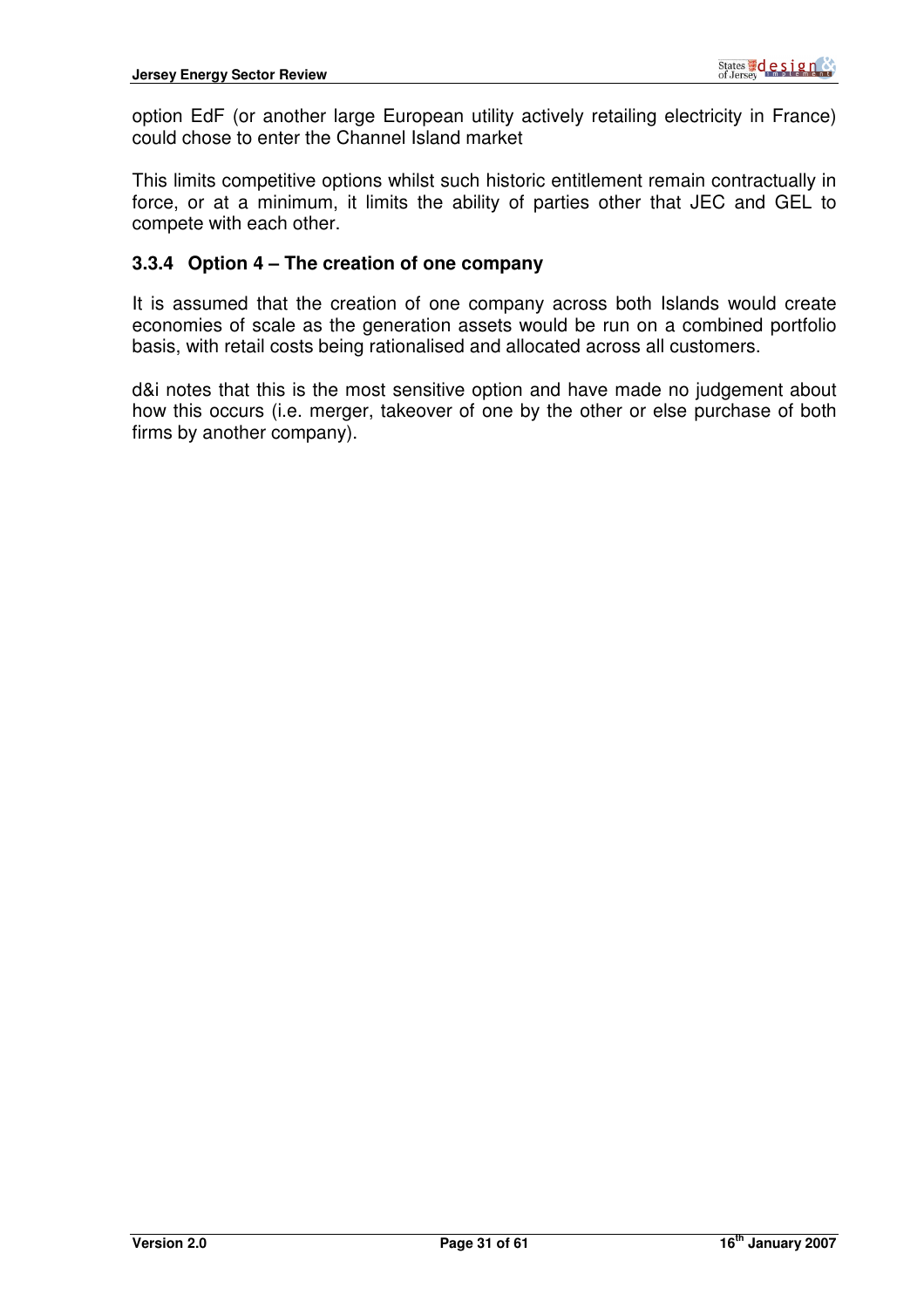option EdF (or another large European utility actively retailing electricity in France) could chose to enter the Channel Island market

This limits competitive options whilst such historic entitlement remain contractually in force, or at a minimum, it limits the ability of parties other that JEC and GEL to compete with each other.

### 3.3.4 Option 4 – The creation of one company

It is assumed that the creation of one company across both Islands would create economies of scale as the generation assets would be run on a combined portfolio basis, with retail costs being rationalised and allocated across all customers.

d&i notes that this is the most sensitive option and have made no judgement about how this occurs (i.e. merger, takeover of one by the other or else purchase of both firms by another company).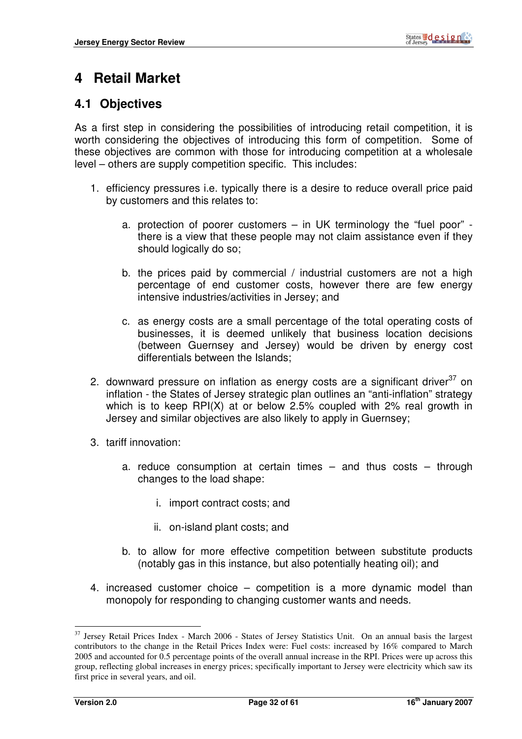# 4 Retail Market

## 4.1 Objectives

As a first step in considering the possibilities of introducing retail competition, it is worth considering the objectives of introducing this form of competition. Some of these objectives are common with those for introducing competition at a wholesale level – others are supply competition specific. This includes:

1. efficiency pressures i.e. typically there is a desire to reduce overall price paid by customers and this relates to:

    a. protection of poorer customers – in UK terminology the "fuel poor" - there is a view that these people may not claim assistance even if they should logically do so;

    b. the prices paid by commercial / industrial customers are not a high percentage of end customer costs, however there are few energy intensive industries/activities in Jersey; and

    c. as energy costs are a small percentage of the total operating costs of businesses, it is deemed unlikely that business location decisions (between Guernsey and Jersey) would be driven by energy cost differentials between the Islands;

2. downward pressure on inflation as energy costs are a significant driver[37] on inflation - the States of Jersey strategic plan outlines an "anti-inflation" strategy which is to keep RPI(X) at or below 2.5% coupled with 2% real growth in Jersey and similar objectives are also likely to apply in Guernsey;

3. tariff innovation:

    a. reduce consumption at certain times – and thus costs – through changes to the load shape:

        i. import contract costs; and

        ii. on-island plant costs; and

    b. to allow for more effective competition between substitute products (notably gas in this instance, but also potentially heating oil); and

4. increased customer choice – competition is a more dynamic model than monopoly for responding to changing customer wants and needs.

---

[37] Jersey Retail Prices Index - March 2006 - States of Jersey Statistics Unit. On an annual basis the largest contributors to the change in the Retail Prices Index were: Fuel costs: increased by 16% compared to March 2005 and accounted for 0.5 percentage points of the overall annual increase in the RPI. Prices were up across this group, reflecting global increases in energy prices; specifically important to Jersey were electricity which saw its first price in several years, and oil.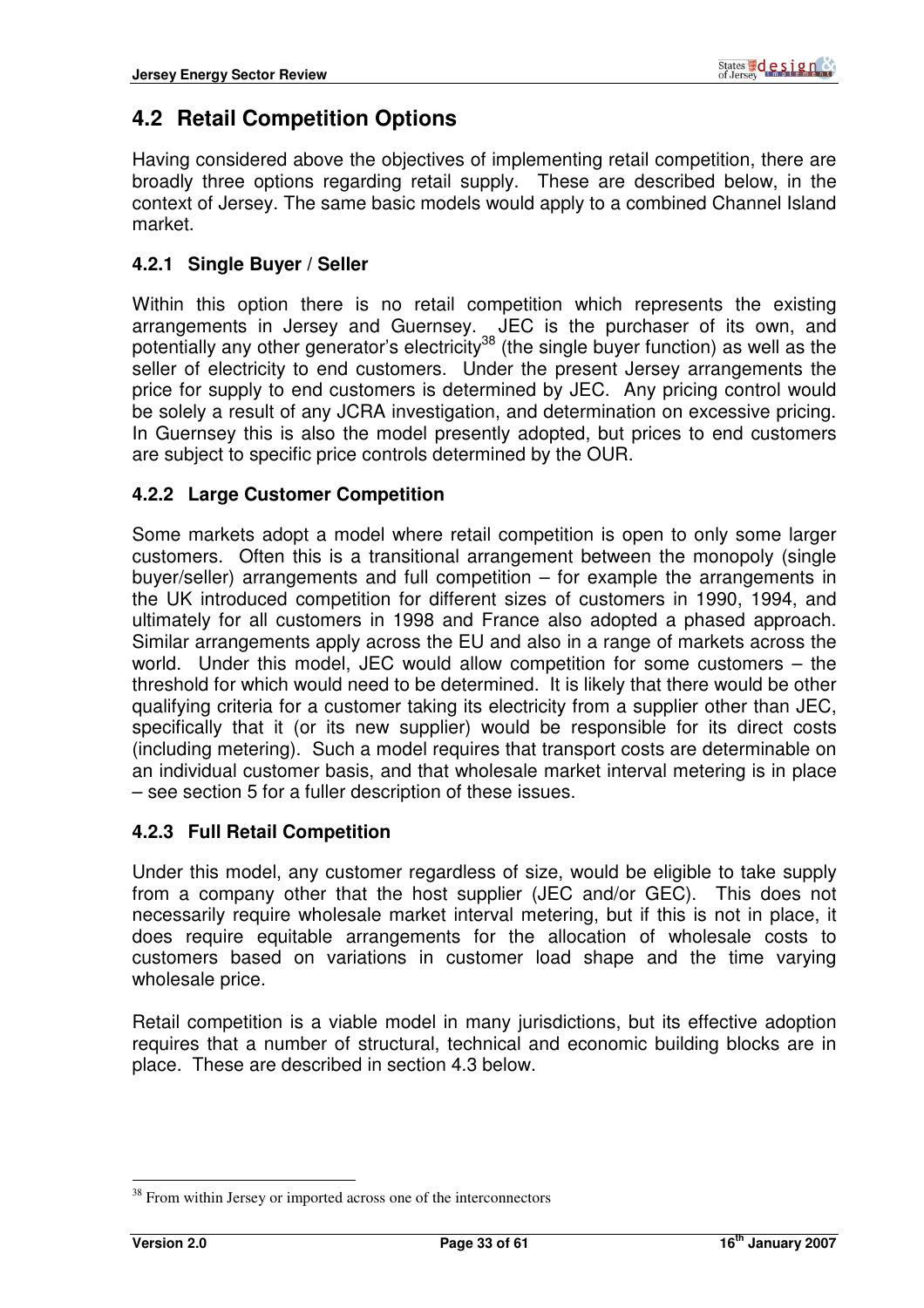## 4.2 Retail Competition Options

Having considered above the objectives of implementing retail competition, there are broadly three options regarding retail supply. These are described below, in the context of Jersey. The same basic models would apply to a combined Channel Island market.

### 4.2.1 Single Buyer / Seller

Within this option there is no retail competition which represents the existing arrangements in Jersey and Guernsey. JEC is the purchaser of its own, and potentially any other generator's electricity[38] (the single buyer function) as well as the seller of electricity to end customers. Under the present Jersey arrangements the price for supply to end customers is determined by JEC. Any pricing control would be solely a result of any JCRA investigation, and determination on excessive pricing. In Guernsey this is also the model presently adopted, but prices to end customers are subject to specific price controls determined by the OUR.

### 4.2.2 Large Customer Competition

Some markets adopt a model where retail competition is open to only some larger customers. Often this is a transitional arrangement between the monopoly (single buyer/seller) arrangements and full competition – for example the arrangements in the UK introduced competition for different sizes of customers in 1990, 1994, and ultimately for all customers in 1998 and France also adopted a phased approach. Similar arrangements apply across the EU and also in a range of markets across the world. Under this model, JEC would allow competition for some customers – the threshold for which would need to be determined. It is likely that there would be other qualifying criteria for a customer taking its electricity from a supplier other than JEC, specifically that it (or its new supplier) would be responsible for its direct costs (including metering). Such a model requires that transport costs are determinable on an individual customer basis, and that wholesale market interval metering is in place – see section 5 for a fuller description of these issues.

### 4.2.3 Full Retail Competition

Under this model, any customer regardless of size, would be eligible to take supply from a company other that the host supplier (JEC and/or GEC). This does not necessarily require wholesale market interval metering, but if this is not in place, it does require equitable arrangements for the allocation of wholesale costs to customers based on variations in customer load shape and the time varying wholesale price.

Retail competition is a viable model in many jurisdictions, but its effective adoption requires that a number of structural, technical and economic building blocks are in place. These are described in section 4.3 below.

---

[38] From within Jersey or imported across one of the interconnectors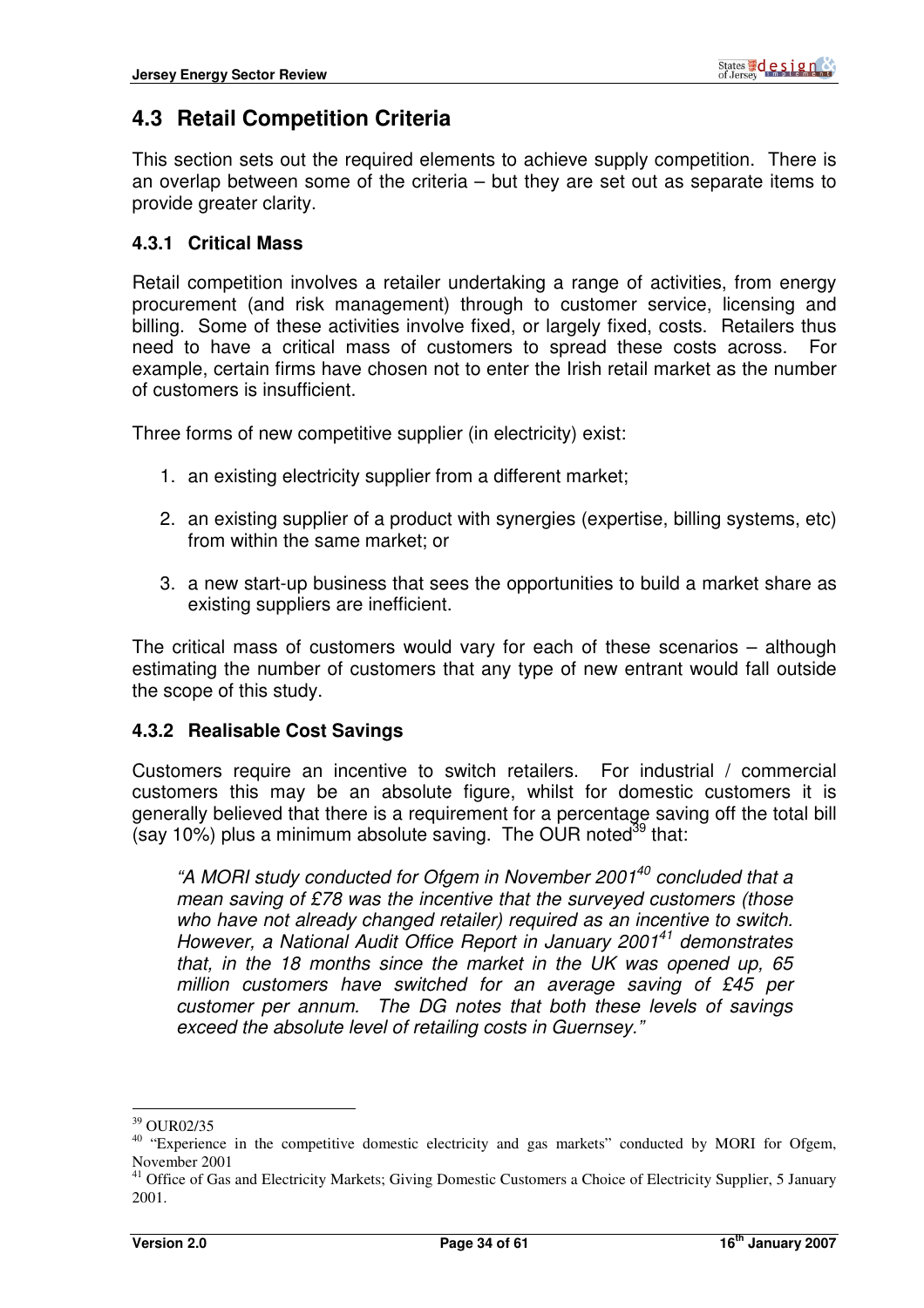## 4.3 Retail Competition Criteria

This section sets out the required elements to achieve supply competition. There is an overlap between some of the criteria – but they are set out as separate items to provide greater clarity.

### 4.3.1 Critical Mass

Retail competition involves a retailer undertaking a range of activities, from energy procurement (and risk management) through to customer service, licensing and billing. Some of these activities involve fixed, or largely fixed, costs. Retailers thus need to have a critical mass of customers to spread these costs across. For example, certain firms have chosen not to enter the Irish retail market as the number of customers is insufficient.

Three forms of new competitive supplier (in electricity) exist:

1. an existing electricity supplier from a different market;
2. an existing supplier of a product with synergies (expertise, billing systems, etc) from within the same market; or
3. a new start-up business that sees the opportunities to build a market share as existing suppliers are inefficient.

The critical mass of customers would vary for each of these scenarios – although estimating the number of customers that any type of new entrant would fall outside the scope of this study.

### 4.3.2 Realisable Cost Savings

Customers require an incentive to switch retailers. For industrial / commercial customers this may be an absolute figure, whilst for domestic customers it is generally believed that there is a requirement for a percentage saving off the total bill (say 10%) plus a minimum absolute saving. The OUR noted[39] that:

> *"A MORI study conducted for Ofgem in November 2001[40] concluded that a mean saving of £78 was the incentive that the surveyed customers (those who have not already changed retailer) required as an incentive to switch. However, a National Audit Office Report in January 2001[41] demonstrates that, in the 18 months since the market in the UK was opened up, 65 million customers have switched for an average saving of £45 per customer per annum. The DG notes that both these levels of savings exceed the absolute level of retailing costs in Guernsey."*

---

[39] OUR02/35

[40] "Experience in the competitive domestic electricity and gas markets" conducted by MORI for Ofgem, November 2001

[41] Office of Gas and Electricity Markets; Giving Domestic Customers a Choice of Electricity Supplier, 5 January 2001.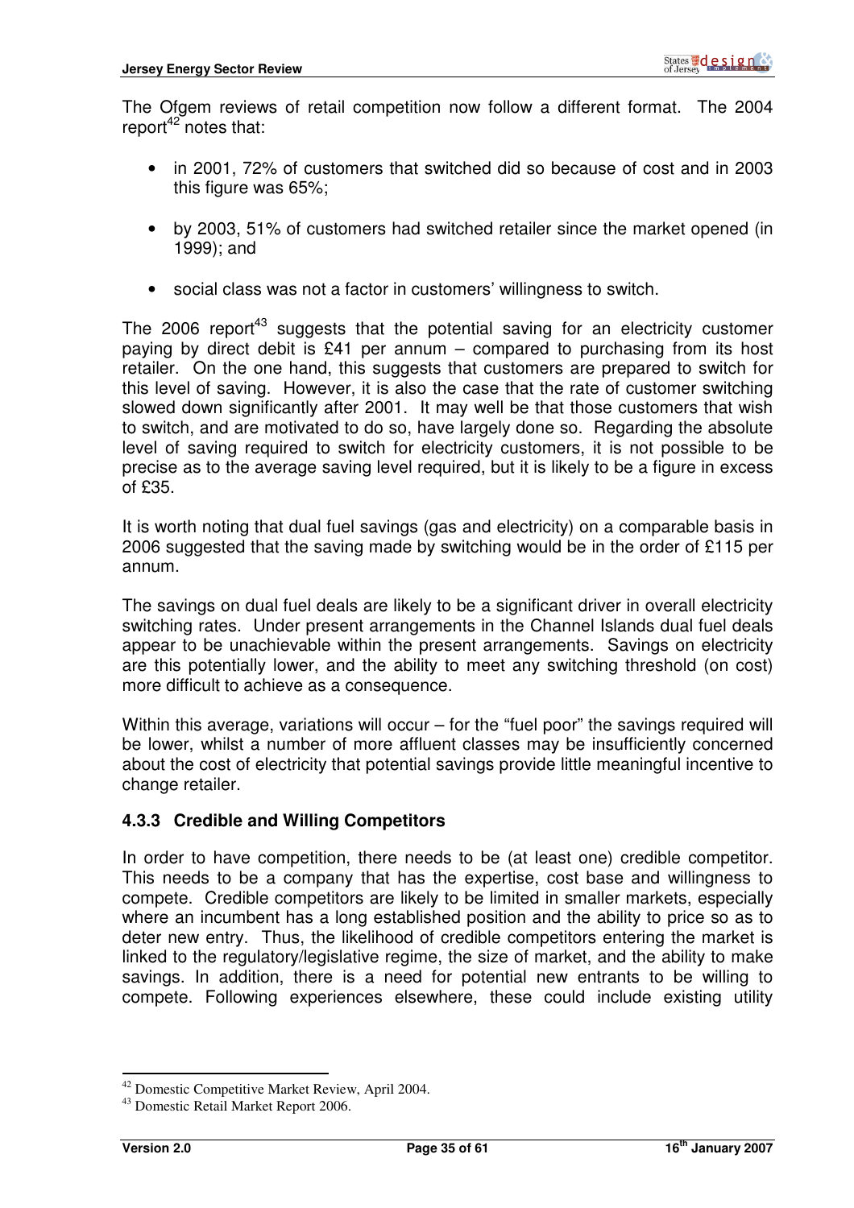The Ofgem reviews of retail competition now follow a different format. The 2004 report[42] notes that:

- in 2001, 72% of customers that switched did so because of cost and in 2003 this figure was 65%;
- by 2003, 51% of customers had switched retailer since the market opened (in 1999); and
- social class was not a factor in customers' willingness to switch.

The 2006 report[43] suggests that the potential saving for an electricity customer paying by direct debit is £41 per annum – compared to purchasing from its host retailer. On the one hand, this suggests that customers are prepared to switch for this level of saving. However, it is also the case that the rate of customer switching slowed down significantly after 2001. It may well be that those customers that wish to switch, and are motivated to do so, have largely done so. Regarding the absolute level of saving required to switch for electricity customers, it is not possible to be precise as to the average saving level required, but it is likely to be a figure in excess of £35.

It is worth noting that dual fuel savings (gas and electricity) on a comparable basis in 2006 suggested that the saving made by switching would be in the order of £115 per annum.

The savings on dual fuel deals are likely to be a significant driver in overall electricity switching rates. Under present arrangements in the Channel Islands dual fuel deals appear to be unachievable within the present arrangements. Savings on electricity are this potentially lower, and the ability to meet any switching threshold (on cost) more difficult to achieve as a consequence.

Within this average, variations will occur – for the "fuel poor" the savings required will be lower, whilst a number of more affluent classes may be insufficiently concerned about the cost of electricity that potential savings provide little meaningful incentive to change retailer.

### 4.3.3 Credible and Willing Competitors

In order to have competition, there needs to be (at least one) credible competitor. This needs to be a company that has the expertise, cost base and willingness to compete. Credible competitors are likely to be limited in smaller markets, especially where an incumbent has a long established position and the ability to price so as to deter new entry. Thus, the likelihood of credible competitors entering the market is linked to the regulatory/legislative regime, the size of market, and the ability to make savings. In addition, there is a need for potential new entrants to be willing to compete. Following experiences elsewhere, these could include existing utility

[42] Domestic Competitive Market Review, April 2004.

[43] Domestic Retail Market Report 2006.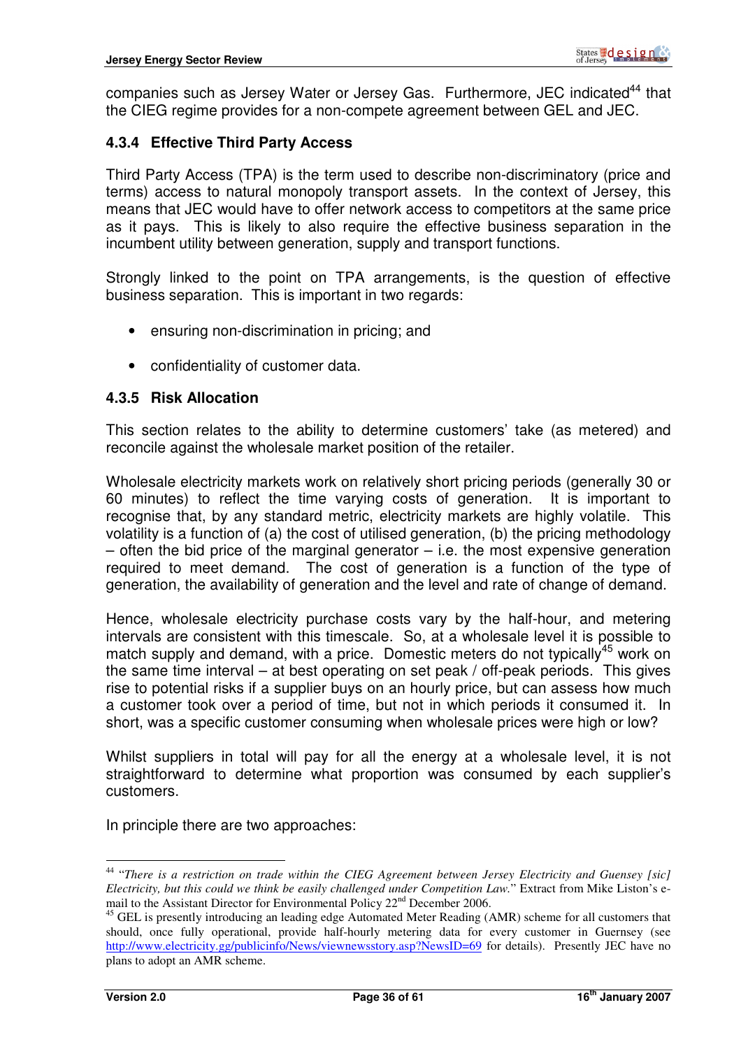companies such as Jersey Water or Jersey Gas. Furthermore, JEC indicated[44] that the CIEG regime provides for a non-compete agreement between GEL and JEC.

### 4.3.4 Effective Third Party Access

Third Party Access (TPA) is the term used to describe non-discriminatory (price and terms) access to natural monopoly transport assets. In the context of Jersey, this means that JEC would have to offer network access to competitors at the same price as it pays. This is likely to also require the effective business separation in the incumbent utility between generation, supply and transport functions.

Strongly linked to the point on TPA arrangements, is the question of effective business separation. This is important in two regards:

- ensuring non-discrimination in pricing; and
- confidentiality of customer data.

### 4.3.5 Risk Allocation

This section relates to the ability to determine customers' take (as metered) and reconcile against the wholesale market position of the retailer.

Wholesale electricity markets work on relatively short pricing periods (generally 30 or 60 minutes) to reflect the time varying costs of generation. It is important to recognise that, by any standard metric, electricity markets are highly volatile. This volatility is a function of (a) the cost of utilised generation, (b) the pricing methodology – often the bid price of the marginal generator – i.e. the most expensive generation required to meet demand. The cost of generation is a function of the type of generation, the availability of generation and the level and rate of change of demand.

Hence, wholesale electricity purchase costs vary by the half-hour, and metering intervals are consistent with this timescale. So, at a wholesale level it is possible to match supply and demand, with a price. Domestic meters do not typically[45] work on the same time interval – at best operating on set peak / off-peak periods. This gives rise to potential risks if a supplier buys on an hourly price, but can assess how much a customer took over a period of time, but not in which periods it consumed it. In short, was a specific customer consuming when wholesale prices were high or low?

Whilst suppliers in total will pay for all the energy at a wholesale level, it is not straightforward to determine what proportion was consumed by each supplier's customers.

In principle there are two approaches:

---

[44] "*There is a restriction on trade within the CIEG Agreement between Jersey Electricity and Guensey [sic] Electricity, but this could we think be easily challenged under Competition Law.*" Extract from Mike Liston's e-mail to the Assistant Director for Environmental Policy 22[nd] December 2006.

[45] GEL is presently introducing an leading edge Automated Meter Reading (AMR) scheme for all customers that should, once fully operational, provide half-hourly metering data for every customer in Guernsey (see http://www.electricity.gg/publicinfo/News/viewnewsstory.asp?NewsID=69 for details). Presently JEC have no plans to adopt an AMR scheme.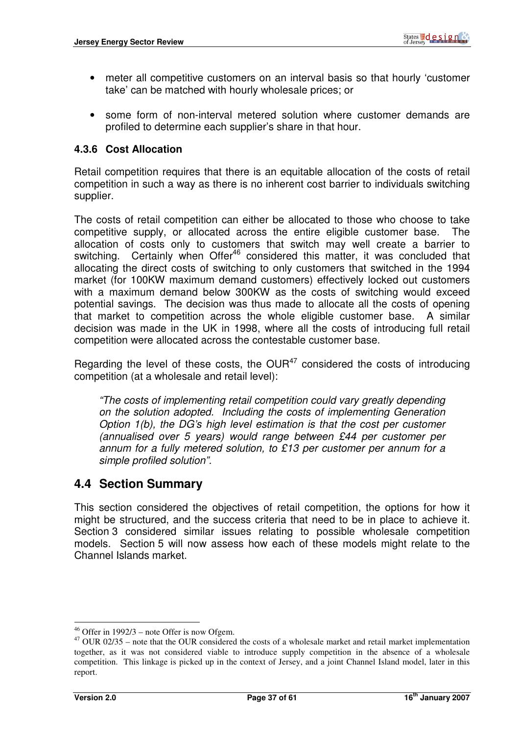- meter all competitive customers on an interval basis so that hourly 'customer take' can be matched with hourly wholesale prices; or

- some form of non-interval metered solution where customer demands are profiled to determine each supplier's share in that hour.

### 4.3.6 Cost Allocation

Retail competition requires that there is an equitable allocation of the costs of retail competition in such a way as there is no inherent cost barrier to individuals switching supplier.

The costs of retail competition can either be allocated to those who choose to take competitive supply, or allocated across the entire eligible customer base. The allocation of costs only to customers that switch may well create a barrier to switching. Certainly when Offer[46] considered this matter, it was concluded that allocating the direct costs of switching to only customers that switched in the 1994 market (for 100KW maximum demand customers) effectively locked out customers with a maximum demand below 300KW as the costs of switching would exceed potential savings. The decision was thus made to allocate all the costs of opening that market to competition across the whole eligible customer base. A similar decision was made in the UK in 1998, where all the costs of introducing full retail competition were allocated across the contestable customer base.

Regarding the level of these costs, the OUR[47] considered the costs of introducing competition (at a wholesale and retail level):

> *"The costs of implementing retail competition could vary greatly depending on the solution adopted. Including the costs of implementing Generation Option 1(b), the DG's high level estimation is that the cost per customer (annualised over 5 years) would range between £44 per customer per annum for a fully metered solution, to £13 per customer per annum for a simple profiled solution".*

## 4.4 Section Summary

This section considered the objectives of retail competition, the options for how it might be structured, and the success criteria that need to be in place to achieve it. Section 3 considered similar issues relating to possible wholesale competition models. Section 5 will now assess how each of these models might relate to the Channel Islands market.

---

[46] Offer in 1992/3 – note Offer is now Ofgem.

[47] OUR 02/35 – note that the OUR considered the costs of a wholesale market and retail market implementation together, as it was not considered viable to introduce supply competition in the absence of a wholesale competition. This linkage is picked up in the context of Jersey, and a joint Channel Island model, later in this report.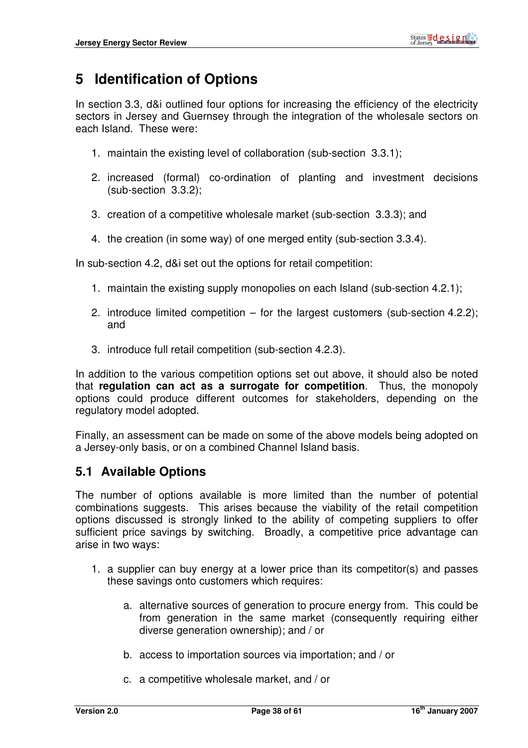# 5 Identification of Options

In section 3.3, d&i outlined four options for increasing the efficiency of the electricity sectors in Jersey and Guernsey through the integration of the wholesale sectors on each Island. These were:

1. maintain the existing level of collaboration (sub-section 3.3.1);
2. increased (formal) co-ordination of planting and investment decisions (sub-section 3.3.2);
3. creation of a competitive wholesale market (sub-section 3.3.3); and
4. the creation (in some way) of one merged entity (sub-section 3.3.4).

In sub-section 4.2, d&i set out the options for retail competition:

1. maintain the existing supply monopolies on each Island (sub-section 4.2.1);
2. introduce limited competition – for the largest customers (sub-section 4.2.2); and
3. introduce full retail competition (sub-section 4.2.3).

In addition to the various competition options set out above, it should also be noted that **regulation can act as a surrogate for competition**. Thus, the monopoly options could produce different outcomes for stakeholders, depending on the regulatory model adopted.

Finally, an assessment can be made on some of the above models being adopted on a Jersey-only basis, or on a combined Channel Island basis.

## 5.1 Available Options

The number of options available is more limited than the number of potential combinations suggests. This arises because the viability of the retail competition options discussed is strongly linked to the ability of competing suppliers to offer sufficient price savings by switching. Broadly, a competitive price advantage can arise in two ways:

1. a supplier can buy energy at a lower price than its competitor(s) and passes these savings onto customers which requires:
   a. alternative sources of generation to procure energy from. This could be from generation in the same market (consequently requiring either diverse generation ownership); and / or
   b. access to importation sources via importation; and / or
   c. a competitive wholesale market, and / or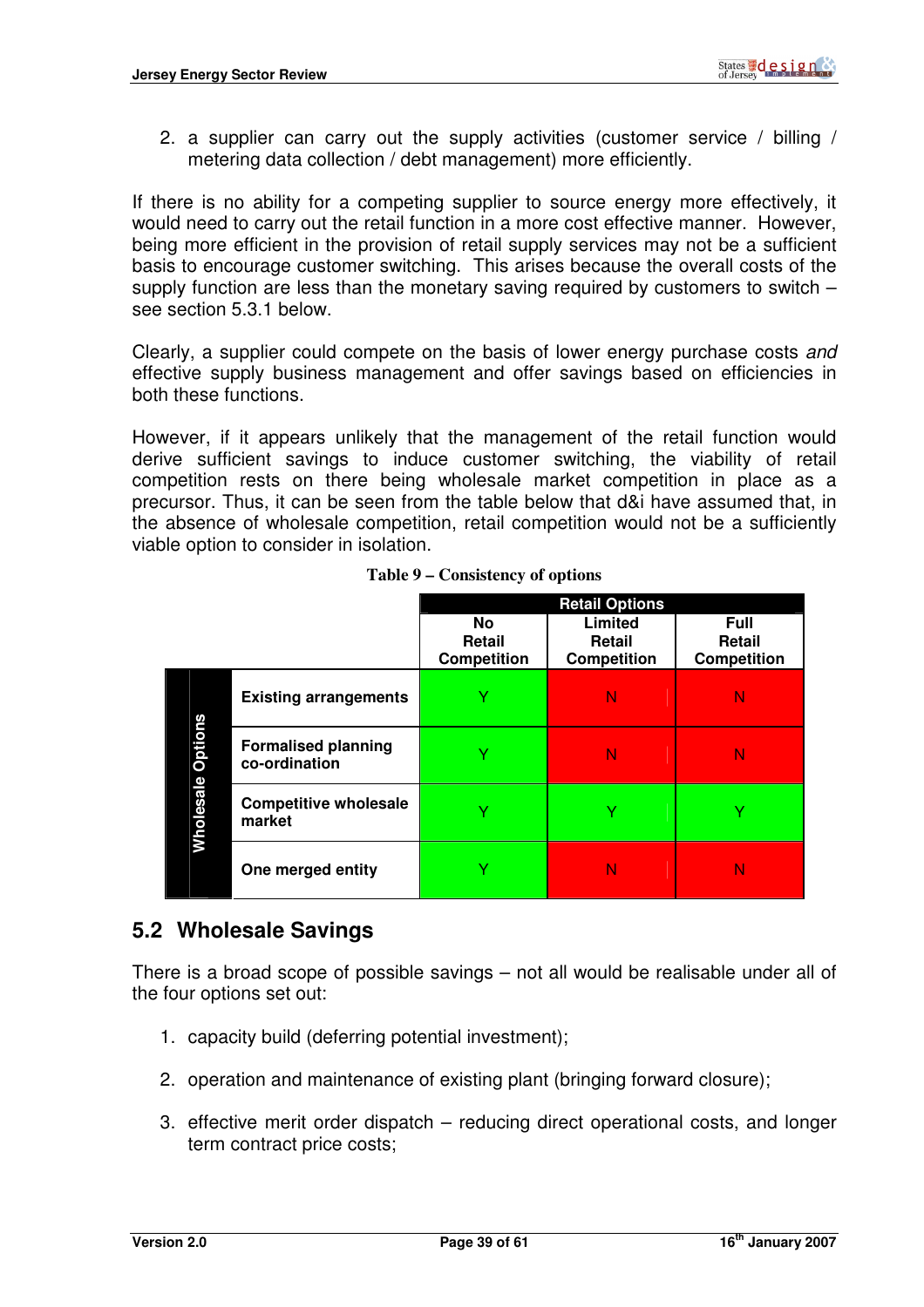2. a supplier can carry out the supply activities (customer service / billing / metering data collection / debt management) more efficiently.

If there is no ability for a competing supplier to source energy more effectively, it would need to carry out the retail function in a more cost effective manner. However, being more efficient in the provision of retail supply services may not be a sufficient basis to encourage customer switching. This arises because the overall costs of the supply function are less than the monetary saving required by customers to switch – see section 5.3.1 below.

Clearly, a supplier could compete on the basis of lower energy purchase costs *and* effective supply business management and offer savings based on efficiencies in both these functions.

However, if it appears unlikely that the management of the retail function would derive sufficient savings to induce customer switching, the viability of retail competition rests on there being wholesale market competition in place as a precursor. Thus, it can be seen from the table below that d&i have assumed that, in the absence of wholesale competition, retail competition would not be a sufficiently viable option to consider in isolation.

**Table 9 – Consistency of options**

| | | Retail Options | | |
|---|---|---|---|---|
| | | **No Retail Competition** | **Limited Retail Competition** | **Full Retail Competition** |
| **Wholesale Options** | **Existing arrangements** | Y | N | N |
| | **Formalised planning co-ordination** | Y | N | N |
| | **Competitive wholesale market** | Y | Y | Y |
| | **One merged entity** | Y | N | N |

## 5.2 Wholesale Savings

There is a broad scope of possible savings – not all would be realisable under all of the four options set out:

1. capacity build (deferring potential investment);
2. operation and maintenance of existing plant (bringing forward closure);
3. effective merit order dispatch – reducing direct operational costs, and longer term contract price costs;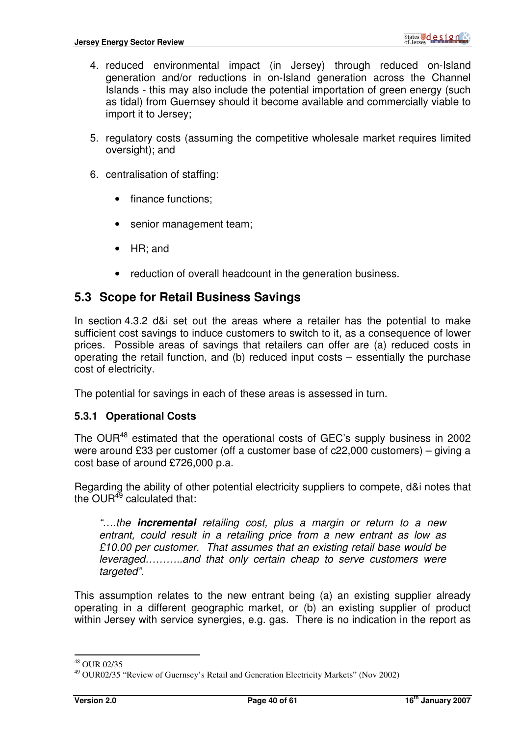4. reduced environmental impact (in Jersey) through reduced on-Island generation and/or reductions in on-Island generation across the Channel Islands - this may also include the potential importation of green energy (such as tidal) from Guernsey should it become available and commercially viable to import it to Jersey;

5. regulatory costs (assuming the competitive wholesale market requires limited oversight); and

6. centralisation of staffing:

   - finance functions;

   - senior management team;

   - HR; and

   - reduction of overall headcount in the generation business.

## 5.3 Scope for Retail Business Savings

In section 4.3.2 d&i set out the areas where a retailer has the potential to make sufficient cost savings to induce customers to switch to it, as a consequence of lower prices. Possible areas of savings that retailers can offer are (a) reduced costs in operating the retail function, and (b) reduced input costs – essentially the purchase cost of electricity.

The potential for savings in each of these areas is assessed in turn.

### 5.3.1 Operational Costs

The OUR[48] estimated that the operational costs of GEC's supply business in 2002 were around £33 per customer (off a customer base of c22,000 customers) – giving a cost base of around £726,000 p.a.

Regarding the ability of other potential electricity suppliers to compete, d&i notes that the OUR[49] calculated that:

> *"….the **incremental** retailing cost, plus a margin or return to a new entrant, could result in a retailing price from a new entrant as low as £10.00 per customer. That assumes that an existing retail base would be leveraged………..and that only certain cheap to serve customers were targeted".*

This assumption relates to the new entrant being (a) an existing supplier already operating in a different geographic market, or (b) an existing supplier of product within Jersey with service synergies, e.g. gas. There is no indication in the report as

---

[48] OUR 02/35

[49] OUR02/35 "Review of Guernsey's Retail and Generation Electricity Markets" (Nov 2002)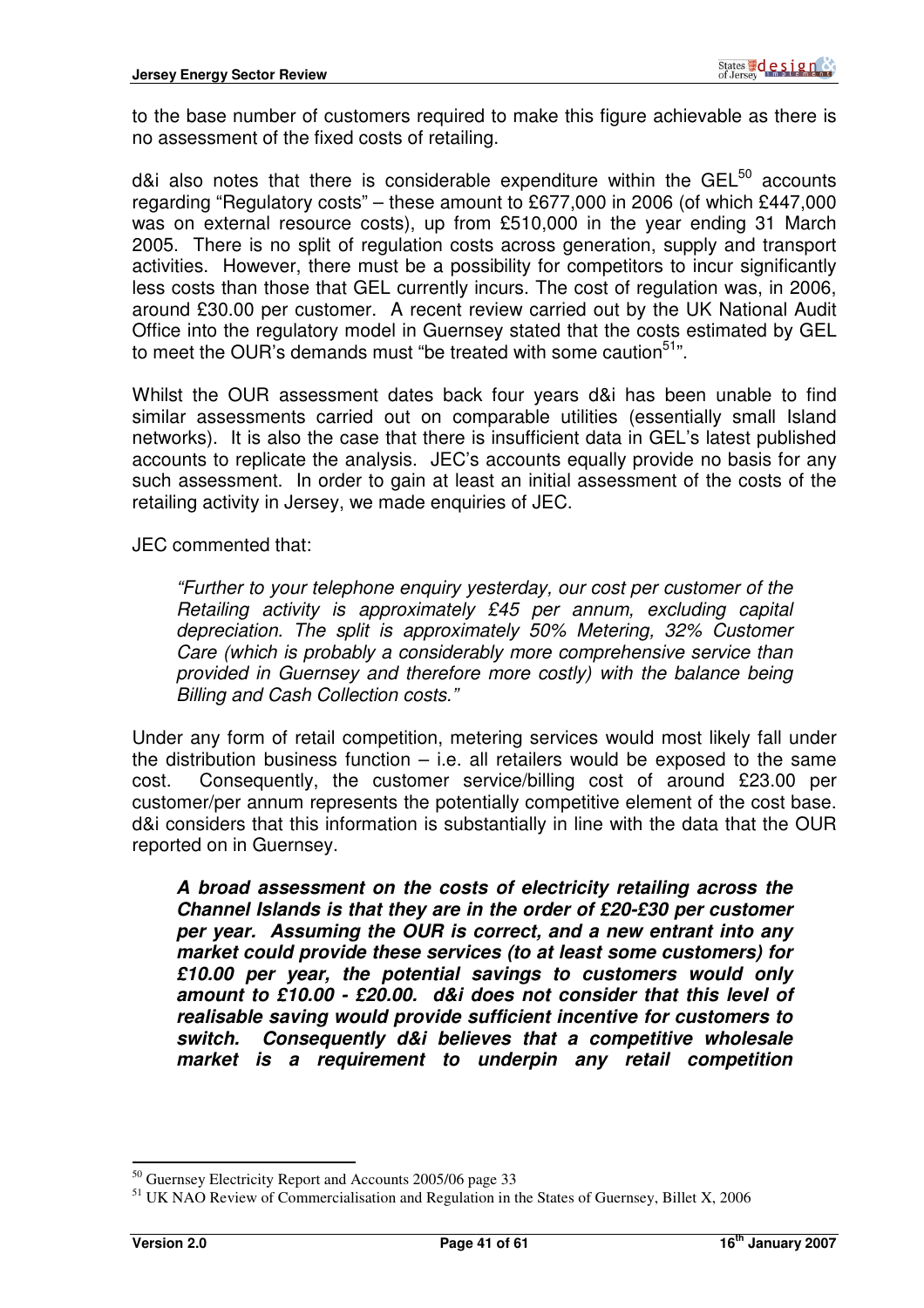to the base number of customers required to make this figure achievable as there is no assessment of the fixed costs of retailing.

d&i also notes that there is considerable expenditure within the GEL[50] accounts regarding "Regulatory costs" – these amount to £677,000 in 2006 (of which £447,000 was on external resource costs), up from £510,000 in the year ending 31 March 2005. There is no split of regulation costs across generation, supply and transport activities. However, there must be a possibility for competitors to incur significantly less costs than those that GEL currently incurs. The cost of regulation was, in 2006, around £30.00 per customer. A recent review carried out by the UK National Audit Office into the regulatory model in Guernsey stated that the costs estimated by GEL to meet the OUR's demands must "be treated with some caution[51]".

Whilst the OUR assessment dates back four years d&i has been unable to find similar assessments carried out on comparable utilities (essentially small Island networks). It is also the case that there is insufficient data in GEL's latest published accounts to replicate the analysis. JEC's accounts equally provide no basis for any such assessment. In order to gain at least an initial assessment of the costs of the retailing activity in Jersey, we made enquiries of JEC.

JEC commented that:

> *"Further to your telephone enquiry yesterday, our cost per customer of the Retailing activity is approximately £45 per annum, excluding capital depreciation. The split is approximately 50% Metering, 32% Customer Care (which is probably a considerably more comprehensive service than provided in Guernsey and therefore more costly) with the balance being Billing and Cash Collection costs."*

Under any form of retail competition, metering services would most likely fall under the distribution business function – i.e. all retailers would be exposed to the same cost. Consequently, the customer service/billing cost of around £23.00 per customer/per annum represents the potentially competitive element of the cost base. d&i considers that this information is substantially in line with the data that the OUR reported on in Guernsey.

> ***A broad assessment on the costs of electricity retailing across the Channel Islands is that they are in the order of £20-£30 per customer per year. Assuming the OUR is correct, and a new entrant into any market could provide these services (to at least some customers) for £10.00 per year, the potential savings to customers would only amount to £10.00 - £20.00. d&i does not consider that this level of realisable saving would provide sufficient incentive for customers to switch. Consequently d&i believes that a competitive wholesale market is a requirement to underpin any retail competition***

---

[50] Guernsey Electricity Report and Accounts 2005/06 page 33

[51] UK NAO Review of Commercialisation and Regulation in the States of Guernsey, Billet X, 2006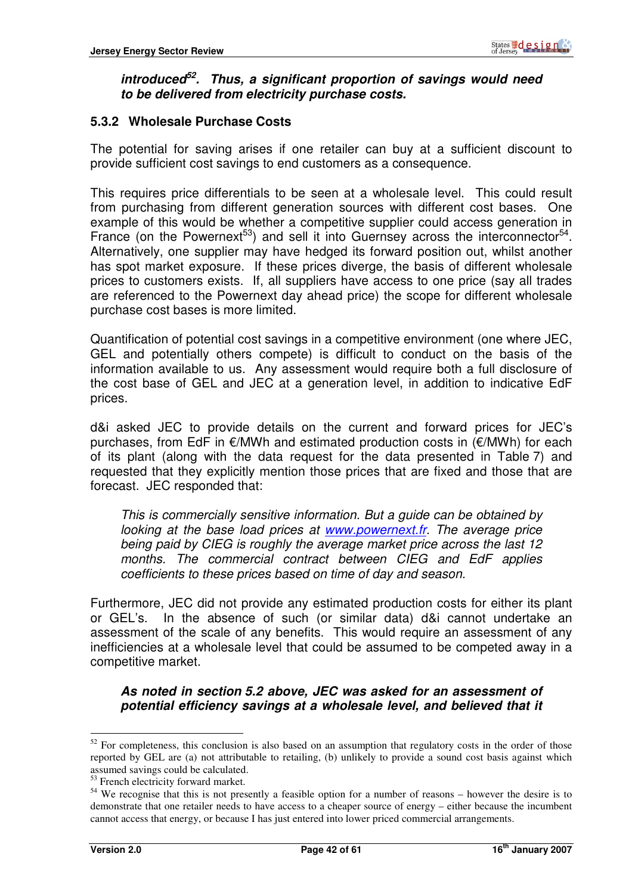***introduced[52]. Thus, a significant proportion of savings would need to be delivered from electricity purchase costs.***

### 5.3.2 Wholesale Purchase Costs

The potential for saving arises if one retailer can buy at a sufficient discount to provide sufficient cost savings to end customers as a consequence.

This requires price differentials to be seen at a wholesale level. This could result from purchasing from different generation sources with different cost bases. One example of this would be whether a competitive supplier could access generation in France (on the Powernext[53]) and sell it into Guernsey across the interconnector[54]. Alternatively, one supplier may have hedged its forward position out, whilst another has spot market exposure. If these prices diverge, the basis of different wholesale prices to customers exists. If, all suppliers have access to one price (say all trades are referenced to the Powernext day ahead price) the scope for different wholesale purchase cost bases is more limited.

Quantification of potential cost savings in a competitive environment (one where JEC, GEL and potentially others compete) is difficult to conduct on the basis of the information available to us. Any assessment would require both a full disclosure of the cost base of GEL and JEC at a generation level, in addition to indicative EdF prices.

d&i asked JEC to provide details on the current and forward prices for JEC's purchases, from EdF in €/MWh and estimated production costs in (€/MWh) for each of its plant (along with the data request for the data presented in Table 7) and requested that they explicitly mention those prices that are fixed and those that are forecast. JEC responded that:

> *This is commercially sensitive information. But a guide can be obtained by looking at the base load prices at www.powernext.fr. The average price being paid by CIEG is roughly the average market price across the last 12 months. The commercial contract between CIEG and EdF applies coefficients to these prices based on time of day and season.*

Furthermore, JEC did not provide any estimated production costs for either its plant or GEL's. In the absence of such (or similar data) d&i cannot undertake an assessment of the scale of any benefits. This would require an assessment of any inefficiencies at a wholesale level that could be assumed to be competed away in a competitive market.

***As noted in section 5.2 above, JEC was asked for an assessment of potential efficiency savings at a wholesale level, and believed that it***

---

[52] For completeness, this conclusion is also based on an assumption that regulatory costs in the order of those reported by GEL are (a) not attributable to retailing, (b) unlikely to provide a sound cost basis against which assumed savings could be calculated.

[53] French electricity forward market.

[54] We recognise that this is not presently a feasible option for a number of reasons – however the desire is to demonstrate that one retailer needs to have access to a cheaper source of energy – either because the incumbent cannot access that energy, or because I has just entered into lower priced commercial arrangements.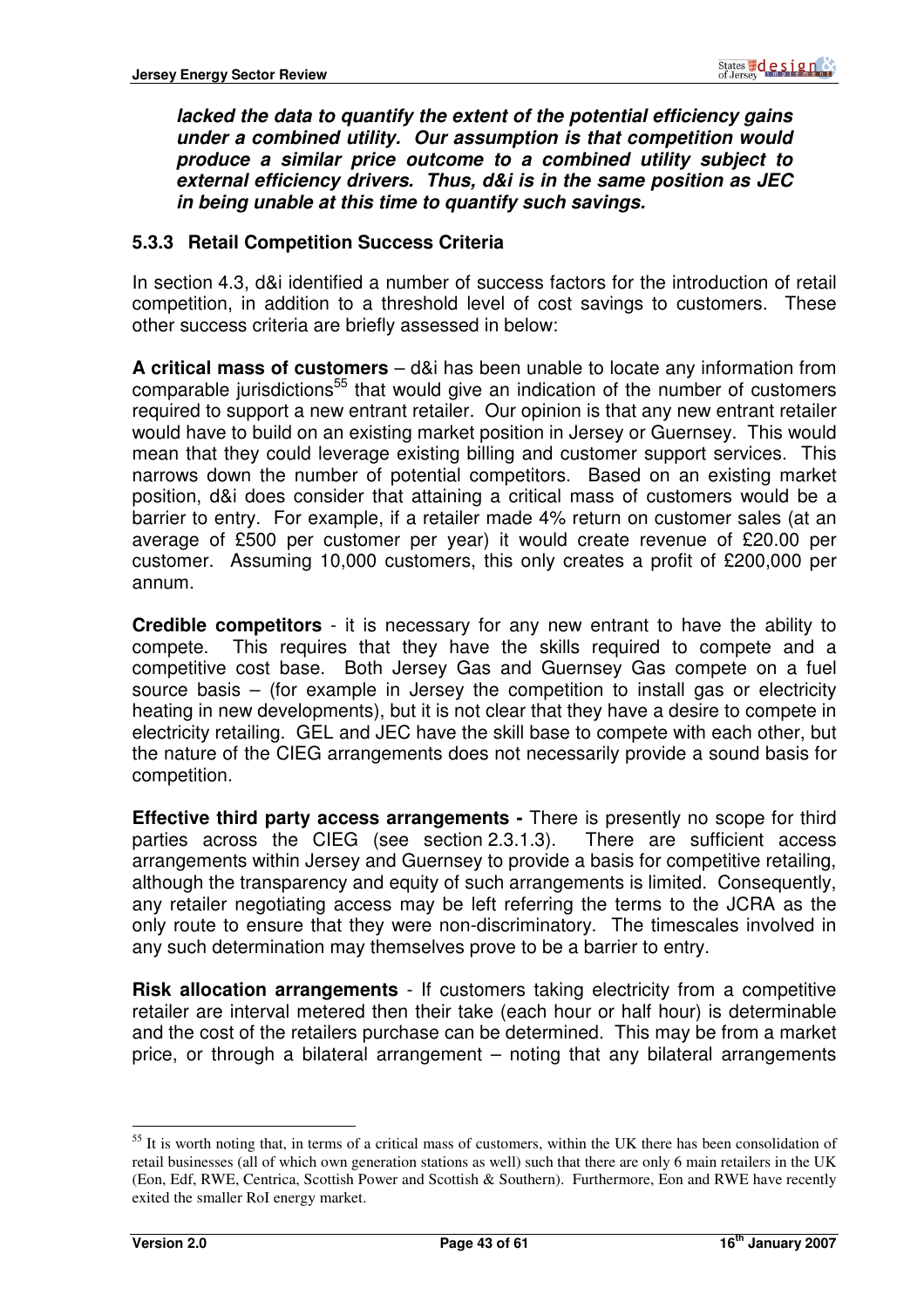***lacked the data to quantify the extent of the potential efficiency gains under a combined utility. Our assumption is that competition would produce a similar price outcome to a combined utility subject to external efficiency drivers. Thus, d&i is in the same position as JEC in being unable at this time to quantify such savings.***

### 5.3.3 Retail Competition Success Criteria

In section 4.3, d&i identified a number of success factors for the introduction of retail competition, in addition to a threshold level of cost savings to customers. These other success criteria are briefly assessed in below:

**A critical mass of customers** – d&i has been unable to locate any information from comparable jurisdictions[55] that would give an indication of the number of customers required to support a new entrant retailer. Our opinion is that any new entrant retailer would have to build on an existing market position in Jersey or Guernsey. This would mean that they could leverage existing billing and customer support services. This narrows down the number of potential competitors. Based on an existing market position, d&i does consider that attaining a critical mass of customers would be a barrier to entry. For example, if a retailer made 4% return on customer sales (at an average of £500 per customer per year) it would create revenue of £20.00 per customer. Assuming 10,000 customers, this only creates a profit of £200,000 per annum.

**Credible competitors** - it is necessary for any new entrant to have the ability to compete. This requires that they have the skills required to compete and a competitive cost base. Both Jersey Gas and Guernsey Gas compete on a fuel source basis – (for example in Jersey the competition to install gas or electricity heating in new developments), but it is not clear that they have a desire to compete in electricity retailing. GEL and JEC have the skill base to compete with each other, but the nature of the CIEG arrangements does not necessarily provide a sound basis for competition.

**Effective third party access arrangements -** There is presently no scope for third parties across the CIEG (see section 2.3.1.3). There are sufficient access arrangements within Jersey and Guernsey to provide a basis for competitive retailing, although the transparency and equity of such arrangements is limited. Consequently, any retailer negotiating access may be left referring the terms to the JCRA as the only route to ensure that they were non-discriminatory. The timescales involved in any such determination may themselves prove to be a barrier to entry.

**Risk allocation arrangements** - If customers taking electricity from a competitive retailer are interval metered then their take (each hour or half hour) is determinable and the cost of the retailers purchase can be determined. This may be from a market price, or through a bilateral arrangement – noting that any bilateral arrangements

---

[55] It is worth noting that, in terms of a critical mass of customers, within the UK there has been consolidation of retail businesses (all of which own generation stations as well) such that there are only 6 main retailers in the UK (Eon, Edf, RWE, Centrica, Scottish Power and Scottish & Southern). Furthermore, Eon and RWE have recently exited the smaller RoI energy market.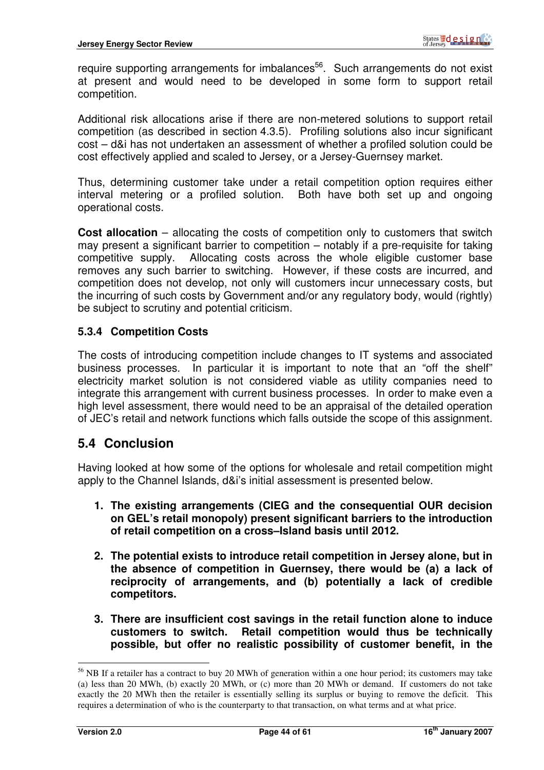require supporting arrangements for imbalances[56]. Such arrangements do not exist at present and would need to be developed in some form to support retail competition.

Additional risk allocations arise if there are non-metered solutions to support retail competition (as described in section 4.3.5). Profiling solutions also incur significant cost – d&i has not undertaken an assessment of whether a profiled solution could be cost effectively applied and scaled to Jersey, or a Jersey-Guernsey market.

Thus, determining customer take under a retail competition option requires either interval metering or a profiled solution. Both have both set up and ongoing operational costs.

**Cost allocation** – allocating the costs of competition only to customers that switch may present a significant barrier to competition – notably if a pre-requisite for taking competitive supply. Allocating costs across the whole eligible customer base removes any such barrier to switching. However, if these costs are incurred, and competition does not develop, not only will customers incur unnecessary costs, but the incurring of such costs by Government and/or any regulatory body, would (rightly) be subject to scrutiny and potential criticism.

### 5.3.4 Competition Costs

The costs of introducing competition include changes to IT systems and associated business processes. In particular it is important to note that an "off the shelf" electricity market solution is not considered viable as utility companies need to integrate this arrangement with current business processes. In order to make even a high level assessment, there would need to be an appraisal of the detailed operation of JEC's retail and network functions which falls outside the scope of this assignment.

## 5.4 Conclusion

Having looked at how some of the options for wholesale and retail competition might apply to the Channel Islands, d&i's initial assessment is presented below.

1. **The existing arrangements (CIEG and the consequential OUR decision on GEL's retail monopoly) present significant barriers to the introduction of retail competition on a cross–Island basis until 2012.**

2. **The potential exists to introduce retail competition in Jersey alone, but in the absence of competition in Guernsey, there would be (a) a lack of reciprocity of arrangements, and (b) potentially a lack of credible competitors.**

3. **There are insufficient cost savings in the retail function alone to induce customers to switch. Retail competition would thus be technically possible, but offer no realistic possibility of customer benefit, in the**

---

[56] NB If a retailer has a contract to buy 20 MWh of generation within a one hour period; its customers may take (a) less than 20 MWh, (b) exactly 20 MWh, or (c) more than 20 MWh or demand. If customers do not take exactly the 20 MWh then the retailer is essentially selling its surplus or buying to remove the deficit. This requires a determination of who is the counterparty to that transaction, on what terms and at what price.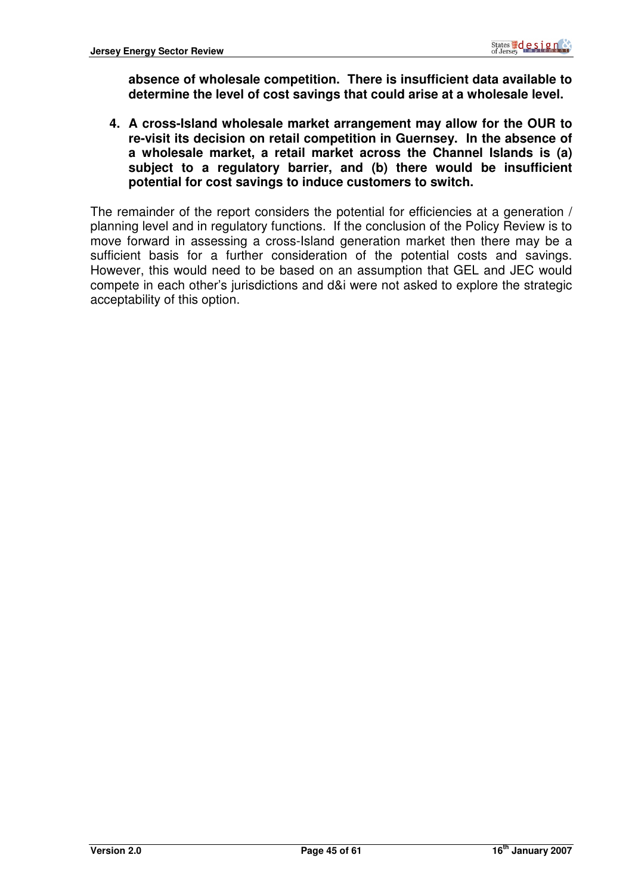**absence of wholesale competition. There is insufficient data available to determine the level of cost savings that could arise at a wholesale level.**

4. **A cross-Island wholesale market arrangement may allow for the OUR to re-visit its decision on retail competition in Guernsey. In the absence of a wholesale market, a retail market across the Channel Islands is (a) subject to a regulatory barrier, and (b) there would be insufficient potential for cost savings to induce customers to switch.**

The remainder of the report considers the potential for efficiencies at a generation / planning level and in regulatory functions. If the conclusion of the Policy Review is to move forward in assessing a cross-Island generation market then there may be a sufficient basis for a further consideration of the potential costs and savings. However, this would need to be based on an assumption that GEL and JEC would compete in each other's jurisdictions and d&i were not asked to explore the strategic acceptability of this option.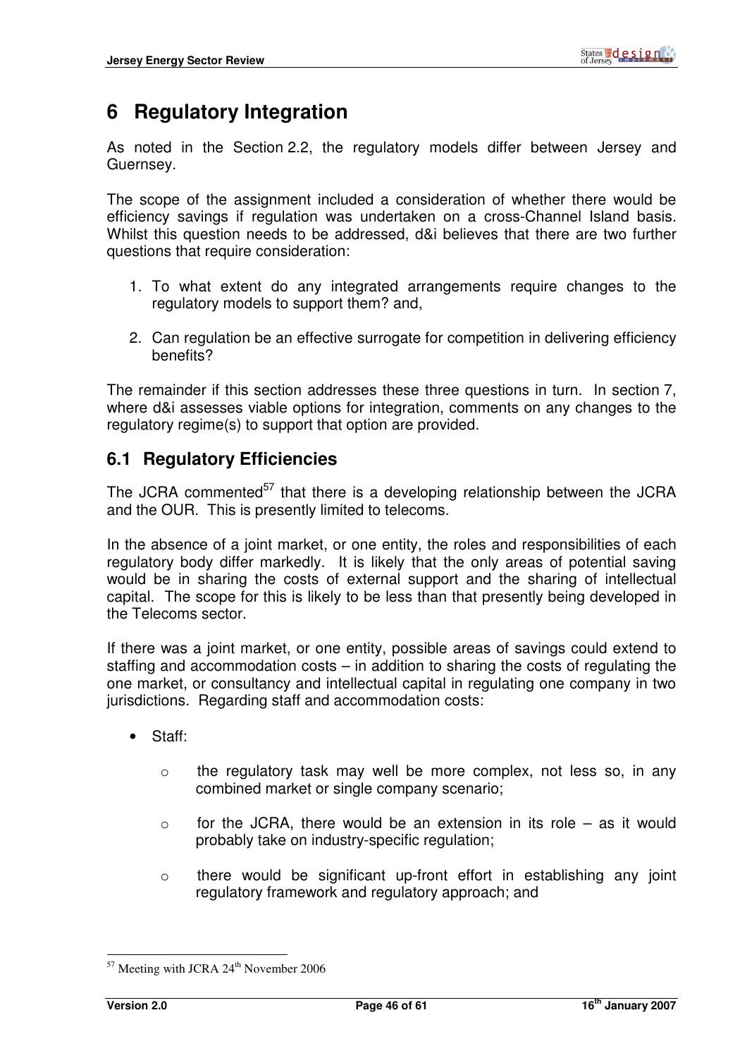# 6 Regulatory Integration

As noted in the Section 2.2, the regulatory models differ between Jersey and Guernsey.

The scope of the assignment included a consideration of whether there would be efficiency savings if regulation was undertaken on a cross-Channel Island basis. Whilst this question needs to be addressed, d&i believes that there are two further questions that require consideration:

1. To what extent do any integrated arrangements require changes to the regulatory models to support them? and,
2. Can regulation be an effective surrogate for competition in delivering efficiency benefits?

The remainder if this section addresses these three questions in turn. In section 7, where d&i assesses viable options for integration, comments on any changes to the regulatory regime(s) to support that option are provided.

## 6.1 Regulatory Efficiencies

The JCRA commented[57] that there is a developing relationship between the JCRA and the OUR. This is presently limited to telecoms.

In the absence of a joint market, or one entity, the roles and responsibilities of each regulatory body differ markedly. It is likely that the only areas of potential saving would be in sharing the costs of external support and the sharing of intellectual capital. The scope for this is likely to be less than that presently being developed in the Telecoms sector.

If there was a joint market, or one entity, possible areas of savings could extend to staffing and accommodation costs – in addition to sharing the costs of regulating the one market, or consultancy and intellectual capital in regulating one company in two jurisdictions. Regarding staff and accommodation costs:

- Staff:
  - the regulatory task may well be more complex, not less so, in any combined market or single company scenario;
  - for the JCRA, there would be an extension in its role – as it would probably take on industry-specific regulation;
  - there would be significant up-front effort in establishing any joint regulatory framework and regulatory approach; and

[57] Meeting with JCRA 24th November 2006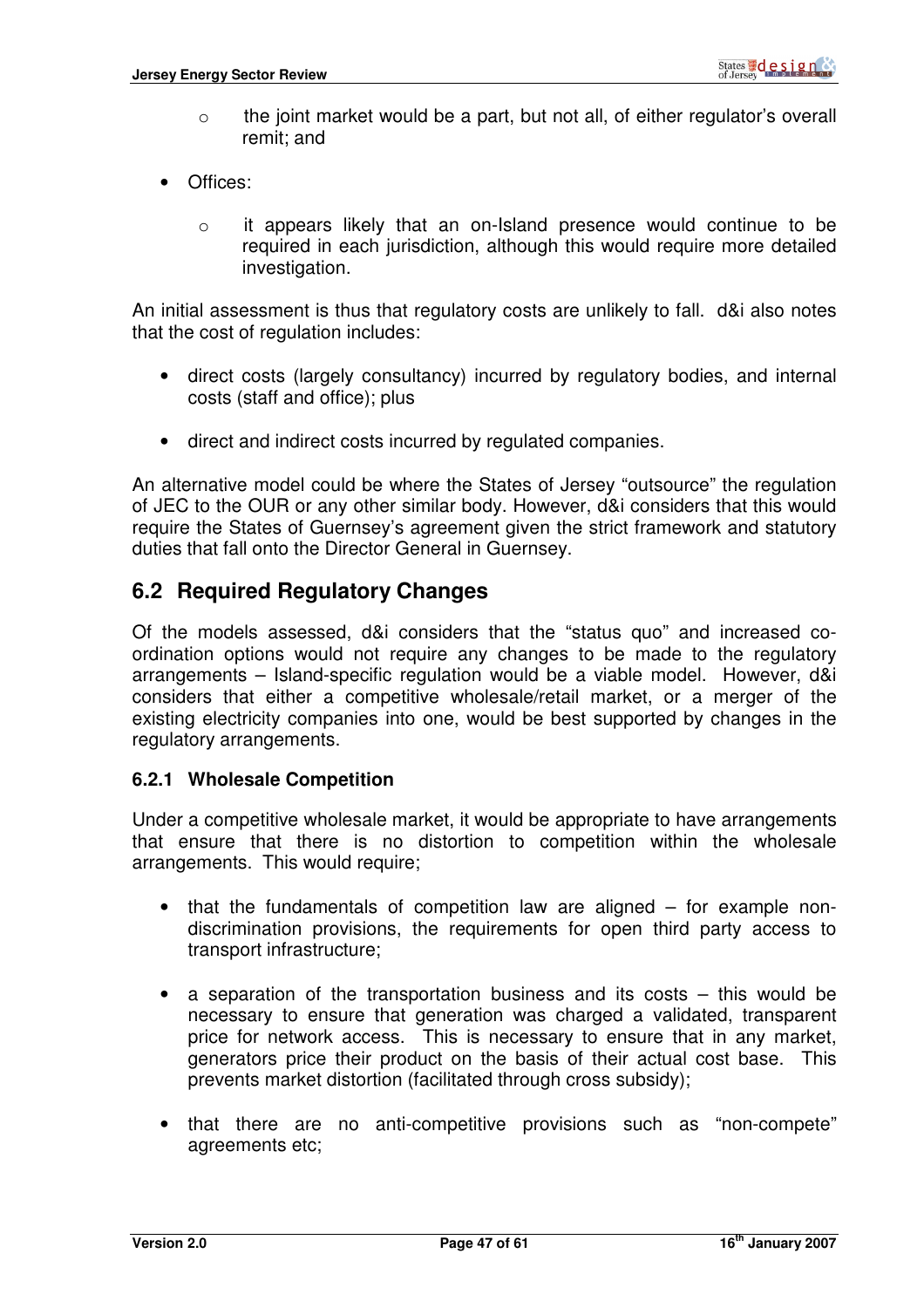- the joint market would be a part, but not all, of either regulator's overall remit; and

- Offices:
  - it appears likely that an on-Island presence would continue to be required in each jurisdiction, although this would require more detailed investigation.

An initial assessment is thus that regulatory costs are unlikely to fall. d&i also notes that the cost of regulation includes:

- direct costs (largely consultancy) incurred by regulatory bodies, and internal costs (staff and office); plus

- direct and indirect costs incurred by regulated companies.

An alternative model could be where the States of Jersey "outsource" the regulation of JEC to the OUR or any other similar body. However, d&i considers that this would require the States of Guernsey's agreement given the strict framework and statutory duties that fall onto the Director General in Guernsey.

## 6.2 Required Regulatory Changes

Of the models assessed, d&i considers that the "status quo" and increased co-ordination options would not require any changes to be made to the regulatory arrangements – Island-specific regulation would be a viable model. However, d&i considers that either a competitive wholesale/retail market, or a merger of the existing electricity companies into one, would be best supported by changes in the regulatory arrangements.

### 6.2.1 Wholesale Competition

Under a competitive wholesale market, it would be appropriate to have arrangements that ensure that there is no distortion to competition within the wholesale arrangements. This would require;

- that the fundamentals of competition law are aligned – for example non-discrimination provisions, the requirements for open third party access to transport infrastructure;

- a separation of the transportation business and its costs – this would be necessary to ensure that generation was charged a validated, transparent price for network access. This is necessary to ensure that in any market, generators price their product on the basis of their actual cost base. This prevents market distortion (facilitated through cross subsidy);

- that there are no anti-competitive provisions such as "non-compete" agreements etc;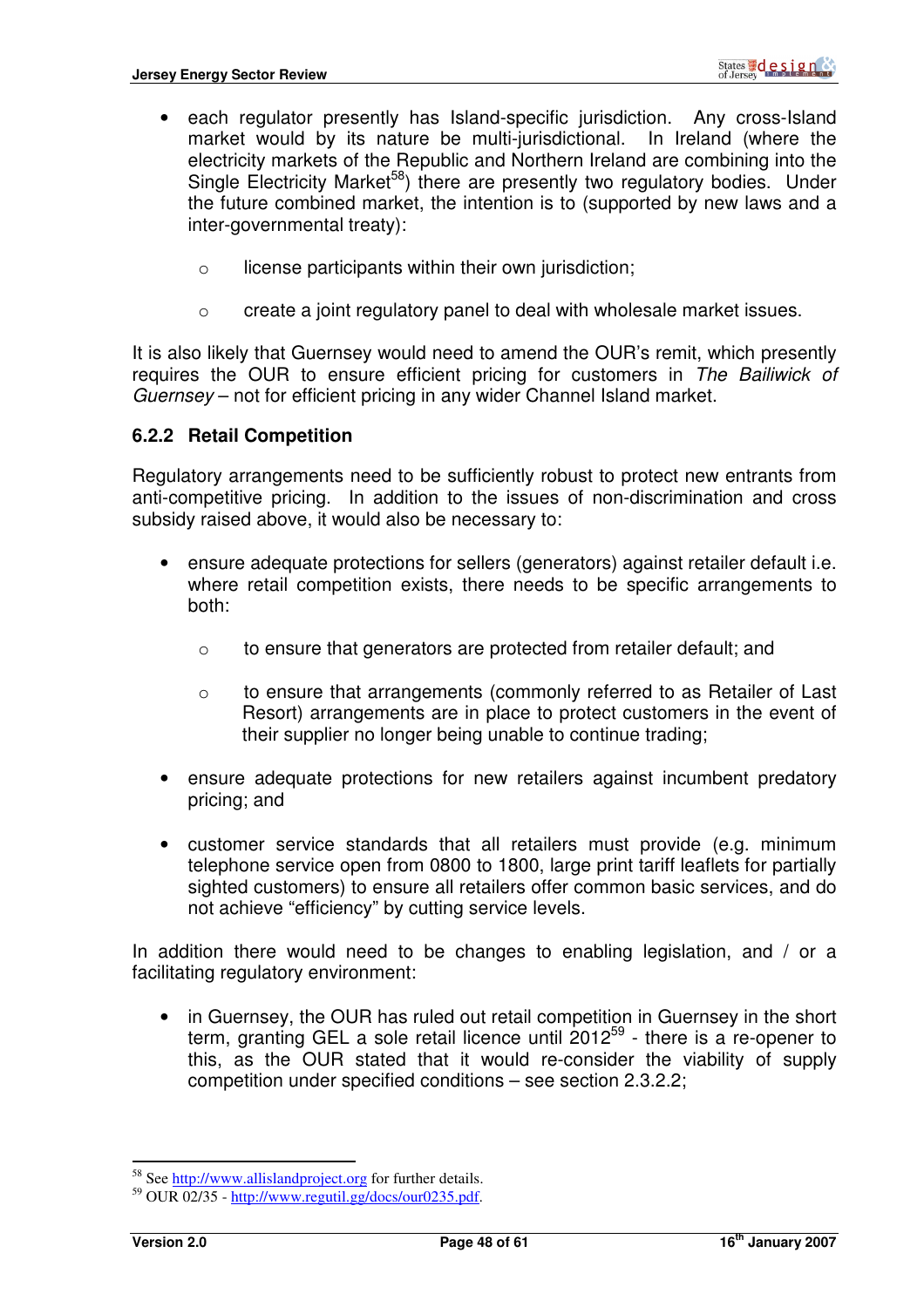- each regulator presently has Island-specific jurisdiction. Any cross-Island market would by its nature be multi-jurisdictional. In Ireland (where the electricity markets of the Republic and Northern Ireland are combining into the Single Electricity Market[58]) there are presently two regulatory bodies. Under the future combined market, the intention is to (supported by new laws and a inter-governmental treaty):
  - license participants within their own jurisdiction;
  - create a joint regulatory panel to deal with wholesale market issues.

It is also likely that Guernsey would need to amend the OUR's remit, which presently requires the OUR to ensure efficient pricing for customers in *The Bailiwick of Guernsey* – not for efficient pricing in any wider Channel Island market.

### 6.2.2 Retail Competition

Regulatory arrangements need to be sufficiently robust to protect new entrants from anti-competitive pricing. In addition to the issues of non-discrimination and cross subsidy raised above, it would also be necessary to:

- ensure adequate protections for sellers (generators) against retailer default i.e. where retail competition exists, there needs to be specific arrangements to both:
  - to ensure that generators are protected from retailer default; and
  - to ensure that arrangements (commonly referred to as Retailer of Last Resort) arrangements are in place to protect customers in the event of their supplier no longer being unable to continue trading;
- ensure adequate protections for new retailers against incumbent predatory pricing; and
- customer service standards that all retailers must provide (e.g. minimum telephone service open from 0800 to 1800, large print tariff leaflets for partially sighted customers) to ensure all retailers offer common basic services, and do not achieve "efficiency" by cutting service levels.

In addition there would need to be changes to enabling legislation, and / or a facilitating regulatory environment:

- in Guernsey, the OUR has ruled out retail competition in Guernsey in the short term, granting GEL a sole retail licence until 2012[59] - there is a re-opener to this, as the OUR stated that it would re-consider the viability of supply competition under specified conditions – see section 2.3.2.2;

[58] See http://www.allislandproject.org for further details.
[59] OUR 02/35 - http://www.regutil.gg/docs/our0235.pdf.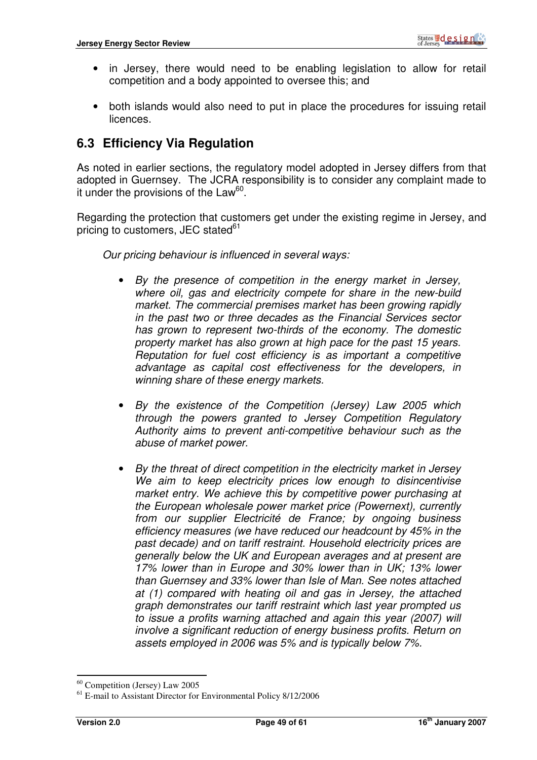- in Jersey, there would need to be enabling legislation to allow for retail competition and a body appointed to oversee this; and
- both islands would also need to put in place the procedures for issuing retail licences.

## 6.3 Efficiency Via Regulation

As noted in earlier sections, the regulatory model adopted in Jersey differs from that adopted in Guernsey. The JCRA responsibility is to consider any complaint made to it under the provisions of the Law[60].

Regarding the protection that customers get under the existing regime in Jersey, and pricing to customers, JEC stated[61]

> *Our pricing behaviour is influenced in several ways:*
>
> - *By the presence of competition in the energy market in Jersey, where oil, gas and electricity compete for share in the new-build market. The commercial premises market has been growing rapidly in the past two or three decades as the Financial Services sector has grown to represent two-thirds of the economy. The domestic property market has also grown at high pace for the past 15 years. Reputation for fuel cost efficiency is as important a competitive advantage as capital cost effectiveness for the developers, in winning share of these energy markets.*
> - *By the existence of the Competition (Jersey) Law 2005 which through the powers granted to Jersey Competition Regulatory Authority aims to prevent anti-competitive behaviour such as the abuse of market power.*
> - *By the threat of direct competition in the electricity market in Jersey We aim to keep electricity prices low enough to disincentivise market entry. We achieve this by competitive power purchasing at the European wholesale power market price (Powernext), currently from our supplier Electricité de France; by ongoing business efficiency measures (we have reduced our headcount by 45% in the past decade) and on tariff restraint. Household electricity prices are generally below the UK and European averages and at present are 17% lower than in Europe and 30% lower than in UK; 13% lower than Guernsey and 33% lower than Isle of Man. See notes attached at (1) compared with heating oil and gas in Jersey, the attached graph demonstrates our tariff restraint which last year prompted us to issue a profits warning attached and again this year (2007) will involve a significant reduction of energy business profits. Return on assets employed in 2006 was 5% and is typically below 7%.*

---

[60] Competition (Jersey) Law 2005

[61] E-mail to Assistant Director for Environmental Policy 8/12/2006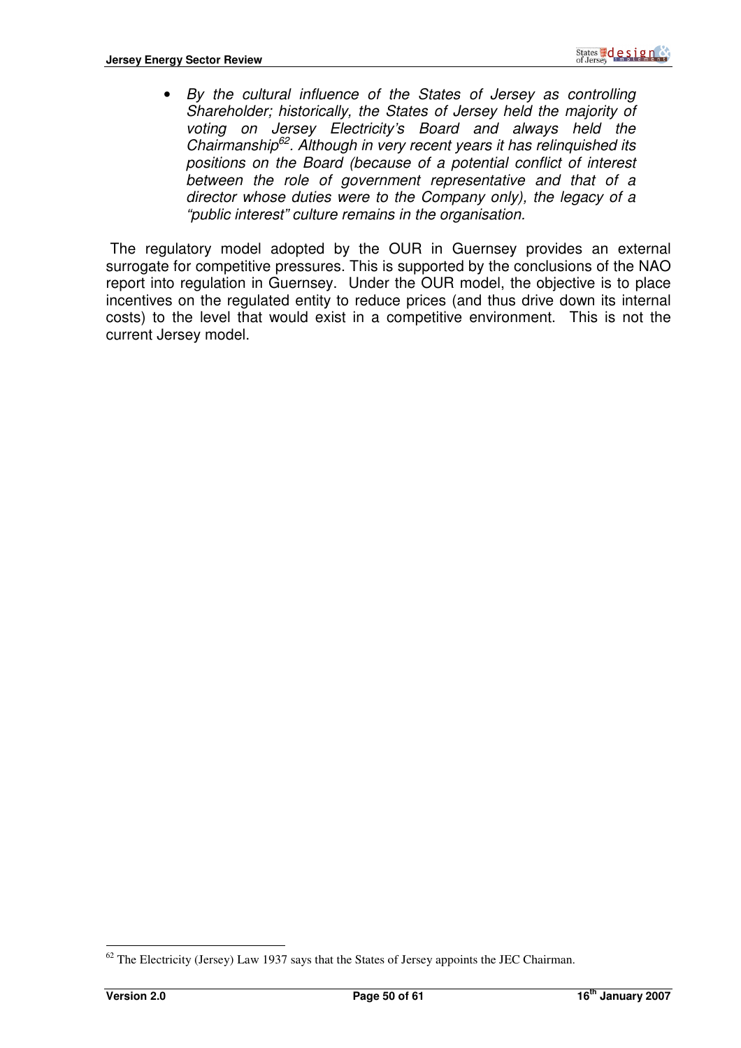- *By the cultural influence of the States of Jersey as controlling Shareholder; historically, the States of Jersey held the majority of voting on Jersey Electricity's Board and always held the Chairmanship[62]. Although in very recent years it has relinquished its positions on the Board (because of a potential conflict of interest between the role of government representative and that of a director whose duties were to the Company only), the legacy of a "public interest" culture remains in the organisation.*

The regulatory model adopted by the OUR in Guernsey provides an external surrogate for competitive pressures. This is supported by the conclusions of the NAO report into regulation in Guernsey. Under the OUR model, the objective is to place incentives on the regulated entity to reduce prices (and thus drive down its internal costs) to the level that would exist in a competitive environment. This is not the current Jersey model.

---

[62] The Electricity (Jersey) Law 1937 says that the States of Jersey appoints the JEC Chairman.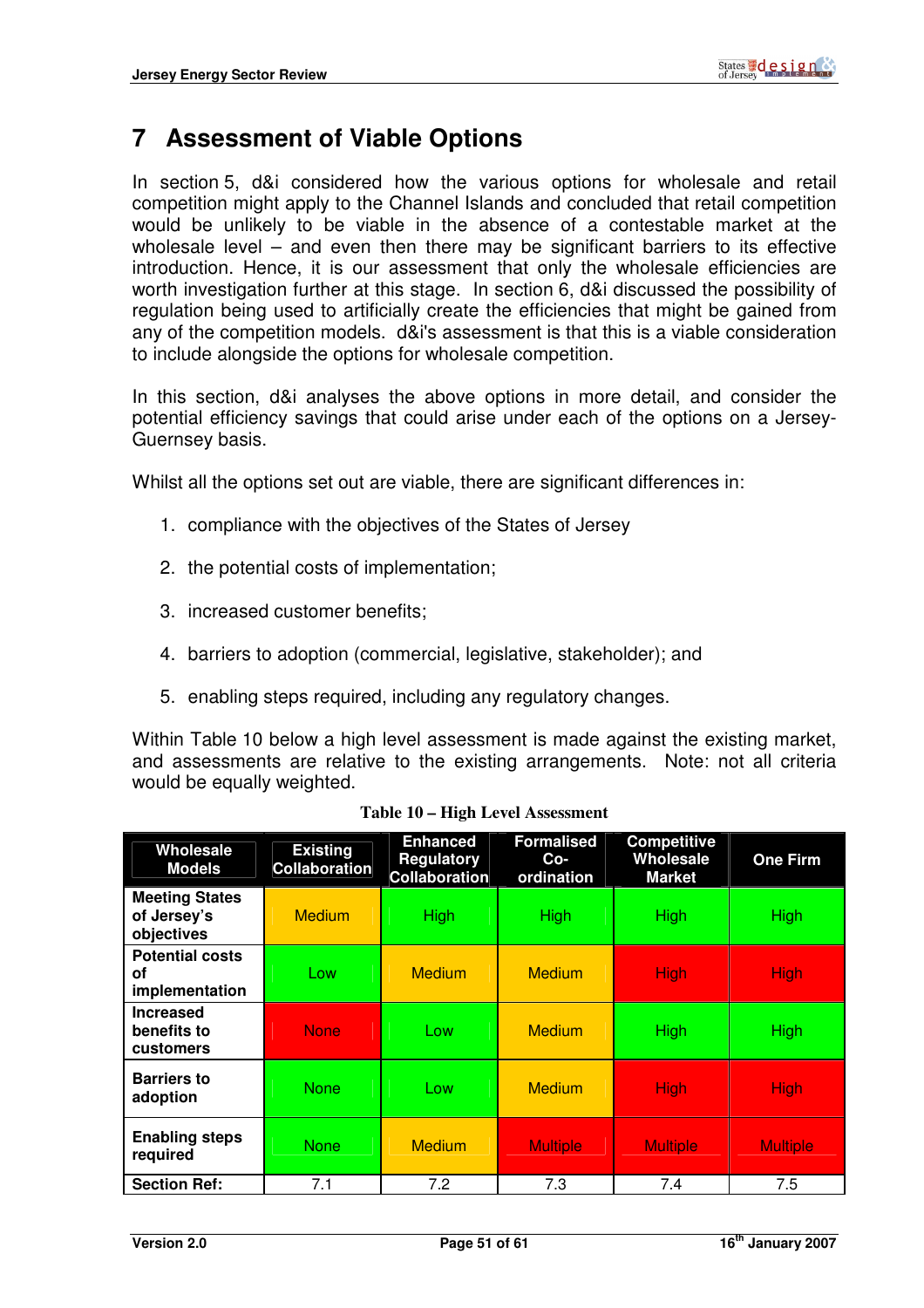# 7 Assessment of Viable Options

In section 5, d&i considered how the various options for wholesale and retail competition might apply to the Channel Islands and concluded that retail competition would be unlikely to be viable in the absence of a contestable market at the wholesale level – and even then there may be significant barriers to its effective introduction. Hence, it is our assessment that only the wholesale efficiencies are worth investigation further at this stage. In section 6, d&i discussed the possibility of regulation being used to artificially create the efficiencies that might be gained from any of the competition models. d&i's assessment is that this is a viable consideration to include alongside the options for wholesale competition.

In this section, d&i analyses the above options in more detail, and consider the potential efficiency savings that could arise under each of the options on a Jersey-Guernsey basis.

Whilst all the options set out are viable, there are significant differences in:

1. compliance with the objectives of the States of Jersey
2. the potential costs of implementation;
3. increased customer benefits;
4. barriers to adoption (commercial, legislative, stakeholder); and
5. enabling steps required, including any regulatory changes.

Within Table 10 below a high level assessment is made against the existing market, and assessments are relative to the existing arrangements. Note: not all criteria would be equally weighted.

**Table 10 – High Level Assessment**

| Wholesale Models | Existing Collaboration | Enhanced Regulatory Collaboration | Formalised Co-ordination | Competitive Wholesale Market | One Firm |
|---|---|---|---|---|---|
| Meeting States of Jersey's objectives | Medium | High | High | High | High |
| Potential costs of implementation | Low | Medium | Medium | High | High |
| Increased benefits to customers | None | Low | Medium | High | High |
| Barriers to adoption | None | Low | Medium | High | High |
| Enabling steps required | None | Medium | Multiple | Multiple | Multiple |
| Section Ref: | 7.1 | 7.2 | 7.3 | 7.4 | 7.5 |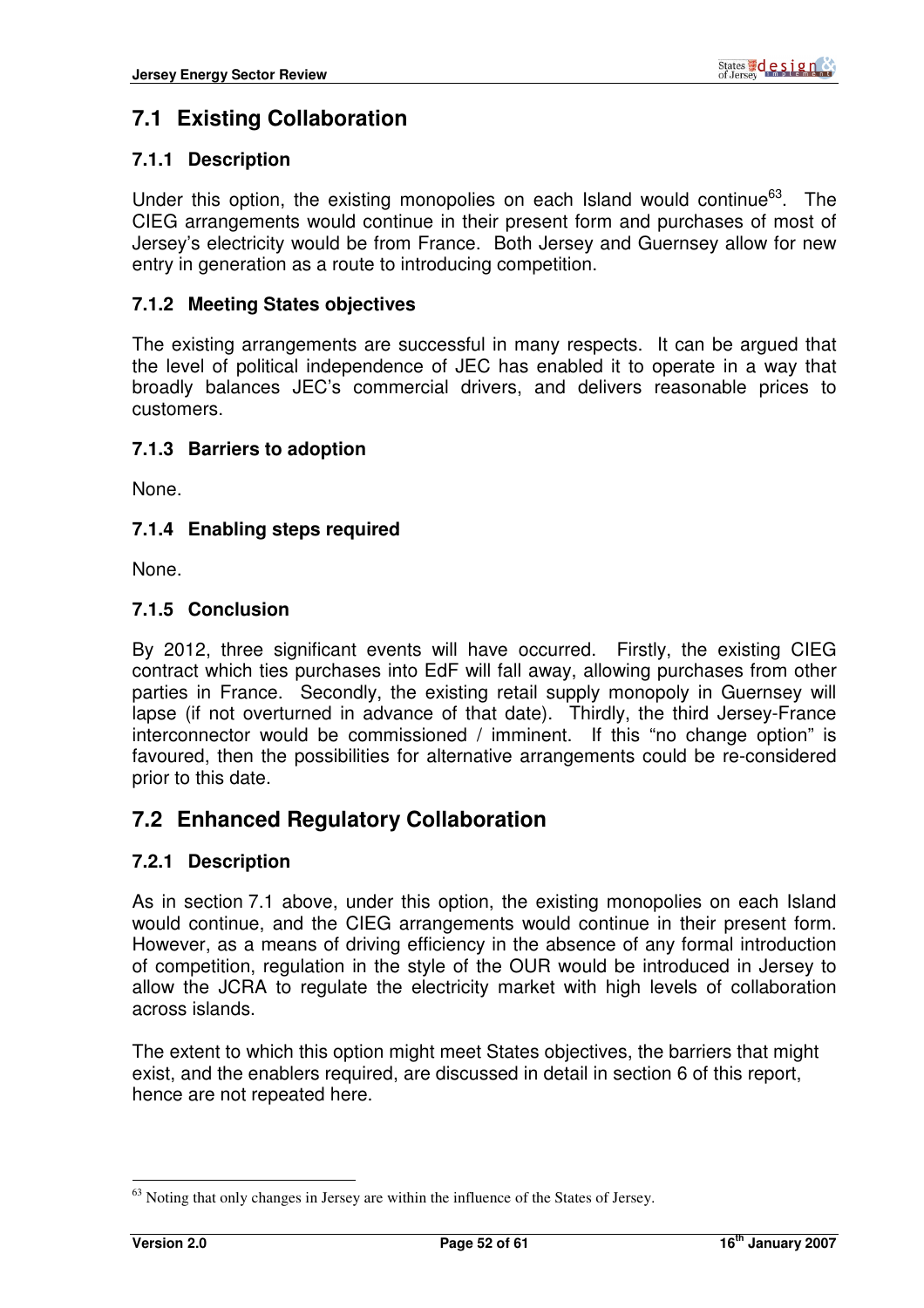## 7.1 Existing Collaboration

### 7.1.1 Description

Under this option, the existing monopolies on each Island would continue[63]. The CIEG arrangements would continue in their present form and purchases of most of Jersey's electricity would be from France. Both Jersey and Guernsey allow for new entry in generation as a route to introducing competition.

### 7.1.2 Meeting States objectives

The existing arrangements are successful in many respects. It can be argued that the level of political independence of JEC has enabled it to operate in a way that broadly balances JEC's commercial drivers, and delivers reasonable prices to customers.

### 7.1.3 Barriers to adoption

None.

### 7.1.4 Enabling steps required

None.

### 7.1.5 Conclusion

By 2012, three significant events will have occurred. Firstly, the existing CIEG contract which ties purchases into EdF will fall away, allowing purchases from other parties in France. Secondly, the existing retail supply monopoly in Guernsey will lapse (if not overturned in advance of that date). Thirdly, the third Jersey-France interconnector would be commissioned / imminent. If this "no change option" is favoured, then the possibilities for alternative arrangements could be re-considered prior to this date.

## 7.2 Enhanced Regulatory Collaboration

### 7.2.1 Description

As in section 7.1 above, under this option, the existing monopolies on each Island would continue, and the CIEG arrangements would continue in their present form. However, as a means of driving efficiency in the absence of any formal introduction of competition, regulation in the style of the OUR would be introduced in Jersey to allow the JCRA to regulate the electricity market with high levels of collaboration across islands.

The extent to which this option might meet States objectives, the barriers that might exist, and the enablers required, are discussed in detail in section 6 of this report, hence are not repeated here.

---

[63] Noting that only changes in Jersey are within the influence of the States of Jersey.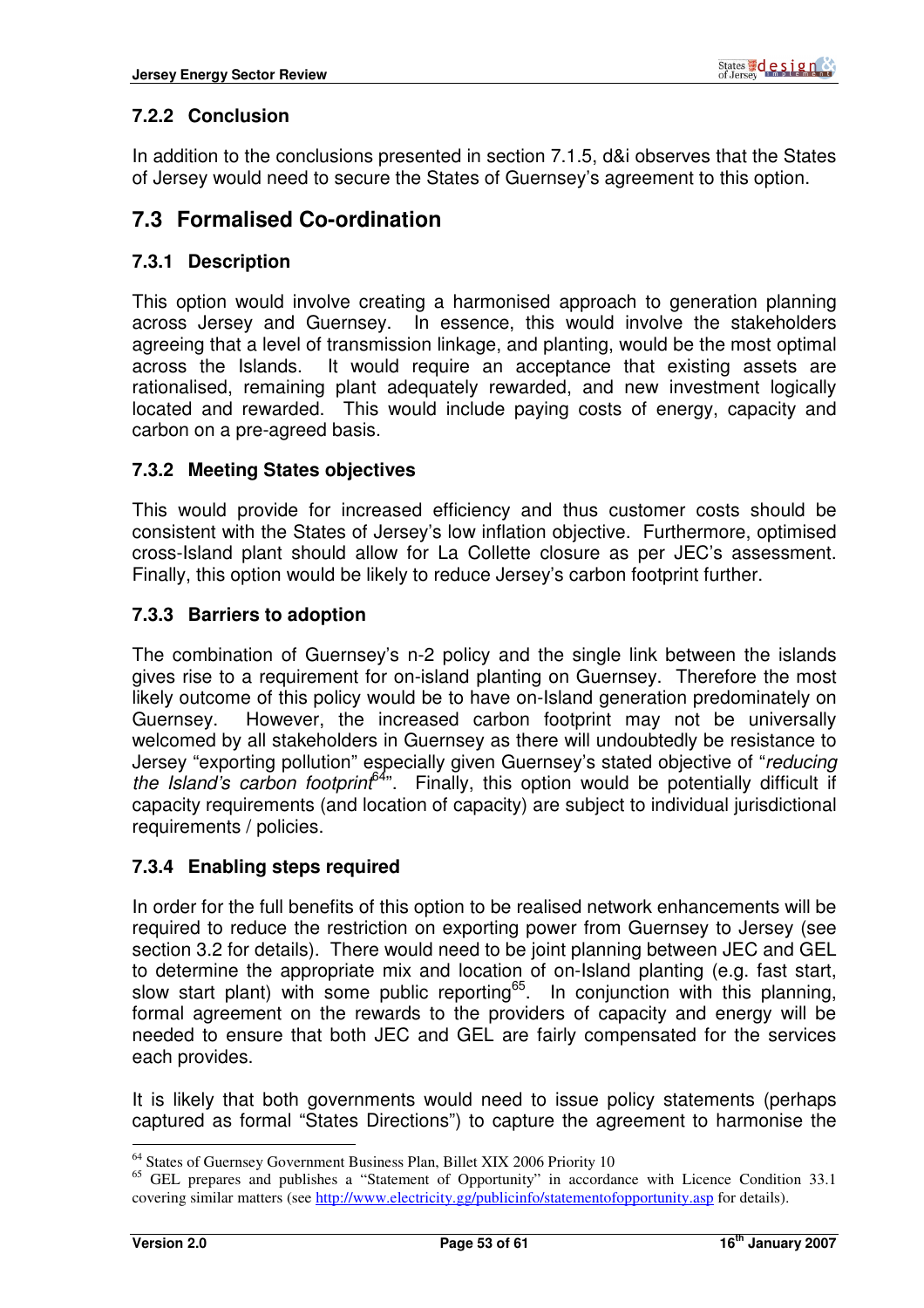### 7.2.2 Conclusion

In addition to the conclusions presented in section 7.1.5, d&i observes that the States of Jersey would need to secure the States of Guernsey's agreement to this option.

## 7.3 Formalised Co-ordination

### 7.3.1 Description

This option would involve creating a harmonised approach to generation planning across Jersey and Guernsey. In essence, this would involve the stakeholders agreeing that a level of transmission linkage, and planting, would be the most optimal across the Islands. It would require an acceptance that existing assets are rationalised, remaining plant adequately rewarded, and new investment logically located and rewarded. This would include paying costs of energy, capacity and carbon on a pre-agreed basis.

### 7.3.2 Meeting States objectives

This would provide for increased efficiency and thus customer costs should be consistent with the States of Jersey's low inflation objective. Furthermore, optimised cross-Island plant should allow for La Collette closure as per JEC's assessment. Finally, this option would be likely to reduce Jersey's carbon footprint further.

### 7.3.3 Barriers to adoption

The combination of Guernsey's n-2 policy and the single link between the islands gives rise to a requirement for on-island planting on Guernsey. Therefore the most likely outcome of this policy would be to have on-Island generation predominately on Guernsey. However, the increased carbon footprint may not be universally welcomed by all stakeholders in Guernsey as there will undoubtedly be resistance to Jersey "exporting pollution" especially given Guernsey's stated objective of "*reducing the Island's carbon footprint*[64]". Finally, this option would be potentially difficult if capacity requirements (and location of capacity) are subject to individual jurisdictional requirements / policies.

### 7.3.4 Enabling steps required

In order for the full benefits of this option to be realised network enhancements will be required to reduce the restriction on exporting power from Guernsey to Jersey (see section 3.2 for details). There would need to be joint planning between JEC and GEL to determine the appropriate mix and location of on-Island planting (e.g. fast start, slow start plant) with some public reporting[65]. In conjunction with this planning, formal agreement on the rewards to the providers of capacity and energy will be needed to ensure that both JEC and GEL are fairly compensated for the services each provides.

It is likely that both governments would need to issue policy statements (perhaps captured as formal "States Directions") to capture the agreement to harmonise the

---

[64] States of Guernsey Government Business Plan, Billet XIX 2006 Priority 10

[65] GEL prepares and publishes a "Statement of Opportunity" in accordance with Licence Condition 33.1 covering similar matters (see http://www.electricity.gg/publicinfo/statementofopportunity.asp for details).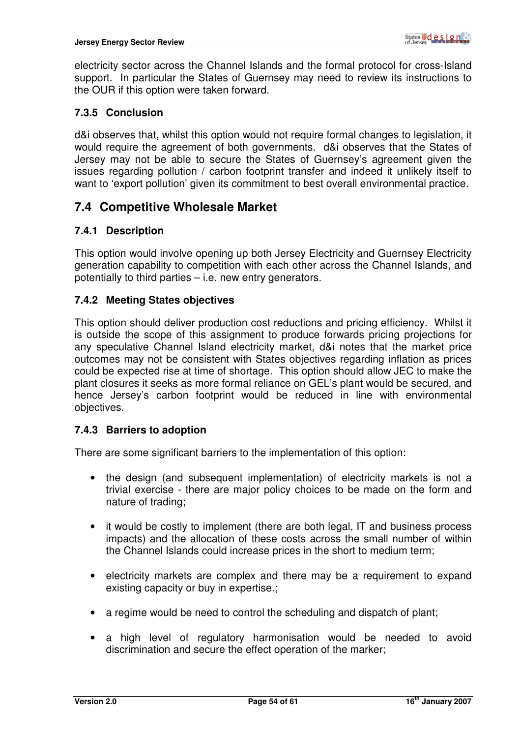electricity sector across the Channel Islands and the formal protocol for cross-Island support. In particular the States of Guernsey may need to review its instructions to the OUR if this option were taken forward.

### 7.3.5 Conclusion

d&i observes that, whilst this option would not require formal changes to legislation, it would require the agreement of both governments. d&i observes that the States of Jersey may not be able to secure the States of Guernsey's agreement given the issues regarding pollution / carbon footprint transfer and indeed it unlikely itself to want to 'export pollution' given its commitment to best overall environmental practice.

## 7.4 Competitive Wholesale Market

### 7.4.1 Description

This option would involve opening up both Jersey Electricity and Guernsey Electricity generation capability to competition with each other across the Channel Islands, and potentially to third parties – i.e. new entry generators.

### 7.4.2 Meeting States objectives

This option should deliver production cost reductions and pricing efficiency. Whilst it is outside the scope of this assignment to produce forwards pricing projections for any speculative Channel Island electricity market, d&i notes that the market price outcomes may not be consistent with States objectives regarding inflation as prices could be expected rise at time of shortage. This option should allow JEC to make the plant closures it seeks as more formal reliance on GEL's plant would be secured, and hence Jersey's carbon footprint would be reduced in line with environmental objectives.

### 7.4.3 Barriers to adoption

There are some significant barriers to the implementation of this option:

- the design (and subsequent implementation) of electricity markets is not a trivial exercise - there are major policy choices to be made on the form and nature of trading;
- it would be costly to implement (there are both legal, IT and business process impacts) and the allocation of these costs across the small number of within the Channel Islands could increase prices in the short to medium term;
- electricity markets are complex and there may be a requirement to expand existing capacity or buy in expertise.;
- a regime would be need to control the scheduling and dispatch of plant;
- a high level of regulatory harmonisation would be needed to avoid discrimination and secure the effect operation of the marker;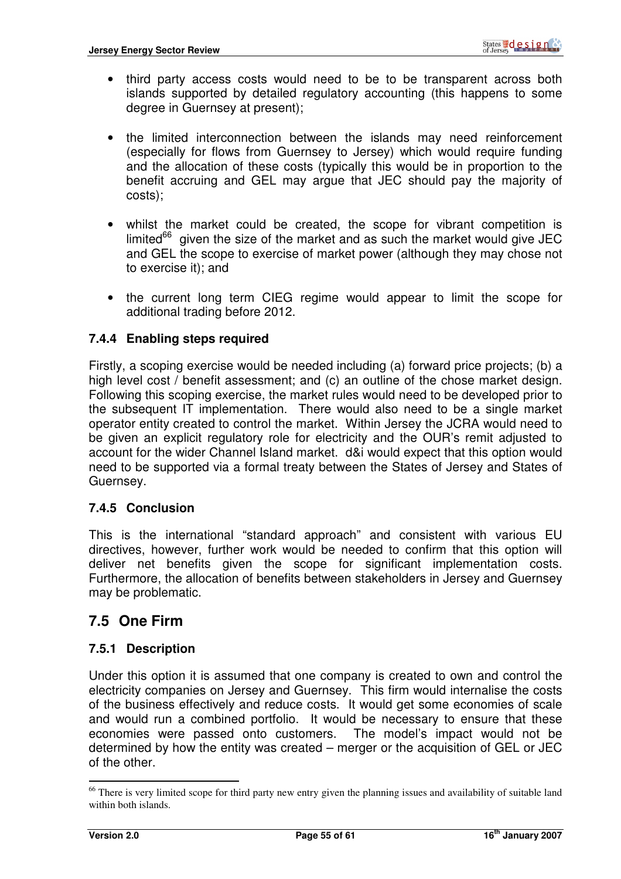- third party access costs would need to be to be transparent across both islands supported by detailed regulatory accounting (this happens to some degree in Guernsey at present);

- the limited interconnection between the islands may need reinforcement (especially for flows from Guernsey to Jersey) which would require funding and the allocation of these costs (typically this would be in proportion to the benefit accruing and GEL may argue that JEC should pay the majority of costs);

- whilst the market could be created, the scope for vibrant competition is limited[66] given the size of the market and as such the market would give JEC and GEL the scope to exercise of market power (although they may chose not to exercise it); and

- the current long term CIEG regime would appear to limit the scope for additional trading before 2012.

### 7.4.4 Enabling steps required

Firstly, a scoping exercise would be needed including (a) forward price projects; (b) a high level cost / benefit assessment; and (c) an outline of the chose market design. Following this scoping exercise, the market rules would need to be developed prior to the subsequent IT implementation. There would also need to be a single market operator entity created to control the market. Within Jersey the JCRA would need to be given an explicit regulatory role for electricity and the OUR's remit adjusted to account for the wider Channel Island market. d&i would expect that this option would need to be supported via a formal treaty between the States of Jersey and States of Guernsey.

### 7.4.5 Conclusion

This is the international "standard approach" and consistent with various EU directives, however, further work would be needed to confirm that this option will deliver net benefits given the scope for significant implementation costs. Furthermore, the allocation of benefits between stakeholders in Jersey and Guernsey may be problematic.

## 7.5 One Firm

### 7.5.1 Description

Under this option it is assumed that one company is created to own and control the electricity companies on Jersey and Guernsey. This firm would internalise the costs of the business effectively and reduce costs. It would get some economies of scale and would run a combined portfolio. It would be necessary to ensure that these economies were passed onto customers. The model's impact would not be determined by how the entity was created – merger or the acquisition of GEL or JEC of the other.

---

[66] There is very limited scope for third party new entry given the planning issues and availability of suitable land within both islands.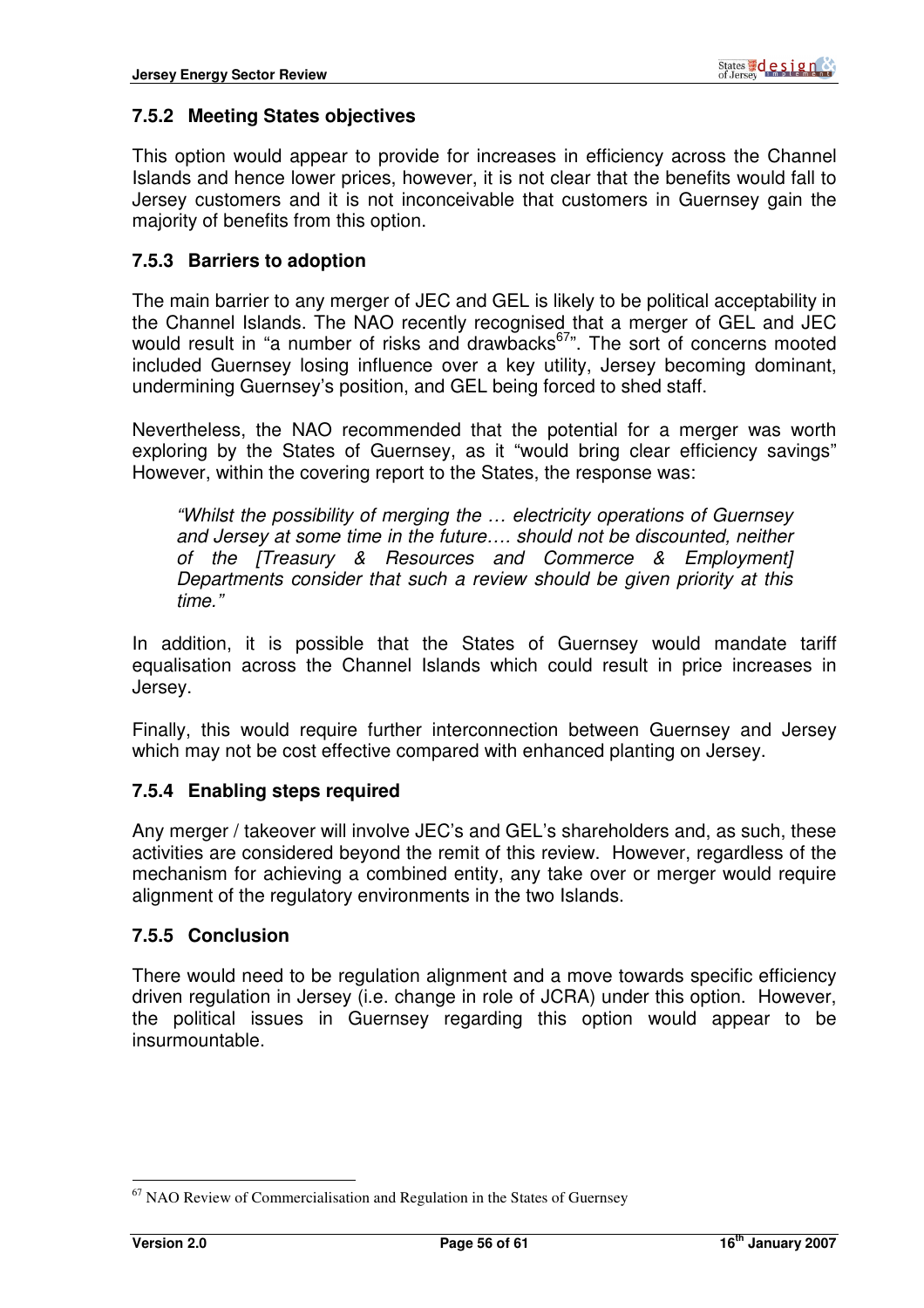### 7.5.2 Meeting States objectives

This option would appear to provide for increases in efficiency across the Channel Islands and hence lower prices, however, it is not clear that the benefits would fall to Jersey customers and it is not inconceivable that customers in Guernsey gain the majority of benefits from this option.

### 7.5.3 Barriers to adoption

The main barrier to any merger of JEC and GEL is likely to be political acceptability in the Channel Islands. The NAO recently recognised that a merger of GEL and JEC would result in "a number of risks and drawbacks[67]". The sort of concerns mooted included Guernsey losing influence over a key utility, Jersey becoming dominant, undermining Guernsey's position, and GEL being forced to shed staff.

Nevertheless, the NAO recommended that the potential for a merger was worth exploring by the States of Guernsey, as it "would bring clear efficiency savings" However, within the covering report to the States, the response was:

> *"Whilst the possibility of merging the … electricity operations of Guernsey and Jersey at some time in the future…. should not be discounted, neither of the [Treasury & Resources and Commerce & Employment] Departments consider that such a review should be given priority at this time."*

In addition, it is possible that the States of Guernsey would mandate tariff equalisation across the Channel Islands which could result in price increases in Jersey.

Finally, this would require further interconnection between Guernsey and Jersey which may not be cost effective compared with enhanced planting on Jersey.

### 7.5.4 Enabling steps required

Any merger / takeover will involve JEC's and GEL's shareholders and, as such, these activities are considered beyond the remit of this review. However, regardless of the mechanism for achieving a combined entity, any take over or merger would require alignment of the regulatory environments in the two Islands.

### 7.5.5 Conclusion

There would need to be regulation alignment and a move towards specific efficiency driven regulation in Jersey (i.e. change in role of JCRA) under this option. However, the political issues in Guernsey regarding this option would appear to be insurmountable.

---

[67] NAO Review of Commercialisation and Regulation in the States of Guernsey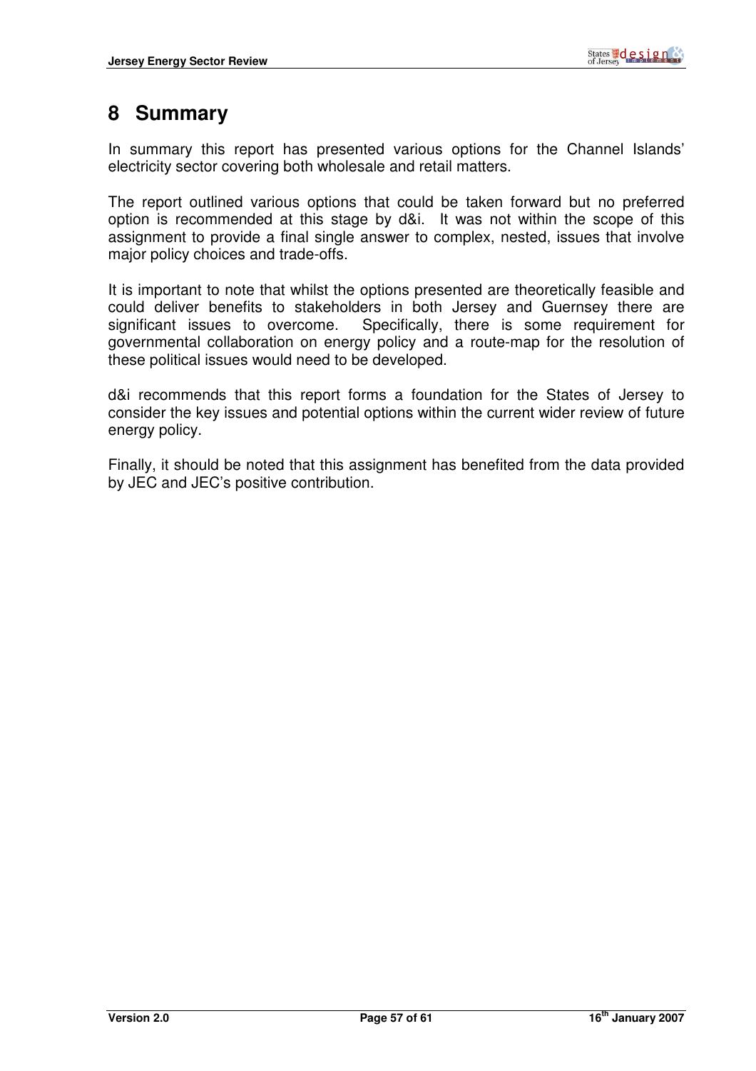# 8 Summary

In summary this report has presented various options for the Channel Islands' electricity sector covering both wholesale and retail matters.

The report outlined various options that could be taken forward but no preferred option is recommended at this stage by d&i. It was not within the scope of this assignment to provide a final single answer to complex, nested, issues that involve major policy choices and trade-offs.

It is important to note that whilst the options presented are theoretically feasible and could deliver benefits to stakeholders in both Jersey and Guernsey there are significant issues to overcome. Specifically, there is some requirement for governmental collaboration on energy policy and a route-map for the resolution of these political issues would need to be developed.

d&i recommends that this report forms a foundation for the States of Jersey to consider the key issues and potential options within the current wider review of future energy policy.

Finally, it should be noted that this assignment has benefited from the data provided by JEC and JEC's positive contribution.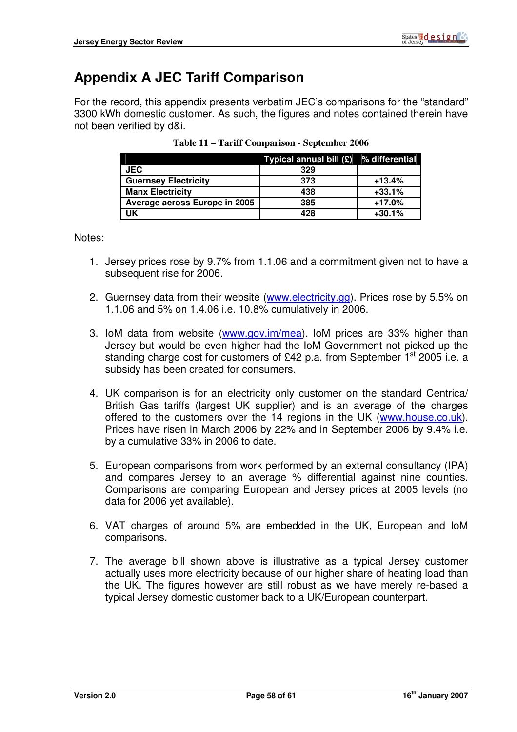// Appendix A JEC Tariff Comparison

For the record, this appendix presents verbatim JEC's comparisons for the "standard" 3300 kWh domestic customer. As such, the figures and notes contained therein have not been verified by d&i.

**Table 11 – Tariff Comparison - September 2006**

| | Typical annual bill (£) | % differential |
|---|---|---|
| JEC | 329 | |
| Guernsey Electricity | 373 | +13.4% |
| Manx Electricity | 438 | +33.1% |
| Average across Europe in 2005 | 385 | +17.0% |
| UK | 428 | +30.1% |

Notes:

1. Jersey prices rose by 9.7% from 1.1.06 and a commitment given not to have a subsequent rise for 2006.

2. Guernsey data from their website (www.electricity.gg). Prices rose by 5.5% on 1.1.06 and 5% on 1.4.06 i.e. 10.8% cumulatively in 2006.

3. IoM data from website (www.gov.im/mea). IoM prices are 33% higher than Jersey but would be even higher had the IoM Government not picked up the standing charge cost for customers of £42 p.a. from September 1st 2005 i.e. a subsidy has been created for consumers.

4. UK comparison is for an electricity only customer on the standard Centrica/ British Gas tariffs (largest UK supplier) and is an average of the charges offered to the customers over the 14 regions in the UK (www.house.co.uk). Prices have risen in March 2006 by 22% and in September 2006 by 9.4% i.e. by a cumulative 33% in 2006 to date.

5. European comparisons from work performed by an external consultancy (IPA) and compares Jersey to an average % differential against nine counties. Comparisons are comparing European and Jersey prices at 2005 levels (no data for 2006 yet available).

6. VAT charges of around 5% are embedded in the UK, European and IoM comparisons.

7. The average bill shown above is illustrative as a typical Jersey customer actually uses more electricity because of our higher share of heating load than the UK. The figures however are still robust as we have merely re-based a typical Jersey domestic customer back to a UK/European counterpart.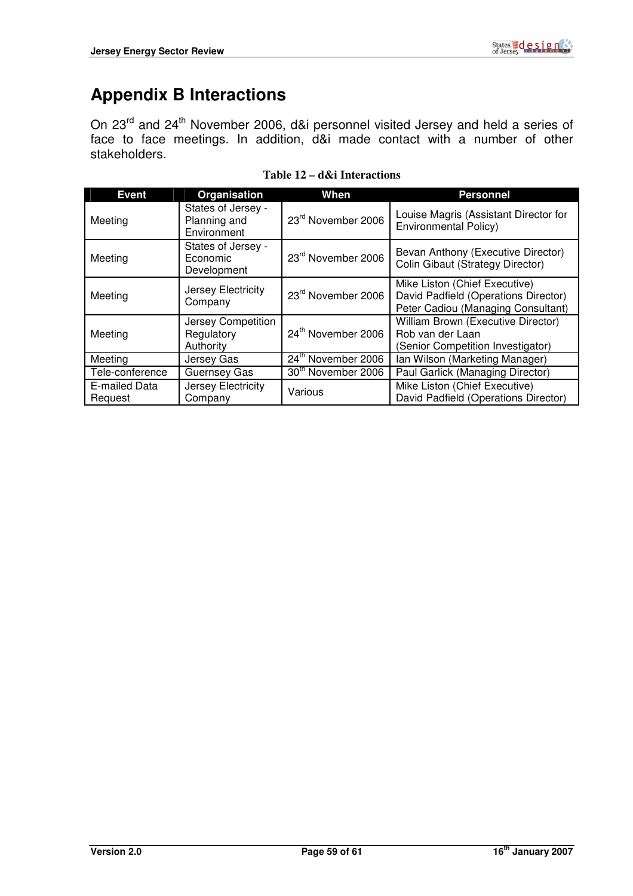# Appendix B Interactions

On 23[rd] and 24[th] November 2006, d&i personnel visited Jersey and held a series of face to face meetings. In addition, d&i made contact with a number of other stakeholders.

**Table 12 – d&i Interactions**

| Event | Organisation | When | Personnel |
|---|---|---|---|
| Meeting | States of Jersey - Planning and Environment | 23rd November 2006 | Louise Magris (Assistant Director for Environmental Policy) |
| Meeting | States of Jersey - Economic Development | 23rd November 2006 | Bevan Anthony (Executive Director)<br>Colin Gibaut (Strategy Director) |
| Meeting | Jersey Electricity Company | 23rd November 2006 | Mike Liston (Chief Executive)<br>David Padfield (Operations Director)<br>Peter Cadiou (Managing Consultant) |
| Meeting | Jersey Competition Regulatory Authority | 24th November 2006 | William Brown (Executive Director)<br>Rob van der Laan<br>(Senior Competition Investigator) |
| Meeting | Jersey Gas | 24th November 2006 | Ian Wilson (Marketing Manager) |
| Tele-conference | Guernsey Gas | 30th November 2006 | Paul Garlick (Managing Director) |
| E-mailed Data Request | Jersey Electricity Company | Various | Mike Liston (Chief Executive)<br>David Padfield (Operations Director) |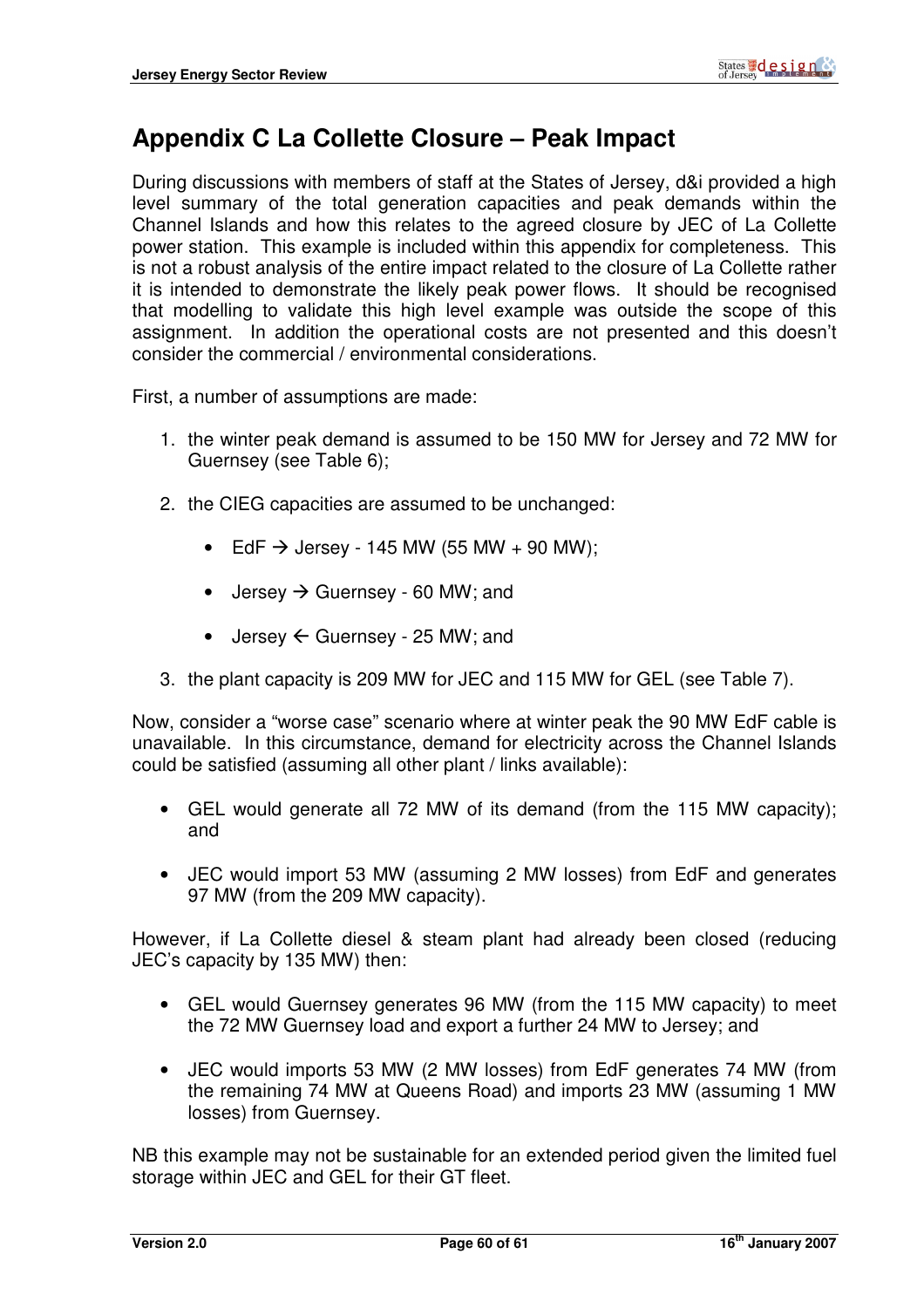# Appendix C La Collette Closure – Peak Impact

During discussions with members of staff at the States of Jersey, d&i provided a high level summary of the total generation capacities and peak demands within the Channel Islands and how this relates to the agreed closure by JEC of La Collette power station. This example is included within this appendix for completeness. This is not a robust analysis of the entire impact related to the closure of La Collette rather it is intended to demonstrate the likely peak power flows. It should be recognised that modelling to validate this high level example was outside the scope of this assignment. In addition the operational costs are not presented and this doesn't consider the commercial / environmental considerations.

First, a number of assumptions are made:

1. the winter peak demand is assumed to be 150 MW for Jersey and 72 MW for Guernsey (see Table 6);
2. the CIEG capacities are assumed to be unchanged:
   - EdF → Jersey - 145 MW (55 MW + 90 MW);
   - Jersey → Guernsey - 60 MW; and
   - Jersey ← Guernsey - 25 MW; and
3. the plant capacity is 209 MW for JEC and 115 MW for GEL (see Table 7).

Now, consider a "worse case" scenario where at winter peak the 90 MW EdF cable is unavailable. In this circumstance, demand for electricity across the Channel Islands could be satisfied (assuming all other plant / links available):

- GEL would generate all 72 MW of its demand (from the 115 MW capacity); and
- JEC would import 53 MW (assuming 2 MW losses) from EdF and generates 97 MW (from the 209 MW capacity).

However, if La Collette diesel & steam plant had already been closed (reducing JEC's capacity by 135 MW) then:

- GEL would Guernsey generates 96 MW (from the 115 MW capacity) to meet the 72 MW Guernsey load and export a further 24 MW to Jersey; and
- JEC would imports 53 MW (2 MW losses) from EdF generates 74 MW (from the remaining 74 MW at Queens Road) and imports 23 MW (assuming 1 MW losses) from Guernsey.

NB this example may not be sustainable for an extended period given the limited fuel storage within JEC and GEL for their GT fleet.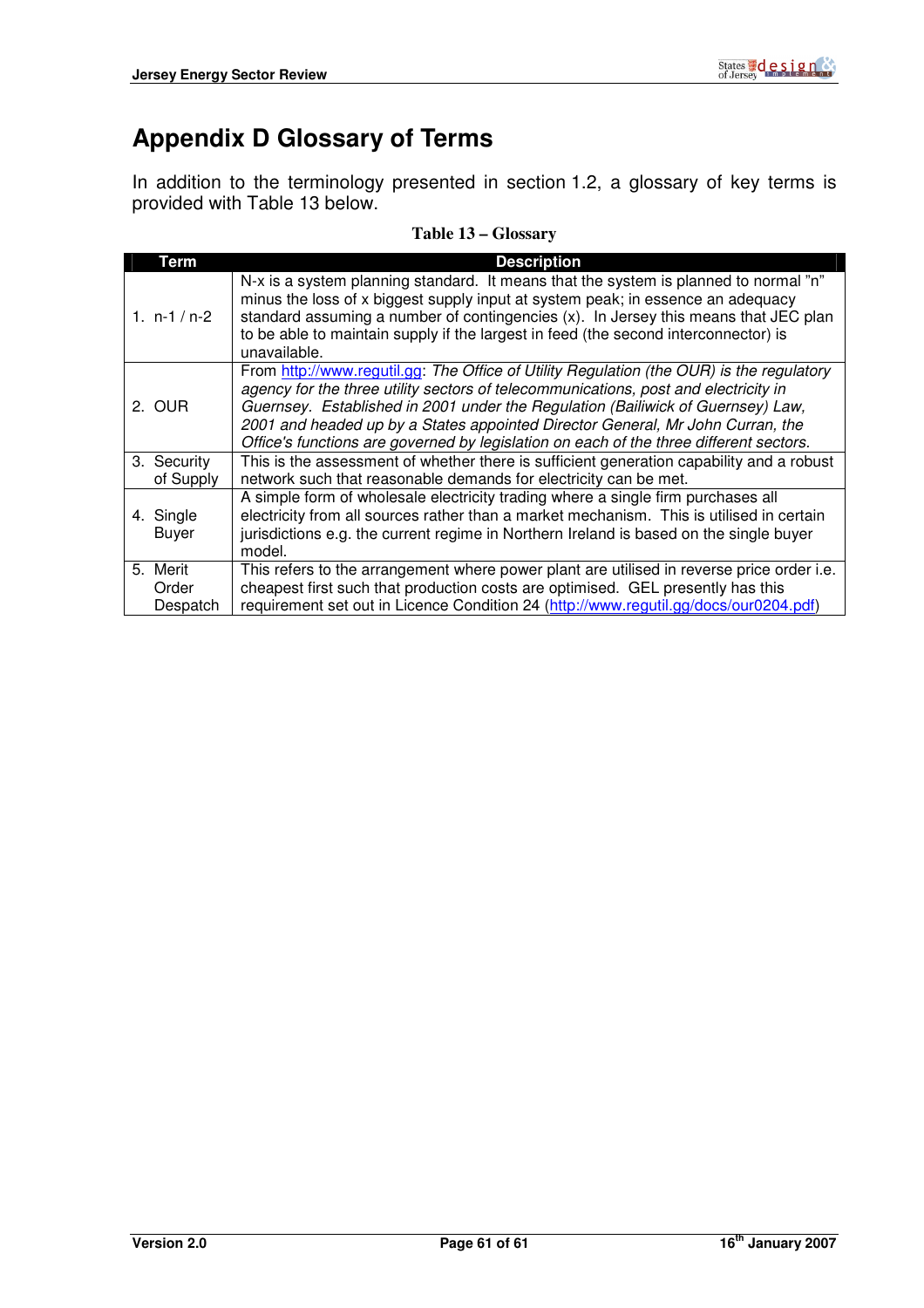# Appendix D Glossary of Terms

In addition to the terminology presented in section 1.2, a glossary of key terms is provided with Table 13 below.

**Table 13 – Glossary**

| Term | Description |
|---|---|
| 1. n-1 / n-2 | N-x is a system planning standard. It means that the system is planned to normal "n" minus the loss of x biggest supply input at system peak; in essence an adequacy standard assuming a number of contingencies (x). In Jersey this means that JEC plan to be able to maintain supply if the largest in feed (the second interconnector) is unavailable. |
| 2. OUR | From http://www.regutil.gg: *The Office of Utility Regulation (the OUR) is the regulatory agency for the three utility sectors of telecommunications, post and electricity in Guernsey. Established in 2001 under the Regulation (Bailiwick of Guernsey) Law, 2001 and headed up by a States appointed Director General, Mr John Curran, the Office's functions are governed by legislation on each of the three different sectors.* |
| 3. Security of Supply | This is the assessment of whether there is sufficient generation capability and a robust network such that reasonable demands for electricity can be met. |
| 4. Single Buyer | A simple form of wholesale electricity trading where a single firm purchases all electricity from all sources rather than a market mechanism. This is utilised in certain jurisdictions e.g. the current regime in Northern Ireland is based on the single buyer model. |
| 5. Merit Order Despatch | This refers to the arrangement where power plant are utilised in reverse price order i.e. cheapest first such that production costs are optimised. GEL presently has this requirement set out in Licence Condition 24 (http://www.regutil.gg/docs/our0204.pdf) |